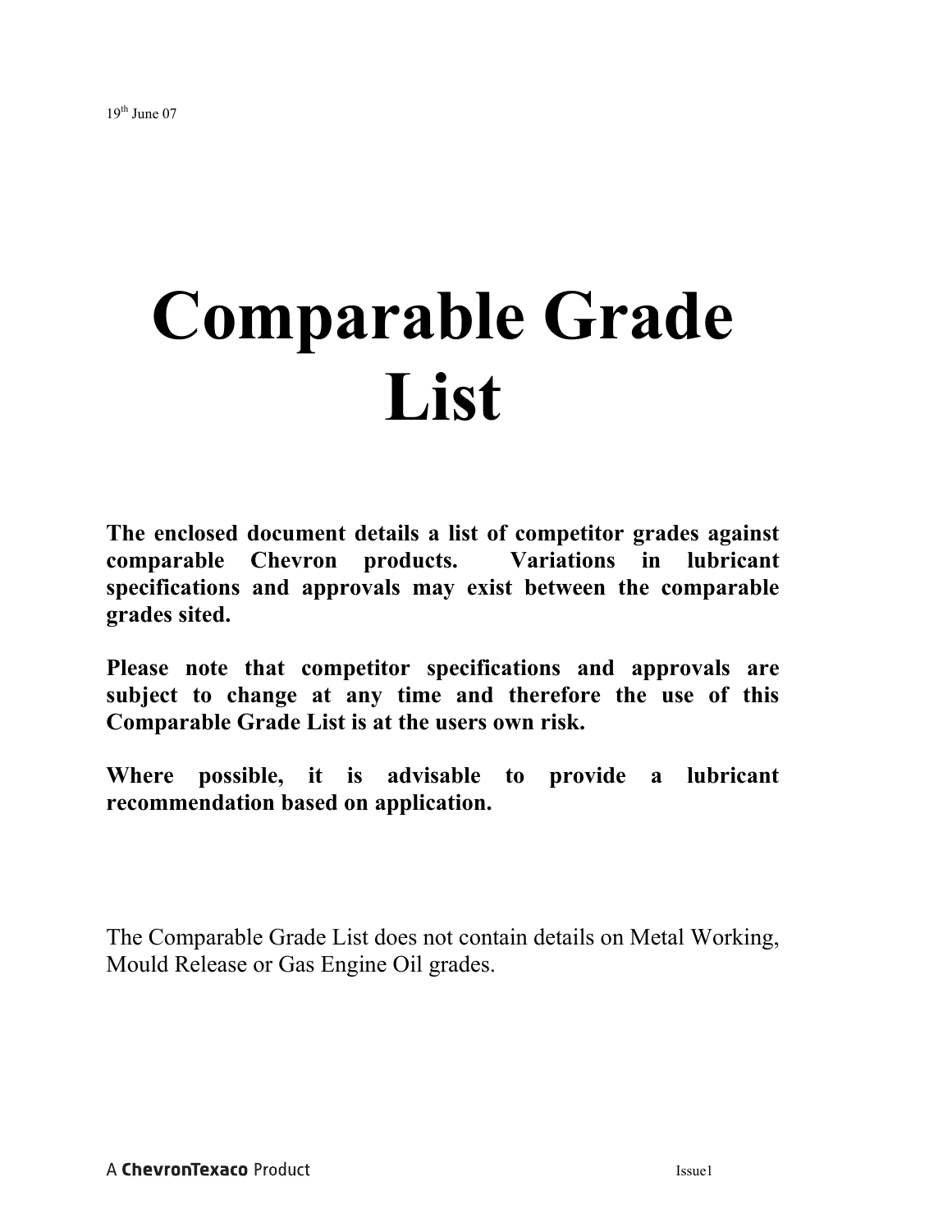19th June 07

# Comparable Grade List

**The enclosed document details a list of competitor grades against comparable Chevron products. Variations in lubricant specifications and approvals may exist between the comparable grades sited.**

**Please note that competitor specifications and approvals are subject to change at any time and therefore the use of this Comparable Grade List is at the users own risk.**

**Where possible, it is advisable to provide a lubricant recommendation based on application.**

The Comparable Grade List does not contain details on Metal Working, Mould Release or Gas Engine Oil grades.

A ChevronTexaco Product

Issue1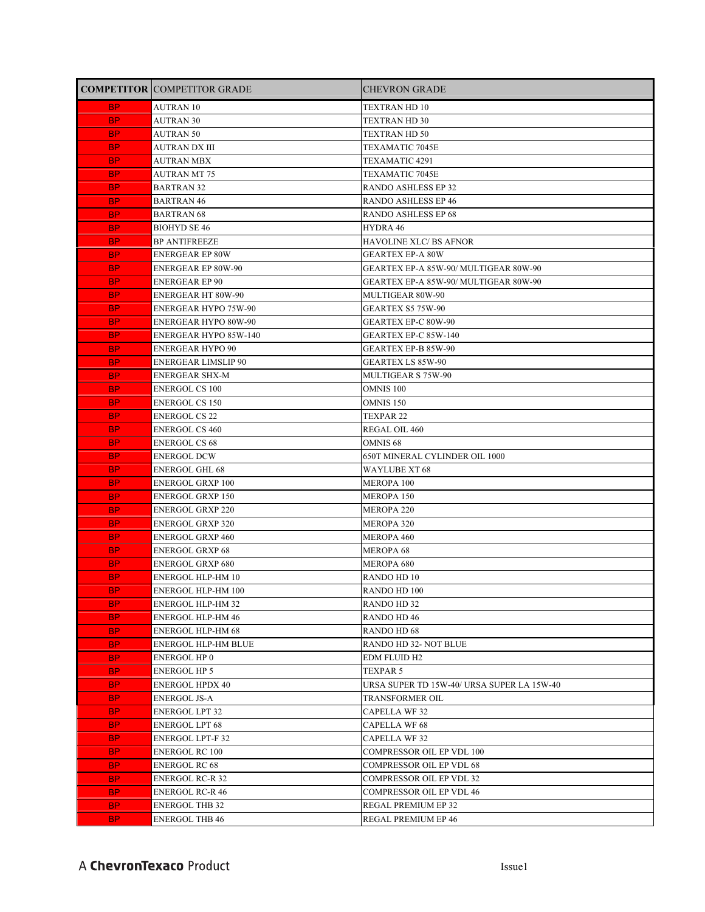| COMPETITOR | COMPETITOR GRADE | CHEVRON GRADE |
|---|---|---|
| BP | AUTRAN 10 | TEXTRAN HD 10 |
| BP | AUTRAN 30 | TEXTRAN HD 30 |
| BP | AUTRAN 50 | TEXTRAN HD 50 |
| BP | AUTRAN DX III | TEXAMATIC 7045E |
| BP | AUTRAN MBX | TEXAMATIC 4291 |
| BP | AUTRAN MT 75 | TEXAMATIC 7045E |
| BP | BARTRAN 32 | RANDO ASHLESS EP 32 |
| BP | BARTRAN 46 | RANDO ASHLESS EP 46 |
| BP | BARTRAN 68 | RANDO ASHLESS EP 68 |
| BP | BIOHYD SE 46 | HYDRA 46 |
| BP | BP ANTIFREEZE | HAVOLINE XLC/ BS AFNOR |
| BP | ENERGEAR EP 80W | GEARTEX EP-A 80W |
| BP | ENERGEAR EP 80W-90 | GEARTEX EP-A 85W-90/ MULTIGEAR 80W-90 |
| BP | ENERGEAR EP 90 | GEARTEX EP-A 85W-90/ MULTIGEAR 80W-90 |
| BP | ENERGEAR HT 80W-90 | MULTIGEAR 80W-90 |
| BP | ENERGEAR HYPO 75W-90 | GEARTEX S5 75W-90 |
| BP | ENERGEAR HYPO 80W-90 | GEARTEX EP-C 80W-90 |
| BP | ENERGEAR HYPO 85W-140 | GEARTEX EP-C 85W-140 |
| BP | ENERGEAR HYPO 90 | GEARTEX EP-B 85W-90 |
| BP | ENERGEAR LIMSLIP 90 | GEARTEX LS 85W-90 |
| BP | ENERGEAR SHX-M | MULTIGEAR S 75W-90 |
| BP | ENERGOL CS 100 | OMNIS 100 |
| BP | ENERGOL CS 150 | OMNIS 150 |
| BP | ENERGOL CS 22 | TEXPAR 22 |
| BP | ENERGOL CS 460 | REGAL OIL 460 |
| BP | ENERGOL CS 68 | OMNIS 68 |
| BP | ENERGOL DCW | 650T MINERAL CYLINDER OIL 1000 |
| BP | ENERGOL GHL 68 | WAYLUBE XT 68 |
| BP | ENERGOL GRXP 100 | MEROPA 100 |
| BP | ENERGOL GRXP 150 | MEROPA 150 |
| BP | ENERGOL GRXP 220 | MEROPA 220 |
| BP | ENERGOL GRXP 320 | MEROPA 320 |
| BP | ENERGOL GRXP 460 | MEROPA 460 |
| BP | ENERGOL GRXP 68 | MEROPA 68 |
| BP | ENERGOL GRXP 680 | MEROPA 680 |
| BP | ENERGOL HLP-HM 10 | RANDO HD 10 |
| BP | ENERGOL HLP-HM 100 | RANDO HD 100 |
| BP | ENERGOL HLP-HM 32 | RANDO HD 32 |
| BP | ENERGOL HLP-HM 46 | RANDO HD 46 |
| BP | ENERGOL HLP-HM 68 | RANDO HD 68 |
| BP | ENERGOL HLP-HM BLUE | RANDO HD 32- NOT BLUE |
| BP | ENERGOL HP 0 | EDM FLUID H2 |
| BP | ENERGOL HP 5 | TEXPAR 5 |
| BP | ENERGOL HPDX 40 | URSA SUPER TD 15W-40/ URSA SUPER LA 15W-40 |
| BP | ENERGOL JS-A | TRANSFORMER OIL |
| BP | ENERGOL LPT 32 | CAPELLA WF 32 |
| BP | ENERGOL LPT 68 | CAPELLA WF 68 |
| BP | ENERGOL LPT-F 32 | CAPELLA WF 32 |
| BP | ENERGOL RC 100 | COMPRESSOR OIL EP VDL 100 |
| BP | ENERGOL RC 68 | COMPRESSOR OIL EP VDL 68 |
| BP | ENERGOL RC-R 32 | COMPRESSOR OIL EP VDL 32 |
| BP | ENERGOL RC-R 46 | COMPRESSOR OIL EP VDL 46 |
| BP | ENERGOL THB 32 | REGAL PREMIUM EP 32 |
| BP | ENERGOL THB 46 | REGAL PREMIUM EP 46 |

A **ChevronTexaco** Product

Issue1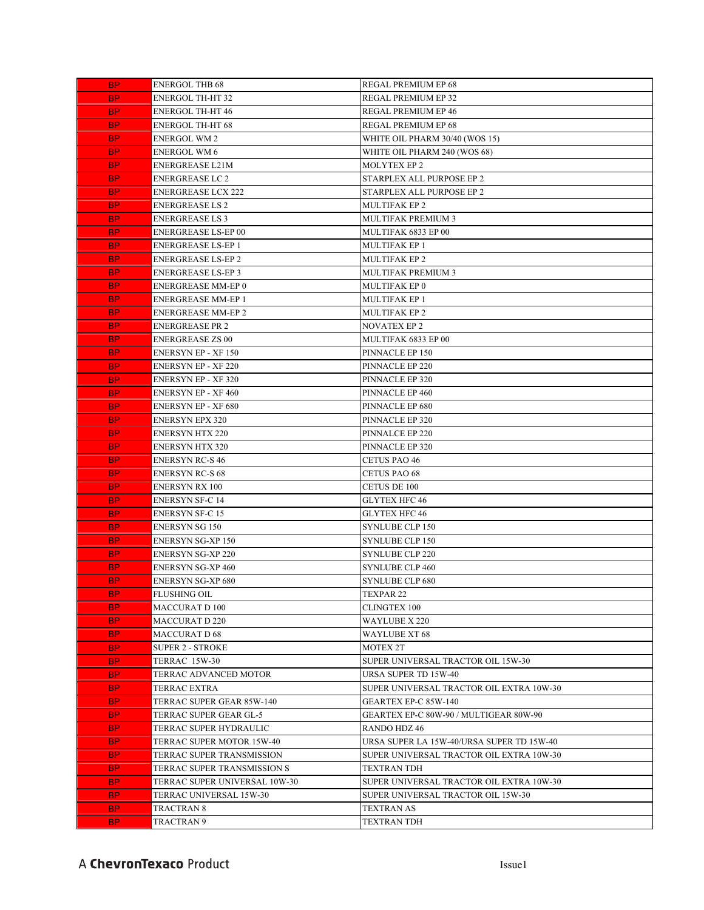| | | |
|---|---|---|
| BP | ENERGOL THB 68 | REGAL PREMIUM EP 68 |
| BP | ENERGOL TH-HT 32 | REGAL PREMIUM EP 32 |
| BP | ENERGOL TH-HT 46 | REGAL PREMIUM EP 46 |
| BP | ENERGOL TH-HT 68 | REGAL PREMIUM EP 68 |
| BP | ENERGOL WM 2 | WHITE OIL PHARM 30/40 (WOS 15) |
| BP | ENERGOL WM 6 | WHITE OIL PHARM 240 (WOS 68) |
| BP | ENERGREASE L21M | MOLYTEX EP 2 |
| BP | ENERGREASE LC 2 | STARPLEX ALL PURPOSE EP 2 |
| BP | ENERGREASE LCX 222 | STARPLEX ALL PURPOSE EP 2 |
| BP | ENERGREASE LS 2 | MULTIFAK EP 2 |
| BP | ENERGREASE LS 3 | MULTIFAK PREMIUM 3 |
| BP | ENERGREASE LS-EP 00 | MULTIFAK 6833 EP 00 |
| BP | ENERGREASE LS-EP 1 | MULTIFAK EP 1 |
| BP | ENERGREASE LS-EP 2 | MULTIFAK EP 2 |
| BP | ENERGREASE LS-EP 3 | MULTIFAK PREMIUM 3 |
| BP | ENERGREASE MM-EP 0 | MULTIFAK EP 0 |
| BP | ENERGREASE MM-EP 1 | MULTIFAK EP 1 |
| BP | ENERGREASE MM-EP 2 | MULTIFAK EP 2 |
| BP | ENERGREASE PR 2 | NOVATEX EP 2 |
| BP | ENERGREASE ZS 00 | MULTIFAK 6833 EP 00 |
| BP | ENERSYN EP - XF 150 | PINNACLE EP 150 |
| BP | ENERSYN EP - XF 220 | PINNACLE EP 220 |
| BP | ENERSYN EP - XF 320 | PINNACLE EP 320 |
| BP | ENERSYN EP - XF 460 | PINNACLE EP 460 |
| BP | ENERSYN EP - XF 680 | PINNACLE EP 680 |
| BP | ENERSYN EPX 320 | PINNACLE EP 320 |
| BP | ENERSYN HTX 220 | PINNALCE EP 220 |
| BP | ENERSYN HTX 320 | PINNACLE EP 320 |
| BP | ENERSYN RC-S 46 | CETUS PAO 46 |
| BP | ENERSYN RC-S 68 | CETUS PAO 68 |
| BP | ENERSYN RX 100 | CETUS DE 100 |
| BP | ENERSYN SF-C 14 | GLYTEX HFC 46 |
| BP | ENERSYN SF-C 15 | GLYTEX HFC 46 |
| BP | ENERSYN SG 150 | SYNLUBE CLP 150 |
| BP | ENERSYN SG-XP 150 | SYNLUBE CLP 150 |
| BP | ENERSYN SG-XP 220 | SYNLUBE CLP 220 |
| BP | ENERSYN SG-XP 460 | SYNLUBE CLP 460 |
| BP | ENERSYN SG-XP 680 | SYNLUBE CLP 680 |
| BP | FLUSHING OIL | TEXPAR 22 |
| BP | MACCURAT D 100 | CLINGTEX 100 |
| BP | MACCURAT D 220 | WAYLUBE X 220 |
| BP | MACCURAT D 68 | WAYLUBE XT 68 |
| BP | SUPER 2 - STROKE | MOTEX 2T |
| BP | TERRAC 15W-30 | SUPER UNIVERSAL TRACTOR OIL 15W-30 |
| BP | TERRAC ADVANCED MOTOR | URSA SUPER TD 15W-40 |
| BP | TERRAC EXTRA | SUPER UNIVERSAL TRACTOR OIL EXTRA 10W-30 |
| BP | TERRAC SUPER GEAR 85W-140 | GEARTEX EP-C 85W-140 |
| BP | TERRAC SUPER GEAR GL-5 | GEARTEX EP-C 80W-90 / MULTIGEAR 80W-90 |
| BP | TERRAC SUPER HYDRAULIC | RANDO HDZ 46 |
| BP | TERRAC SUPER MOTOR 15W-40 | URSA SUPER LA 15W-40/URSA SUPER TD 15W-40 |
| BP | TERRAC SUPER TRANSMISSION | SUPER UNIVERSAL TRACTOR OIL EXTRA 10W-30 |
| BP | TERRAC SUPER TRANSMISSION S | TEXTRAN TDH |
| BP | TERRAC SUPER UNIVERSAL 10W-30 | SUPER UNIVERSAL TRACTOR OIL EXTRA 10W-30 |
| BP | TERRAC UNIVERSAL 15W-30 | SUPER UNIVERSAL TRACTOR OIL 15W-30 |
| BP | TRACTRAN 8 | TEXTRAN AS |
| BP | TRACTRAN 9 | TEXTRAN TDH |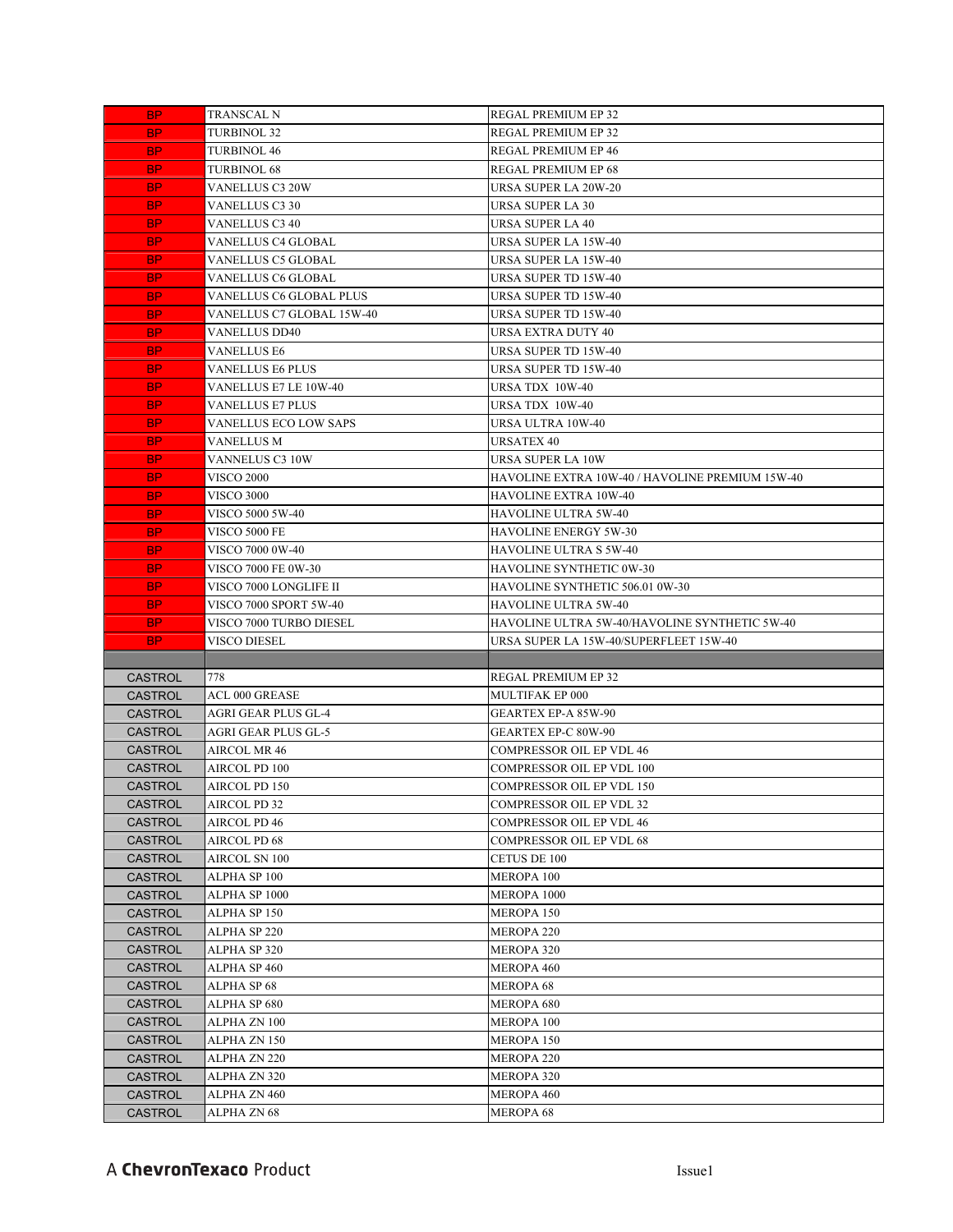| | | |
|---|---|---|
| BP | TRANSCAL N | REGAL PREMIUM EP 32 |
| BP | TURBINOL 32 | REGAL PREMIUM EP 32 |
| BP | TURBINOL 46 | REGAL PREMIUM EP 46 |
| BP | TURBINOL 68 | REGAL PREMIUM EP 68 |
| BP | VANELLUS C3 20W | URSA SUPER LA 20W-20 |
| BP | VANELLUS C3 30 | URSA SUPER LA 30 |
| BP | VANELLUS C3 40 | URSA SUPER LA 40 |
| BP | VANELLUS C4 GLOBAL | URSA SUPER LA 15W-40 |
| BP | VANELLUS C5 GLOBAL | URSA SUPER LA 15W-40 |
| BP | VANELLUS C6 GLOBAL | URSA SUPER TD 15W-40 |
| BP | VANELLUS C6 GLOBAL PLUS | URSA SUPER TD 15W-40 |
| BP | VANELLUS C7 GLOBAL 15W-40 | URSA SUPER TD 15W-40 |
| BP | VANELLUS DD40 | URSA EXTRA DUTY 40 |
| BP | VANELLUS E6 | URSA SUPER TD 15W-40 |
| BP | VANELLUS E6 PLUS | URSA SUPER TD 15W-40 |
| BP | VANELLUS E7 LE 10W-40 | URSA TDX 10W-40 |
| BP | VANELLUS E7 PLUS | URSA TDX 10W-40 |
| BP | VANELLUS ECO LOW SAPS | URSA ULTRA 10W-40 |
| BP | VANELLUS M | URSATEX 40 |
| BP | VANNELUS C3 10W | URSA SUPER LA 10W |
| BP | VISCO 2000 | HAVOLINE EXTRA 10W-40 / HAVOLINE PREMIUM 15W-40 |
| BP | VISCO 3000 | HAVOLINE EXTRA 10W-40 |
| BP | VISCO 5000 5W-40 | HAVOLINE ULTRA 5W-40 |
| BP | VISCO 5000 FE | HAVOLINE ENERGY 5W-30 |
| BP | VISCO 7000 0W-40 | HAVOLINE ULTRA S 5W-40 |
| BP | VISCO 7000 FE 0W-30 | HAVOLINE SYNTHETIC 0W-30 |
| BP | VISCO 7000 LONGLIFE II | HAVOLINE SYNTHETIC 506.01 0W-30 |
| BP | VISCO 7000 SPORT 5W-40 | HAVOLINE ULTRA 5W-40 |
| BP | VISCO 7000 TURBO DIESEL | HAVOLINE ULTRA 5W-40/HAVOLINE SYNTHETIC 5W-40 |
| BP | VISCO DIESEL | URSA SUPER LA 15W-40/SUPERFLEET 15W-40 |
| | | |
| CASTROL | 778 | REGAL PREMIUM EP 32 |
| CASTROL | ACL 000 GREASE | MULTIFAK EP 000 |
| CASTROL | AGRI GEAR PLUS GL-4 | GEARTEX EP-A 85W-90 |
| CASTROL | AGRI GEAR PLUS GL-5 | GEARTEX EP-C 80W-90 |
| CASTROL | AIRCOL MR 46 | COMPRESSOR OIL EP VDL 46 |
| CASTROL | AIRCOL PD 100 | COMPRESSOR OIL EP VDL 100 |
| CASTROL | AIRCOL PD 150 | COMPRESSOR OIL EP VDL 150 |
| CASTROL | AIRCOL PD 32 | COMPRESSOR OIL EP VDL 32 |
| CASTROL | AIRCOL PD 46 | COMPRESSOR OIL EP VDL 46 |
| CASTROL | AIRCOL PD 68 | COMPRESSOR OIL EP VDL 68 |
| CASTROL | AIRCOL SN 100 | CETUS DE 100 |
| CASTROL | ALPHA SP 100 | MEROPA 100 |
| CASTROL | ALPHA SP 1000 | MEROPA 1000 |
| CASTROL | ALPHA SP 150 | MEROPA 150 |
| CASTROL | ALPHA SP 220 | MEROPA 220 |
| CASTROL | ALPHA SP 320 | MEROPA 320 |
| CASTROL | ALPHA SP 460 | MEROPA 460 |
| CASTROL | ALPHA SP 68 | MEROPA 68 |
| CASTROL | ALPHA SP 680 | MEROPA 680 |
| CASTROL | ALPHA ZN 100 | MEROPA 100 |
| CASTROL | ALPHA ZN 150 | MEROPA 150 |
| CASTROL | ALPHA ZN 220 | MEROPA 220 |
| CASTROL | ALPHA ZN 320 | MEROPA 320 |
| CASTROL | ALPHA ZN 460 | MEROPA 460 |
| CASTROL | ALPHA ZN 68 | MEROPA 68 |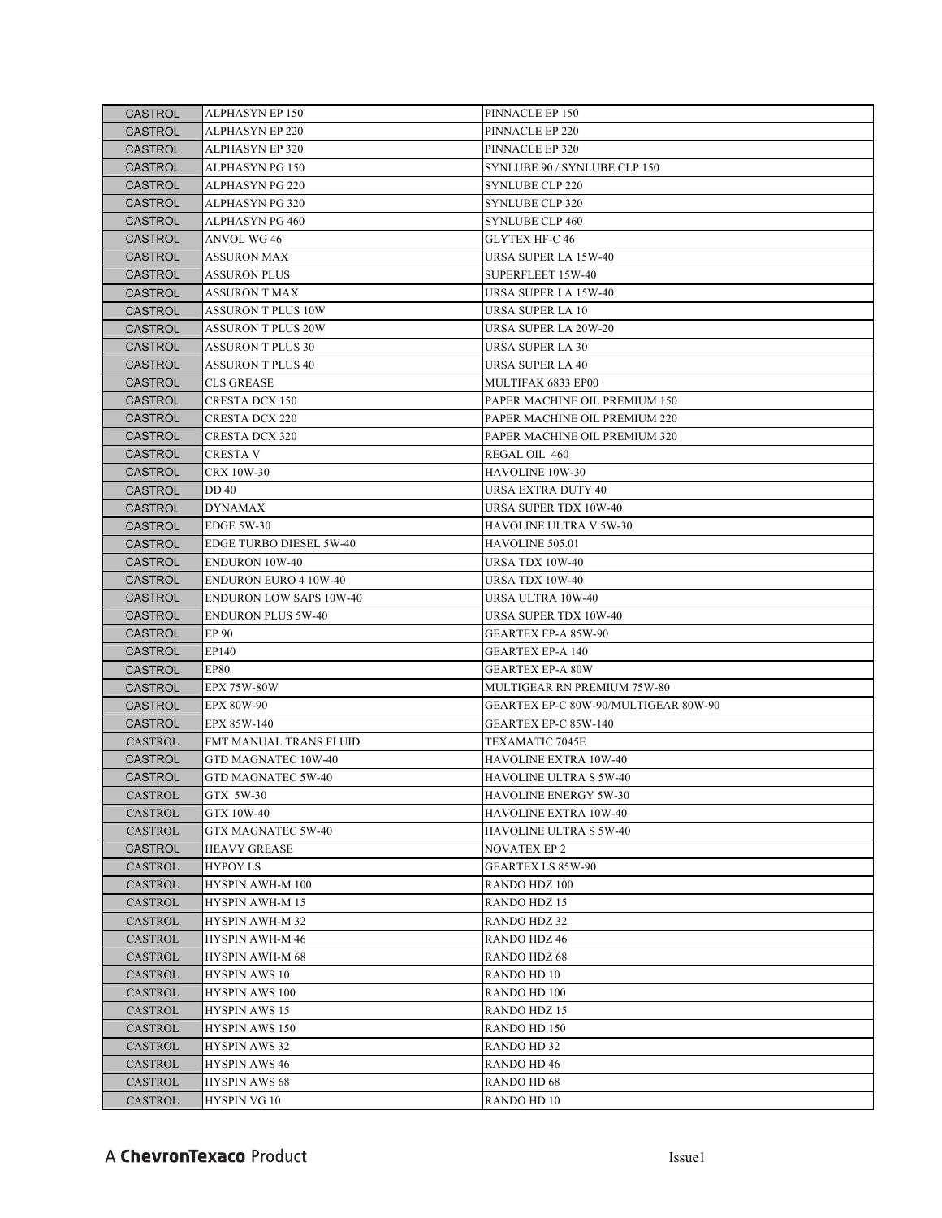| CASTROL | ALPHASYN EP 150 | PINNACLE EP 150 |
| --- | --- | --- |
| CASTROL | ALPHASYN EP 220 | PINNACLE EP 220 |
| CASTROL | ALPHASYN EP 320 | PINNACLE EP 320 |
| CASTROL | ALPHASYN PG 150 | SYNLUBE 90 / SYNLUBE CLP 150 |
| CASTROL | ALPHASYN PG 220 | SYNLUBE CLP 220 |
| CASTROL | ALPHASYN PG 320 | SYNLUBE CLP 320 |
| CASTROL | ALPHASYN PG 460 | SYNLUBE CLP 460 |
| CASTROL | ANVOL WG 46 | GLYTEX HF-C 46 |
| CASTROL | ASSURON MAX | URSA SUPER LA 15W-40 |
| CASTROL | ASSURON PLUS | SUPERFLEET 15W-40 |
| CASTROL | ASSURON T MAX | URSA SUPER LA 15W-40 |
| CASTROL | ASSURON T PLUS 10W | URSA SUPER LA 10 |
| CASTROL | ASSURON T PLUS 20W | URSA SUPER LA 20W-20 |
| CASTROL | ASSURON T PLUS 30 | URSA SUPER LA 30 |
| CASTROL | ASSURON T PLUS 40 | URSA SUPER LA 40 |
| CASTROL | CLS GREASE | MULTIFAK 6833 EP00 |
| CASTROL | CRESTA DCX 150 | PAPER MACHINE OIL PREMIUM 150 |
| CASTROL | CRESTA DCX 220 | PAPER MACHINE OIL PREMIUM 220 |
| CASTROL | CRESTA DCX 320 | PAPER MACHINE OIL PREMIUM 320 |
| CASTROL | CRESTA V | REGAL OIL 460 |
| CASTROL | CRX 10W-30 | HAVOLINE 10W-30 |
| CASTROL | DD 40 | URSA EXTRA DUTY 40 |
| CASTROL | DYNAMAX | URSA SUPER TDX 10W-40 |
| CASTROL | EDGE 5W-30 | HAVOLINE ULTRA V 5W-30 |
| CASTROL | EDGE TURBO DIESEL 5W-40 | HAVOLINE 505.01 |
| CASTROL | ENDURON 10W-40 | URSA TDX 10W-40 |
| CASTROL | ENDURON EURO 4 10W-40 | URSA TDX 10W-40 |
| CASTROL | ENDURON LOW SAPS 10W-40 | URSA ULTRA 10W-40 |
| CASTROL | ENDURON PLUS 5W-40 | URSA SUPER TDX 10W-40 |
| CASTROL | EP 90 | GEARTEX EP-A 85W-90 |
| CASTROL | EP140 | GEARTEX EP-A 140 |
| CASTROL | EP80 | GEARTEX EP-A 80W |
| CASTROL | EPX 75W-80W | MULTIGEAR RN PREMIUM 75W-80 |
| CASTROL | EPX 80W-90 | GEARTEX EP-C 80W-90/MULTIGEAR 80W-90 |
| CASTROL | EPX 85W-140 | GEARTEX EP-C 85W-140 |
| CASTROL | FMT MANUAL TRANS FLUID | TEXAMATIC 7045E |
| CASTROL | GTD MAGNATEC 10W-40 | HAVOLINE EXTRA 10W-40 |
| CASTROL | GTD MAGNATEC 5W-40 | HAVOLINE ULTRA S 5W-40 |
| CASTROL | GTX 5W-30 | HAVOLINE ENERGY 5W-30 |
| CASTROL | GTX 10W-40 | HAVOLINE EXTRA 10W-40 |
| CASTROL | GTX MAGNATEC 5W-40 | HAVOLINE ULTRA S 5W-40 |
| CASTROL | HEAVY GREASE | NOVATEX EP 2 |
| CASTROL | HYPOY LS | GEARTEX LS 85W-90 |
| CASTROL | HYSPIN AWH-M 100 | RANDO HDZ 100 |
| CASTROL | HYSPIN AWH-M 15 | RANDO HDZ 15 |
| CASTROL | HYSPIN AWH-M 32 | RANDO HDZ 32 |
| CASTROL | HYSPIN AWH-M 46 | RANDO HDZ 46 |
| CASTROL | HYSPIN AWH-M 68 | RANDO HDZ 68 |
| CASTROL | HYSPIN AWS 10 | RANDO HD 10 |
| CASTROL | HYSPIN AWS 100 | RANDO HD 100 |
| CASTROL | HYSPIN AWS 15 | RANDO HDZ 15 |
| CASTROL | HYSPIN AWS 150 | RANDO HD 150 |
| CASTROL | HYSPIN AWS 32 | RANDO HD 32 |
| CASTROL | HYSPIN AWS 46 | RANDO HD 46 |
| CASTROL | HYSPIN AWS 68 | RANDO HD 68 |
| CASTROL | HYSPIN VG 10 | RANDO HD 10 |

A **ChevronTexaco** Product

Issue1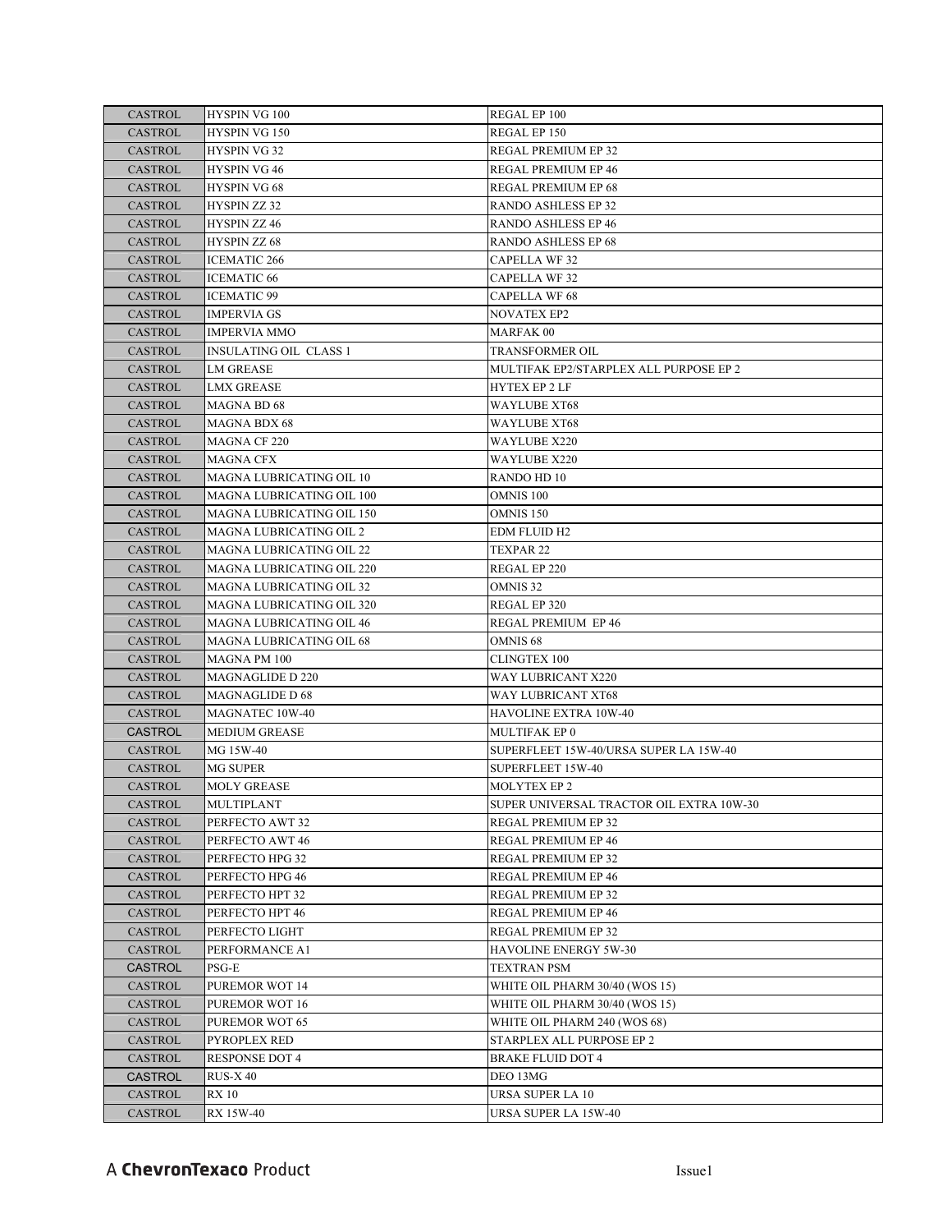| | | |
|---|---|---|
| CASTROL | HYSPIN VG 100 | REGAL EP 100 |
| CASTROL | HYSPIN VG 150 | REGAL EP 150 |
| CASTROL | HYSPIN VG 32 | REGAL PREMIUM EP 32 |
| CASTROL | HYSPIN VG 46 | REGAL PREMIUM EP 46 |
| CASTROL | HYSPIN VG 68 | REGAL PREMIUM EP 68 |
| CASTROL | HYSPIN ZZ 32 | RANDO ASHLESS EP 32 |
| CASTROL | HYSPIN ZZ 46 | RANDO ASHLESS EP 46 |
| CASTROL | HYSPIN ZZ 68 | RANDO ASHLESS EP 68 |
| CASTROL | ICEMATIC 266 | CAPELLA WF 32 |
| CASTROL | ICEMATIC 66 | CAPELLA WF 32 |
| CASTROL | ICEMATIC 99 | CAPELLA WF 68 |
| CASTROL | IMPERVIA GS | NOVATEX EP2 |
| CASTROL | IMPERVIA MMO | MARFAK 00 |
| CASTROL | INSULATING OIL CLASS 1 | TRANSFORMER OIL |
| CASTROL | LM GREASE | MULTIFAK EP2/STARPLEX ALL PURPOSE EP 2 |
| CASTROL | LMX GREASE | HYTEX EP 2 LF |
| CASTROL | MAGNA BD 68 | WAYLUBE XT68 |
| CASTROL | MAGNA BDX 68 | WAYLUBE XT68 |
| CASTROL | MAGNA CF 220 | WAYLUBE X220 |
| CASTROL | MAGNA CFX | WAYLUBE X220 |
| CASTROL | MAGNA LUBRICATING OIL 10 | RANDO HD 10 |
| CASTROL | MAGNA LUBRICATING OIL 100 | OMNIS 100 |
| CASTROL | MAGNA LUBRICATING OIL 150 | OMNIS 150 |
| CASTROL | MAGNA LUBRICATING OIL 2 | EDM FLUID H2 |
| CASTROL | MAGNA LUBRICATING OIL 22 | TEXPAR 22 |
| CASTROL | MAGNA LUBRICATING OIL 220 | REGAL EP 220 |
| CASTROL | MAGNA LUBRICATING OIL 32 | OMNIS 32 |
| CASTROL | MAGNA LUBRICATING OIL 320 | REGAL EP 320 |
| CASTROL | MAGNA LUBRICATING OIL 46 | REGAL PREMIUM EP 46 |
| CASTROL | MAGNA LUBRICATING OIL 68 | OMNIS 68 |
| CASTROL | MAGNA PM 100 | CLINGTEX 100 |
| CASTROL | MAGNAGLIDE D 220 | WAY LUBRICANT X220 |
| CASTROL | MAGNAGLIDE D 68 | WAY LUBRICANT XT68 |
| CASTROL | MAGNATEC 10W-40 | HAVOLINE EXTRA 10W-40 |
| CASTROL | MEDIUM GREASE | MULTIFAK EP 0 |
| CASTROL | MG 15W-40 | SUPERFLEET 15W-40/URSA SUPER LA 15W-40 |
| CASTROL | MG SUPER | SUPERFLEET 15W-40 |
| CASTROL | MOLY GREASE | MOLYTEX EP 2 |
| CASTROL | MULTIPLANT | SUPER UNIVERSAL TRACTOR OIL EXTRA 10W-30 |
| CASTROL | PERFECTO AWT 32 | REGAL PREMIUM EP 32 |
| CASTROL | PERFECTO AWT 46 | REGAL PREMIUM EP 46 |
| CASTROL | PERFECTO HPG 32 | REGAL PREMIUM EP 32 |
| CASTROL | PERFECTO HPG 46 | REGAL PREMIUM EP 46 |
| CASTROL | PERFECTO HPT 32 | REGAL PREMIUM EP 32 |
| CASTROL | PERFECTO HPT 46 | REGAL PREMIUM EP 46 |
| CASTROL | PERFECTO LIGHT | REGAL PREMIUM EP 32 |
| CASTROL | PERFORMANCE A1 | HAVOLINE ENERGY 5W-30 |
| CASTROL | PSG-E | TEXTRAN PSM |
| CASTROL | PUREMOR WOT 14 | WHITE OIL PHARM 30/40 (WOS 15) |
| CASTROL | PUREMOR WOT 16 | WHITE OIL PHARM 30/40 (WOS 15) |
| CASTROL | PUREMOR WOT 65 | WHITE OIL PHARM 240 (WOS 68) |
| CASTROL | PYROPLEX RED | STARPLEX ALL PURPOSE EP 2 |
| CASTROL | RESPONSE DOT 4 | BRAKE FLUID DOT 4 |
| CASTROL | RUS-X 40 | DEO 13MG |
| CASTROL | RX 10 | URSA SUPER LA 10 |
| CASTROL | RX 15W-40 | URSA SUPER LA 15W-40 |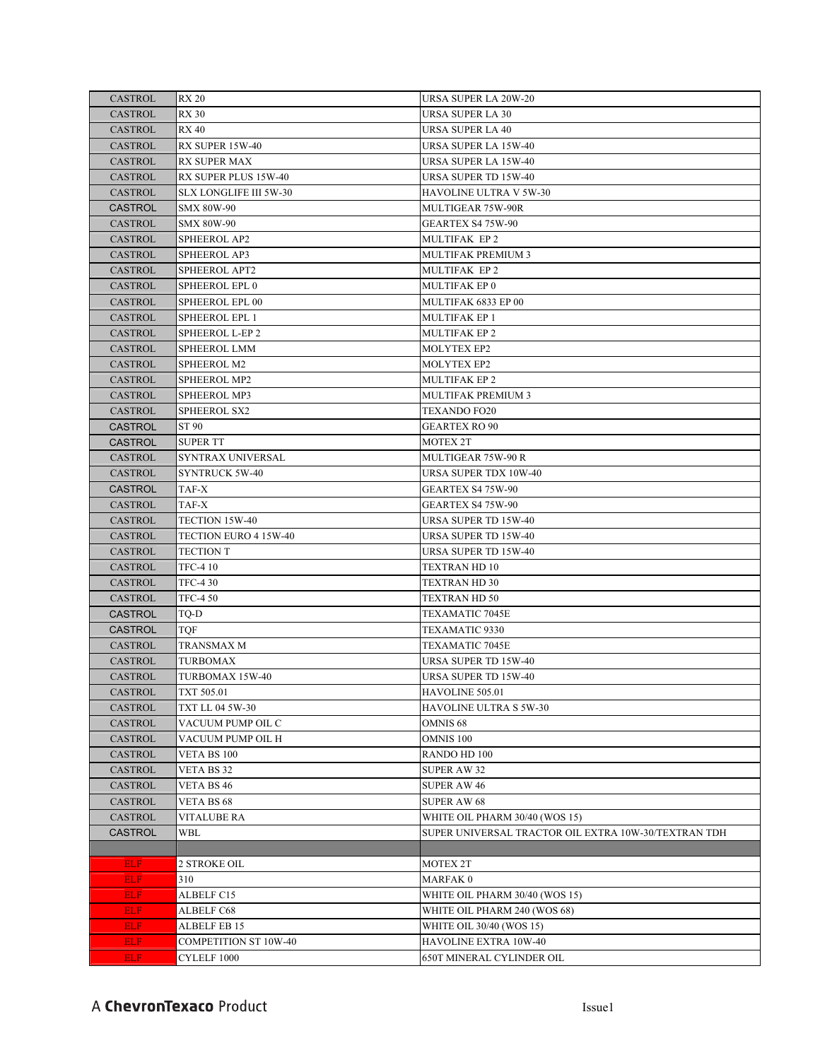| | | |
|---|---|---|
| CASTROL | RX 20 | URSA SUPER LA 20W-20 |
| CASTROL | RX 30 | URSA SUPER LA 30 |
| CASTROL | RX 40 | URSA SUPER LA 40 |
| CASTROL | RX SUPER 15W-40 | URSA SUPER LA 15W-40 |
| CASTROL | RX SUPER MAX | URSA SUPER LA 15W-40 |
| CASTROL | RX SUPER PLUS 15W-40 | URSA SUPER TD 15W-40 |
| CASTROL | SLX LONGLIFE III 5W-30 | HAVOLINE ULTRA V 5W-30 |
| CASTROL | SMX 80W-90 | MULTIGEAR 75W-90R |
| CASTROL | SMX 80W-90 | GEARTEX S4 75W-90 |
| CASTROL | SPHEEROL AP2 | MULTIFAK EP 2 |
| CASTROL | SPHEEROL AP3 | MULTIFAK PREMIUM 3 |
| CASTROL | SPHEEROL APT2 | MULTIFAK EP 2 |
| CASTROL | SPHEEROL EPL 0 | MULTIFAK EP 0 |
| CASTROL | SPHEEROL EPL 00 | MULTIFAK 6833 EP 00 |
| CASTROL | SPHEEROL EPL 1 | MULTIFAK EP 1 |
| CASTROL | SPHEEROL L-EP 2 | MULTIFAK EP 2 |
| CASTROL | SPHEEROL LMM | MOLYTEX EP2 |
| CASTROL | SPHEEROL M2 | MOLYTEX EP2 |
| CASTROL | SPHEEROL MP2 | MULTIFAK EP 2 |
| CASTROL | SPHEEROL MP3 | MULTIFAK PREMIUM 3 |
| CASTROL | SPHEEROL SX2 | TEXANDO FO20 |
| CASTROL | ST 90 | GEARTEX RO 90 |
| CASTROL | SUPER TT | MOTEX 2T |
| CASTROL | SYNTRAX UNIVERSAL | MULTIGEAR 75W-90 R |
| CASTROL | SYNTRUCK 5W-40 | URSA SUPER TDX 10W-40 |
| CASTROL | TAF-X | GEARTEX S4 75W-90 |
| CASTROL | TAF-X | GEARTEX S4 75W-90 |
| CASTROL | TECTION 15W-40 | URSA SUPER TD 15W-40 |
| CASTROL | TECTION EURO 4 15W-40 | URSA SUPER TD 15W-40 |
| CASTROL | TECTION T | URSA SUPER TD 15W-40 |
| CASTROL | TFC-4 10 | TEXTRAN HD 10 |
| CASTROL | TFC-4 30 | TEXTRAN HD 30 |
| CASTROL | TFC-4 50 | TEXTRAN HD 50 |
| CASTROL | TQ-D | TEXAMATIC 7045E |
| CASTROL | TQF | TEXAMATIC 9330 |
| CASTROL | TRANSMAX M | TEXAMATIC 7045E |
| CASTROL | TURBOMAX | URSA SUPER TD 15W-40 |
| CASTROL | TURBOMAX 15W-40 | URSA SUPER TD 15W-40 |
| CASTROL | TXT 505.01 | HAVOLINE 505.01 |
| CASTROL | TXT LL 04 5W-30 | HAVOLINE ULTRA S 5W-30 |
| CASTROL | VACUUM PUMP OIL C | OMNIS 68 |
| CASTROL | VACUUM PUMP OIL H | OMNIS 100 |
| CASTROL | VETA BS 100 | RANDO HD 100 |
| CASTROL | VETA BS 32 | SUPER AW 32 |
| CASTROL | VETA BS 46 | SUPER AW 46 |
| CASTROL | VETA BS 68 | SUPER AW 68 |
| CASTROL | VITALUBE RA | WHITE OIL PHARM 30/40 (WOS 15) |
| CASTROL | WBL | SUPER UNIVERSAL TRACTOR OIL EXTRA 10W-30/TEXTRAN TDH |
| | | |
| ELF | 2 STROKE OIL | MOTEX 2T |
| ELF | 310 | MARFAK 0 |
| ELF | ALBELF C15 | WHITE OIL PHARM 30/40 (WOS 15) |
| ELF | ALBELF C68 | WHITE OIL PHARM 240 (WOS 68) |
| ELF | ALBELF EB 15 | WHITE OIL 30/40 (WOS 15) |
| ELF | COMPETITION ST 10W-40 | HAVOLINE EXTRA 10W-40 |
| ELF | CYLELF 1000 | 650T MINERAL CYLINDER OIL |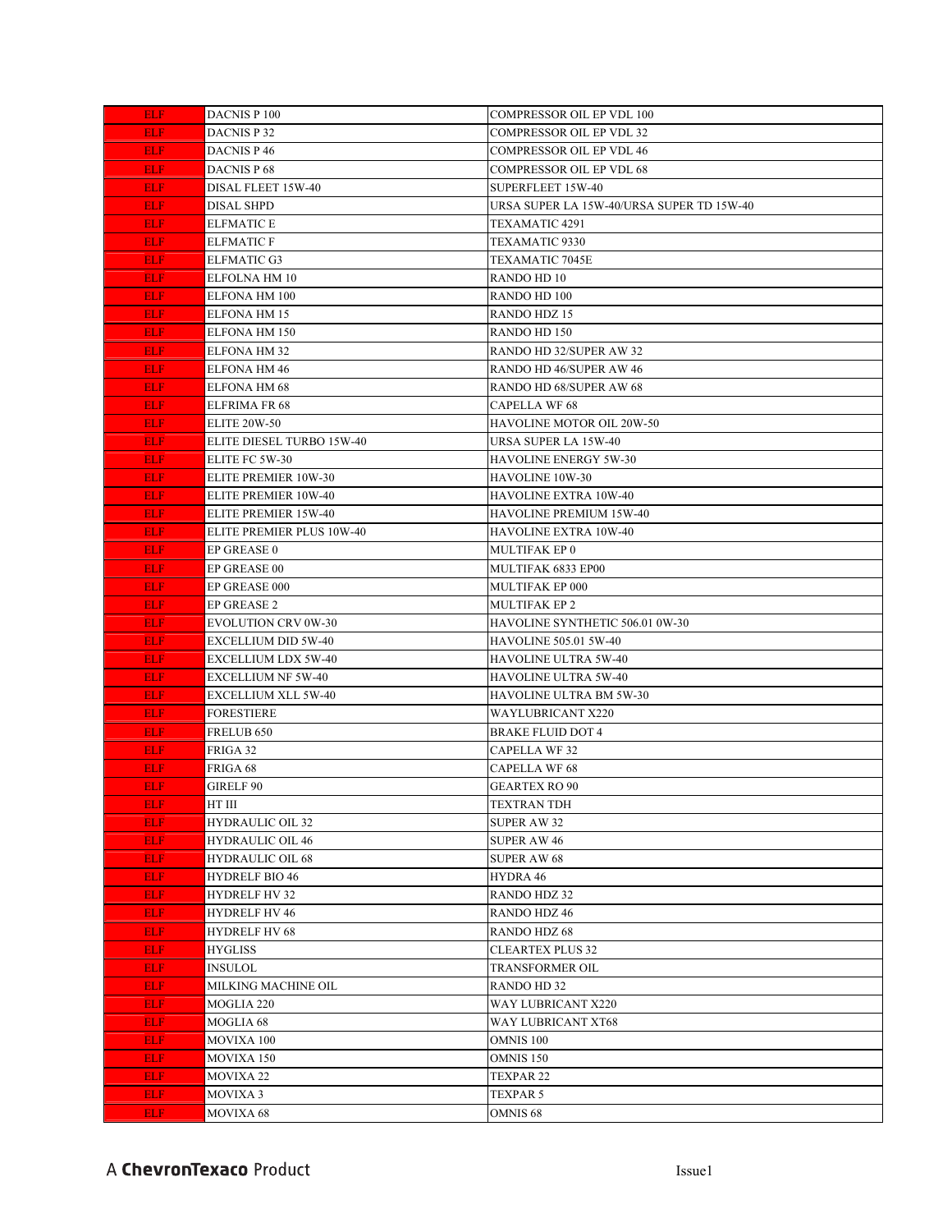| ELF | DACNIS P 100 | COMPRESSOR OIL EP VDL 100 |
|---|---|---|
| ELF | DACNIS P 32 | COMPRESSOR OIL EP VDL 32 |
| ELF | DACNIS P 46 | COMPRESSOR OIL EP VDL 46 |
| ELF | DACNIS P 68 | COMPRESSOR OIL EP VDL 68 |
| ELF | DISAL FLEET 15W-40 | SUPERFLEET 15W-40 |
| ELF | DISAL SHPD | URSA SUPER LA 15W-40/URSA SUPER TD 15W-40 |
| ELF | ELFMATIC E | TEXAMATIC 4291 |
| ELF | ELFMATIC F | TEXAMATIC 9330 |
| ELF | ELFMATIC G3 | TEXAMATIC 7045E |
| ELF | ELFOLNA HM 10 | RANDO HD 10 |
| ELF | ELFONA HM 100 | RANDO HD 100 |
| ELF | ELFONA HM 15 | RANDO HDZ 15 |
| ELF | ELFONA HM 150 | RANDO HD 150 |
| ELF | ELFONA HM 32 | RANDO HD 32/SUPER AW 32 |
| ELF | ELFONA HM 46 | RANDO HD 46/SUPER AW 46 |
| ELF | ELFONA HM 68 | RANDO HD 68/SUPER AW 68 |
| ELF | ELFRIMA FR 68 | CAPELLA WF 68 |
| ELF | ELITE 20W-50 | HAVOLINE MOTOR OIL 20W-50 |
| ELF | ELITE DIESEL TURBO 15W-40 | URSA SUPER LA 15W-40 |
| ELF | ELITE FC 5W-30 | HAVOLINE ENERGY 5W-30 |
| ELF | ELITE PREMIER 10W-30 | HAVOLINE 10W-30 |
| ELF | ELITE PREMIER 10W-40 | HAVOLINE EXTRA 10W-40 |
| ELF | ELITE PREMIER 15W-40 | HAVOLINE PREMIUM 15W-40 |
| ELF | ELITE PREMIER PLUS 10W-40 | HAVOLINE EXTRA 10W-40 |
| ELF | EP GREASE 0 | MULTIFAK EP 0 |
| ELF | EP GREASE 00 | MULTIFAK 6833 EP00 |
| ELF | EP GREASE 000 | MULTIFAK EP 000 |
| ELF | EP GREASE 2 | MULTIFAK EP 2 |
| ELF | EVOLUTION CRV 0W-30 | HAVOLINE SYNTHETIC 506.01 0W-30 |
| ELF | EXCELLIUM DID 5W-40 | HAVOLINE 505.01 5W-40 |
| ELF | EXCELLIUM LDX 5W-40 | HAVOLINE ULTRA 5W-40 |
| ELF | EXCELLIUM NF 5W-40 | HAVOLINE ULTRA 5W-40 |
| ELF | EXCELLIUM XLL 5W-40 | HAVOLINE ULTRA BM 5W-30 |
| ELF | FORESTIERE | WAYLUBRICANT X220 |
| ELF | FRELUB 650 | BRAKE FLUID DOT 4 |
| ELF | FRIGA 32 | CAPELLA WF 32 |
| ELF | FRIGA 68 | CAPELLA WF 68 |
| ELF | GIRELF 90 | GEARTEX RO 90 |
| ELF | HT III | TEXTRAN TDH |
| ELF | HYDRAULIC OIL 32 | SUPER AW 32 |
| ELF | HYDRAULIC OIL 46 | SUPER AW 46 |
| ELF | HYDRAULIC OIL 68 | SUPER AW 68 |
| ELF | HYDRELF BIO 46 | HYDRA 46 |
| ELF | HYDRELF HV 32 | RANDO HDZ 32 |
| ELF | HYDRELF HV 46 | RANDO HDZ 46 |
| ELF | HYDRELF HV 68 | RANDO HDZ 68 |
| ELF | HYGLISS | CLEARTEX PLUS 32 |
| ELF | INSULOL | TRANSFORMER OIL |
| ELF | MILKING MACHINE OIL | RANDO HD 32 |
| ELF | MOGLIA 220 | WAY LUBRICANT X220 |
| ELF | MOGLIA 68 | WAY LUBRICANT XT68 |
| ELF | MOVIXA 100 | OMNIS 100 |
| ELF | MOVIXA 150 | OMNIS 150 |
| ELF | MOVIXA 22 | TEXPAR 22 |
| ELF | MOVIXA 3 | TEXPAR 5 |
| ELF | MOVIXA 68 | OMNIS 68 |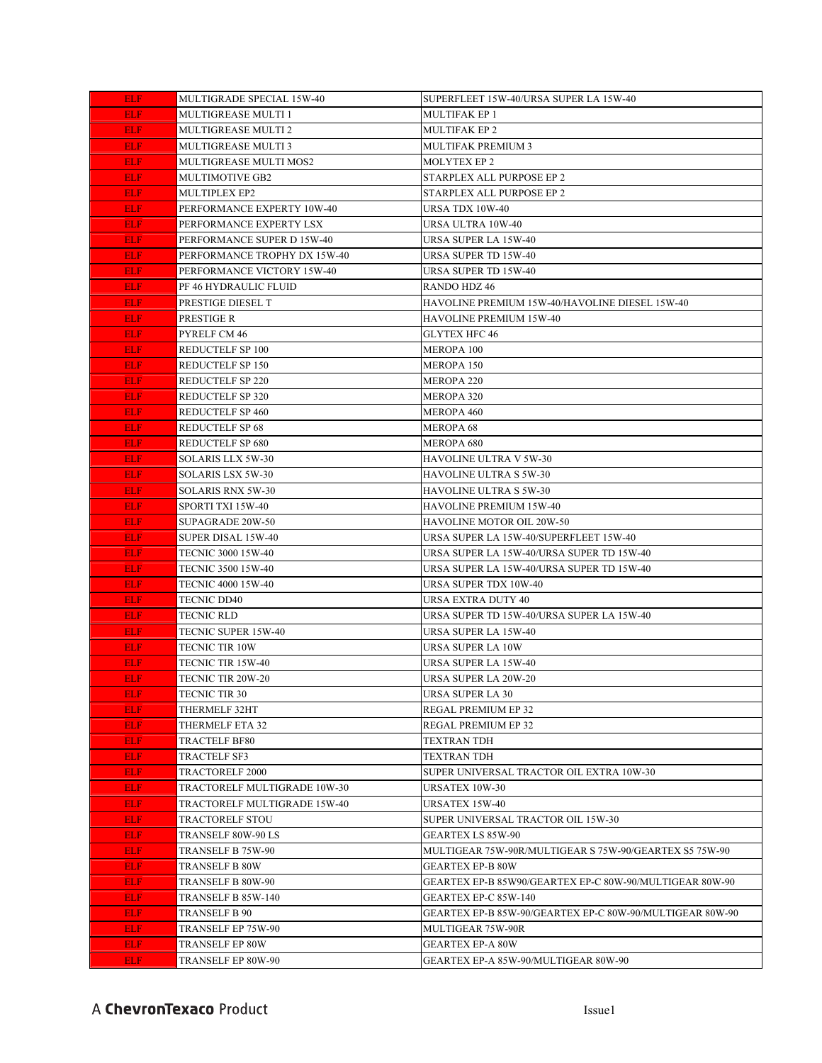| | | |
|---|---|---|
| ELF | MULTIGRADE SPECIAL 15W-40 | SUPERFLEET 15W-40/URSA SUPER LA 15W-40 |
| ELF | MULTIGREASE MULTI 1 | MULTIFAK EP 1 |
| ELF | MULTIGREASE MULTI 2 | MULTIFAK EP 2 |
| ELF | MULTIGREASE MULTI 3 | MULTIFAK PREMIUM 3 |
| ELF | MULTIGREASE MULTI MOS2 | MOLYTEX EP 2 |
| ELF | MULTIMOTIVE GB2 | STARPLEX ALL PURPOSE EP 2 |
| ELF | MULTIPLEX EP2 | STARPLEX ALL PURPOSE EP 2 |
| ELF | PERFORMANCE EXPERTY 10W-40 | URSA TDX 10W-40 |
| ELF | PERFORMANCE EXPERTY LSX | URSA ULTRA 10W-40 |
| ELF | PERFORMANCE SUPER D 15W-40 | URSA SUPER LA 15W-40 |
| ELF | PERFORMANCE TROPHY DX 15W-40 | URSA SUPER TD 15W-40 |
| ELF | PERFORMANCE VICTORY 15W-40 | URSA SUPER TD 15W-40 |
| ELF | PF 46 HYDRAULIC FLUID | RANDO HDZ 46 |
| ELF | PRESTIGE DIESEL T | HAVOLINE PREMIUM 15W-40/HAVOLINE DIESEL 15W-40 |
| ELF | PRESTIGE R | HAVOLINE PREMIUM 15W-40 |
| ELF | PYRELF CM 46 | GLYTEX HFC 46 |
| ELF | REDUCTELF SP 100 | MEROPA 100 |
| ELF | REDUCTELF SP 150 | MEROPA 150 |
| ELF | REDUCTELF SP 220 | MEROPA 220 |
| ELF | REDUCTELF SP 320 | MEROPA 320 |
| ELF | REDUCTELF SP 460 | MEROPA 460 |
| ELF | REDUCTELF SP 68 | MEROPA 68 |
| ELF | REDUCTELF SP 680 | MEROPA 680 |
| ELF | SOLARIS LLX 5W-30 | HAVOLINE ULTRA V 5W-30 |
| ELF | SOLARIS LSX 5W-30 | HAVOLINE ULTRA S 5W-30 |
| ELF | SOLARIS RNX 5W-30 | HAVOLINE ULTRA S 5W-30 |
| ELF | SPORTI TXI 15W-40 | HAVOLINE PREMIUM 15W-40 |
| ELF | SUPAGRADE 20W-50 | HAVOLINE MOTOR OIL 20W-50 |
| ELF | SUPER DISAL 15W-40 | URSA SUPER LA 15W-40/SUPERFLEET 15W-40 |
| ELF | TECNIC 3000 15W-40 | URSA SUPER LA 15W-40/URSA SUPER TD 15W-40 |
| ELF | TECNIC 3500 15W-40 | URSA SUPER LA 15W-40/URSA SUPER TD 15W-40 |
| ELF | TECNIC 4000 15W-40 | URSA SUPER TDX 10W-40 |
| ELF | TECNIC DD40 | URSA EXTRA DUTY 40 |
| ELF | TECNIC RLD | URSA SUPER TD 15W-40/URSA SUPER LA 15W-40 |
| ELF | TECNIC SUPER 15W-40 | URSA SUPER LA 15W-40 |
| ELF | TECNIC TIR 10W | URSA SUPER LA 10W |
| ELF | TECNIC TIR 15W-40 | URSA SUPER LA 15W-40 |
| ELF | TECNIC TIR 20W-20 | URSA SUPER LA 20W-20 |
| ELF | TECNIC TIR 30 | URSA SUPER LA 30 |
| ELF | THERMELF 32HT | REGAL PREMIUM EP 32 |
| ELF | THERMELF ETA 32 | REGAL PREMIUM EP 32 |
| ELF | TRACTELF BF80 | TEXTRAN TDH |
| ELF | TRACTELF SF3 | TEXTRAN TDH |
| ELF | TRACTORELF 2000 | SUPER UNIVERSAL TRACTOR OIL EXTRA 10W-30 |
| ELF | TRACTORELF MULTIGRADE 10W-30 | URSATEX 10W-30 |
| ELF | TRACTORELF MULTIGRADE 15W-40 | URSATEX 15W-40 |
| ELF | TRACTORELF STOU | SUPER UNIVERSAL TRACTOR OIL 15W-30 |
| ELF | TRANSELF 80W-90 LS | GEARTEX LS 85W-90 |
| ELF | TRANSELF B 75W-90 | MULTIGEAR 75W-90R/MULTIGEAR S 75W-90/GEARTEX S5 75W-90 |
| ELF | TRANSELF B 80W | GEARTEX EP-B 80W |
| ELF | TRANSELF B 80W-90 | GEARTEX EP-B 85W90/GEARTEX EP-C 80W-90/MULTIGEAR 80W-90 |
| ELF | TRANSELF B 85W-140 | GEARTEX EP-C 85W-140 |
| ELF | TRANSELF B 90 | GEARTEX EP-B 85W-90/GEARTEX EP-C 80W-90/MULTIGEAR 80W-90 |
| ELF | TRANSELF EP 75W-90 | MULTIGEAR 75W-90R |
| ELF | TRANSELF EP 80W | GEARTEX EP-A 80W |
| ELF | TRANSELF EP 80W-90 | GEARTEX EP-A 85W-90/MULTIGEAR 80W-90 |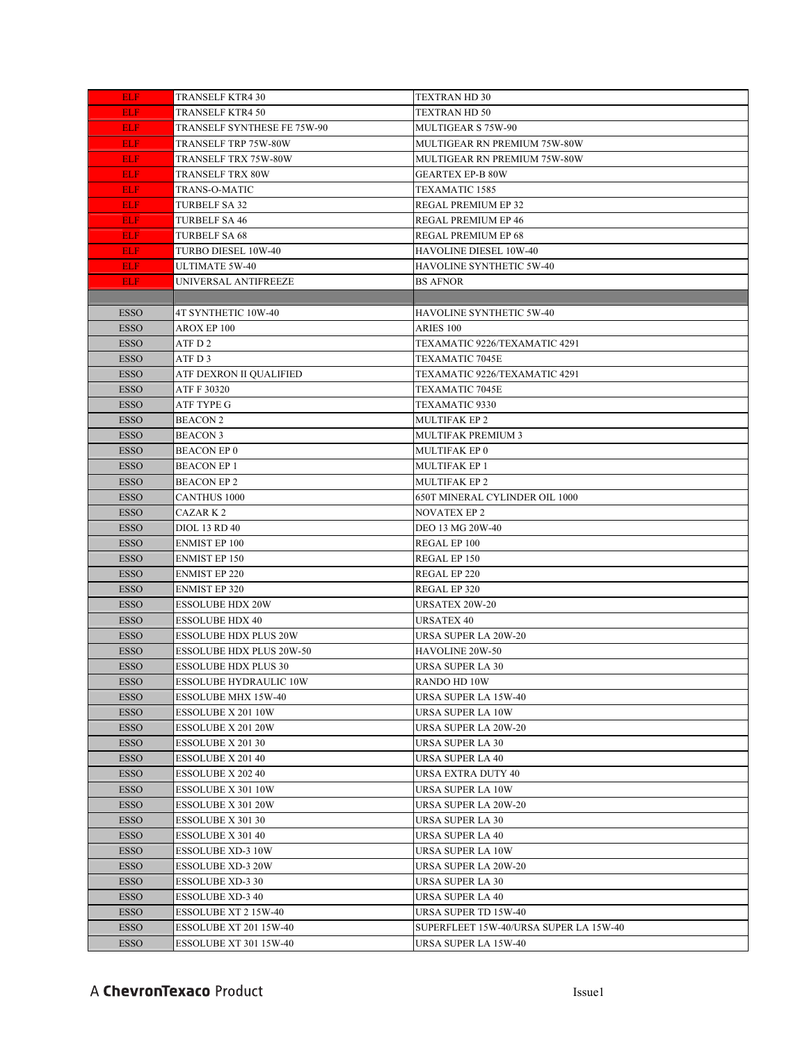| | | |
|---|---|---|
| ELF | TRANSELF KTR4 30 | TEXTRAN HD 30 |
| ELF | TRANSELF KTR4 50 | TEXTRAN HD 50 |
| ELF | TRANSELF SYNTHESE FE 75W-90 | MULTIGEAR S 75W-90 |
| ELF | TRANSELF TRP 75W-80W | MULTIGEAR RN PREMIUM 75W-80W |
| ELF | TRANSELF TRX 75W-80W | MULTIGEAR RN PREMIUM 75W-80W |
| ELF | TRANSELF TRX 80W | GEARTEX EP-B 80W |
| ELF | TRANS-O-MATIC | TEXAMATIC 1585 |
| ELF | TURBELF SA 32 | REGAL PREMIUM EP 32 |
| ELF | TURBELF SA 46 | REGAL PREMIUM EP 46 |
| ELF | TURBELF SA 68 | REGAL PREMIUM EP 68 |
| ELF | TURBO DIESEL 10W-40 | HAVOLINE DIESEL 10W-40 |
| ELF | ULTIMATE 5W-40 | HAVOLINE SYNTHETIC 5W-40 |
| ELF | UNIVERSAL ANTIFREEZE | BS AFNOR |
| | | |
| ESSO | 4T SYNTHETIC 10W-40 | HAVOLINE SYNTHETIC 5W-40 |
| ESSO | AROX EP 100 | ARIES 100 |
| ESSO | ATF D 2 | TEXAMATIC 9226/TEXAMATIC 4291 |
| ESSO | ATF D 3 | TEXAMATIC 7045E |
| ESSO | ATF DEXRON II QUALIFIED | TEXAMATIC 9226/TEXAMATIC 4291 |
| ESSO | ATF F 30320 | TEXAMATIC 7045E |
| ESSO | ATF TYPE G | TEXAMATIC 9330 |
| ESSO | BEACON 2 | MULTIFAK EP 2 |
| ESSO | BEACON 3 | MULTIFAK PREMIUM 3 |
| ESSO | BEACON EP 0 | MULTIFAK EP 0 |
| ESSO | BEACON EP 1 | MULTIFAK EP 1 |
| ESSO | BEACON EP 2 | MULTIFAK EP 2 |
| ESSO | CANTHUS 1000 | 650T MINERAL CYLINDER OIL 1000 |
| ESSO | CAZAR K 2 | NOVATEX EP 2 |
| ESSO | DIOL 13 RD 40 | DEO 13 MG 20W-40 |
| ESSO | ENMIST EP 100 | REGAL EP 100 |
| ESSO | ENMIST EP 150 | REGAL EP 150 |
| ESSO | ENMIST EP 220 | REGAL EP 220 |
| ESSO | ENMIST EP 320 | REGAL EP 320 |
| ESSO | ESSOLUBE HDX 20W | URSATEX 20W-20 |
| ESSO | ESSOLUBE HDX 40 | URSATEX 40 |
| ESSO | ESSOLUBE HDX PLUS 20W | URSA SUPER LA 20W-20 |
| ESSO | ESSOLUBE HDX PLUS 20W-50 | HAVOLINE 20W-50 |
| ESSO | ESSOLUBE HDX PLUS 30 | URSA SUPER LA 30 |
| ESSO | ESSOLUBE HYDRAULIC 10W | RANDO HD 10W |
| ESSO | ESSOLUBE MHX 15W-40 | URSA SUPER LA 15W-40 |
| ESSO | ESSOLUBE X 201 10W | URSA SUPER LA 10W |
| ESSO | ESSOLUBE X 201 20W | URSA SUPER LA 20W-20 |
| ESSO | ESSOLUBE X 201 30 | URSA SUPER LA 30 |
| ESSO | ESSOLUBE X 201 40 | URSA SUPER LA 40 |
| ESSO | ESSOLUBE X 202 40 | URSA EXTRA DUTY 40 |
| ESSO | ESSOLUBE X 301 10W | URSA SUPER LA 10W |
| ESSO | ESSOLUBE X 301 20W | URSA SUPER LA 20W-20 |
| ESSO | ESSOLUBE X 301 30 | URSA SUPER LA 30 |
| ESSO | ESSOLUBE X 301 40 | URSA SUPER LA 40 |
| ESSO | ESSOLUBE XD-3 10W | URSA SUPER LA 10W |
| ESSO | ESSOLUBE XD-3 20W | URSA SUPER LA 20W-20 |
| ESSO | ESSOLUBE XD-3 30 | URSA SUPER LA 30 |
| ESSO | ESSOLUBE XD-3 40 | URSA SUPER LA 40 |
| ESSO | ESSOLUBE XT 2 15W-40 | URSA SUPER TD 15W-40 |
| ESSO | ESSOLUBE XT 201 15W-40 | SUPERFLEET 15W-40/URSA SUPER LA 15W-40 |
| ESSO | ESSOLUBE XT 301 15W-40 | URSA SUPER LA 15W-40 |

A **ChevronTexaco** Product

Issue1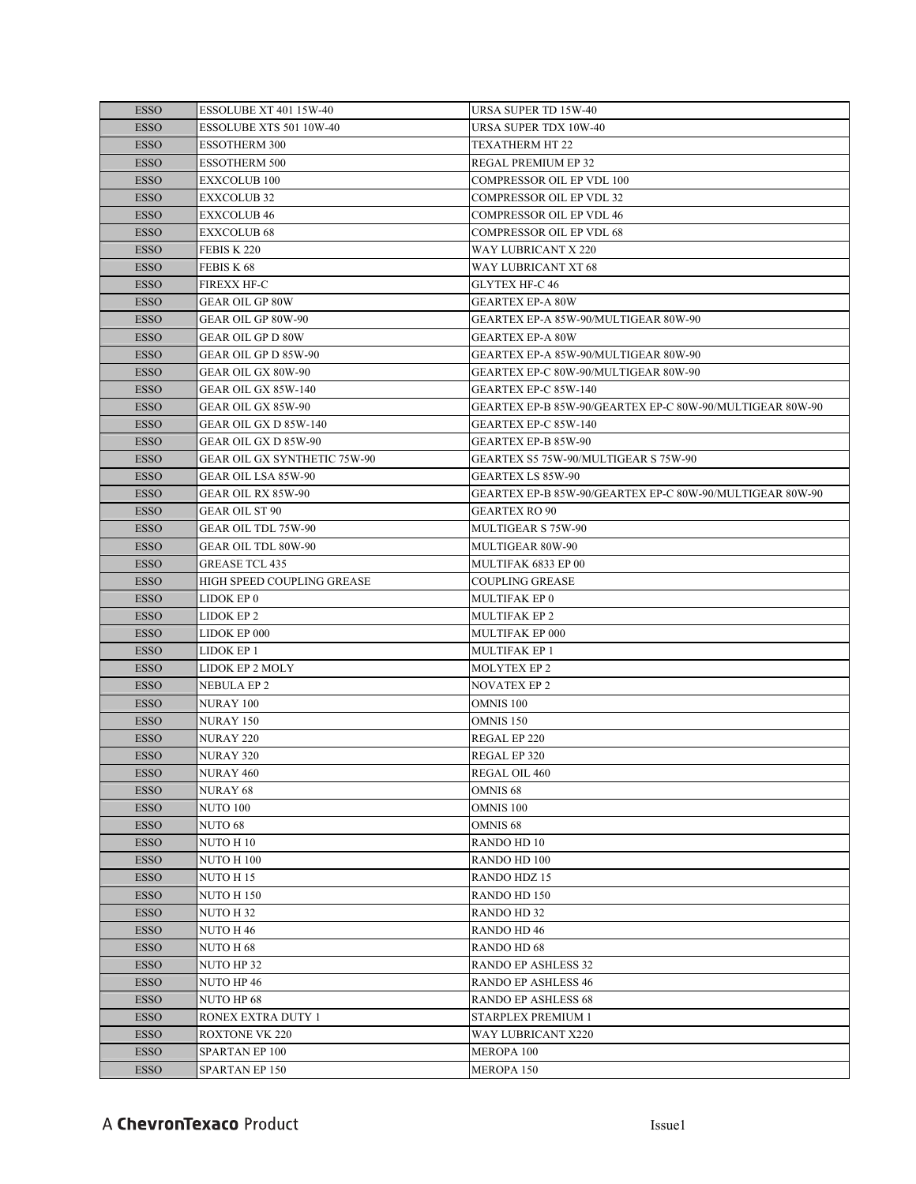| ESSO | ESSOLUBE XT 401 15W-40 | URSA SUPER TD 15W-40 |
|---|---|---|
| ESSO | ESSOLUBE XTS 501 10W-40 | URSA SUPER TDX 10W-40 |
| ESSO | ESSOTHERM 300 | TEXATHERM HT 22 |
| ESSO | ESSOTHERM 500 | REGAL PREMIUM EP 32 |
| ESSO | EXXCOLUB 100 | COMPRESSOR OIL EP VDL 100 |
| ESSO | EXXCOLUB 32 | COMPRESSOR OIL EP VDL 32 |
| ESSO | EXXCOLUB 46 | COMPRESSOR OIL EP VDL 46 |
| ESSO | EXXCOLUB 68 | COMPRESSOR OIL EP VDL 68 |
| ESSO | FEBIS K 220 | WAY LUBRICANT X 220 |
| ESSO | FEBIS K 68 | WAY LUBRICANT XT 68 |
| ESSO | FIREXX HF-C | GLYTEX HF-C 46 |
| ESSO | GEAR OIL GP 80W | GEARTEX EP-A 80W |
| ESSO | GEAR OIL GP 80W-90 | GEARTEX EP-A 85W-90/MULTIGEAR 80W-90 |
| ESSO | GEAR OIL GP D 80W | GEARTEX EP-A 80W |
| ESSO | GEAR OIL GP D 85W-90 | GEARTEX EP-A 85W-90/MULTIGEAR 80W-90 |
| ESSO | GEAR OIL GX 80W-90 | GEARTEX EP-C 80W-90/MULTIGEAR 80W-90 |
| ESSO | GEAR OIL GX 85W-140 | GEARTEX EP-C 85W-140 |
| ESSO | GEAR OIL GX 85W-90 | GEARTEX EP-B 85W-90/GEARTEX EP-C 80W-90/MULTIGEAR 80W-90 |
| ESSO | GEAR OIL GX D 85W-140 | GEARTEX EP-C 85W-140 |
| ESSO | GEAR OIL GX D 85W-90 | GEARTEX EP-B 85W-90 |
| ESSO | GEAR OIL GX SYNTHETIC 75W-90 | GEARTEX S5 75W-90/MULTIGEAR S 75W-90 |
| ESSO | GEAR OIL LSA 85W-90 | GEARTEX LS 85W-90 |
| ESSO | GEAR OIL RX 85W-90 | GEARTEX EP-B 85W-90/GEARTEX EP-C 80W-90/MULTIGEAR 80W-90 |
| ESSO | GEAR OIL ST 90 | GEARTEX RO 90 |
| ESSO | GEAR OIL TDL 75W-90 | MULTIGEAR S 75W-90 |
| ESSO | GEAR OIL TDL 80W-90 | MULTIGEAR 80W-90 |
| ESSO | GREASE TCL 435 | MULTIFAK 6833 EP 00 |
| ESSO | HIGH SPEED COUPLING GREASE | COUPLING GREASE |
| ESSO | LIDOK EP 0 | MULTIFAK EP 0 |
| ESSO | LIDOK EP 2 | MULTIFAK EP 2 |
| ESSO | LIDOK EP 000 | MULTIFAK EP 000 |
| ESSO | LIDOK EP 1 | MULTIFAK EP 1 |
| ESSO | LIDOK EP 2 MOLY | MOLYTEX EP 2 |
| ESSO | NEBULA EP 2 | NOVATEX EP 2 |
| ESSO | NURAY 100 | OMNIS 100 |
| ESSO | NURAY 150 | OMNIS 150 |
| ESSO | NURAY 220 | REGAL EP 220 |
| ESSO | NURAY 320 | REGAL EP 320 |
| ESSO | NURAY 460 | REGAL OIL 460 |
| ESSO | NURAY 68 | OMNIS 68 |
| ESSO | NUTO 100 | OMNIS 100 |
| ESSO | NUTO 68 | OMNIS 68 |
| ESSO | NUTO H 10 | RANDO HD 10 |
| ESSO | NUTO H 100 | RANDO HD 100 |
| ESSO | NUTO H 15 | RANDO HDZ 15 |
| ESSO | NUTO H 150 | RANDO HD 150 |
| ESSO | NUTO H 32 | RANDO HD 32 |
| ESSO | NUTO H 46 | RANDO HD 46 |
| ESSO | NUTO H 68 | RANDO HD 68 |
| ESSO | NUTO HP 32 | RANDO EP ASHLESS 32 |
| ESSO | NUTO HP 46 | RANDO EP ASHLESS 46 |
| ESSO | NUTO HP 68 | RANDO EP ASHLESS 68 |
| ESSO | RONEX EXTRA DUTY 1 | STARPLEX PREMIUM 1 |
| ESSO | ROXTONE VK 220 | WAY LUBRICANT X220 |
| ESSO | SPARTAN EP 100 | MEROPA 100 |
| ESSO | SPARTAN EP 150 | MEROPA 150 |

A **ChevronTexaco** Product

Issue1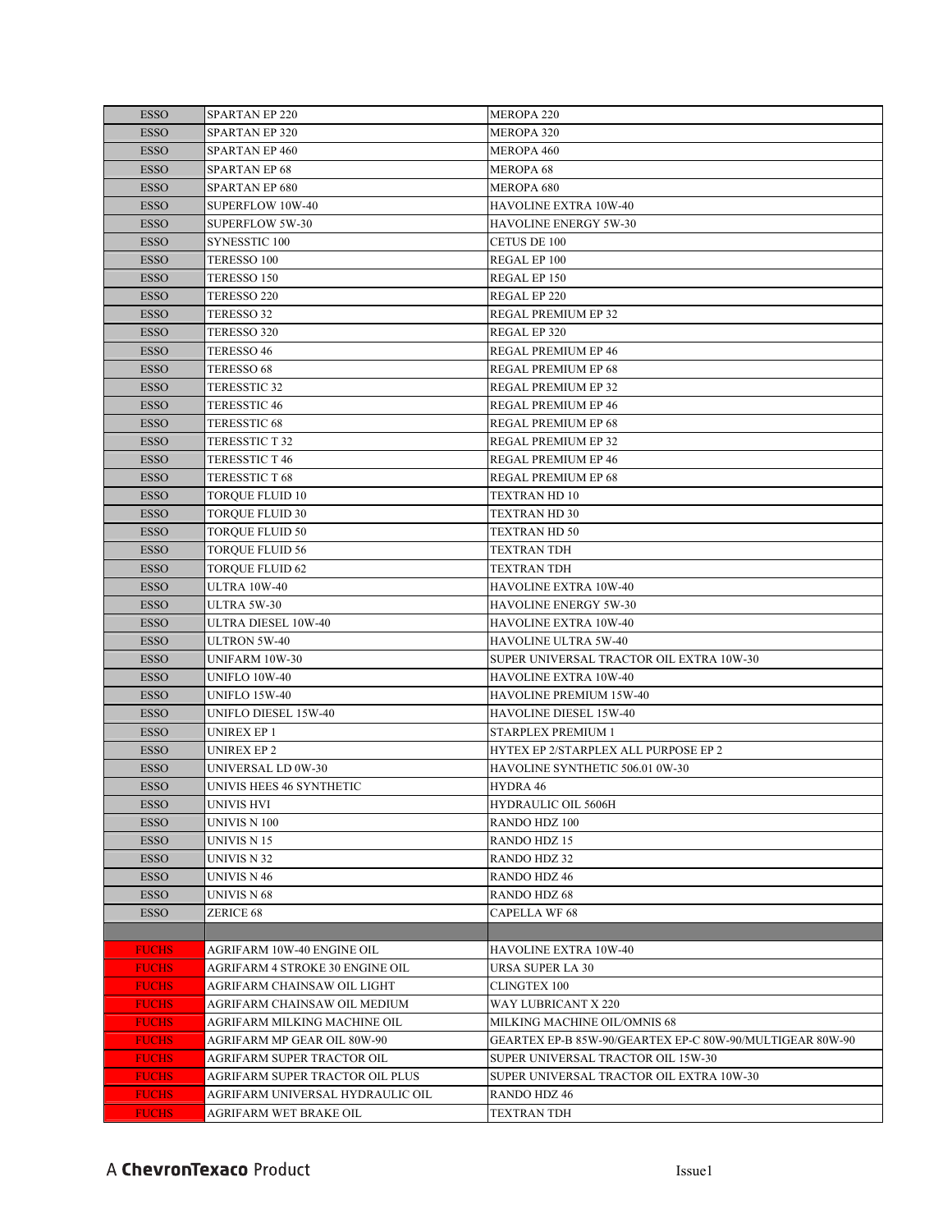| | | |
|---|---|---|
| ESSO | SPARTAN EP 220 | MEROPA 220 |
| ESSO | SPARTAN EP 320 | MEROPA 320 |
| ESSO | SPARTAN EP 460 | MEROPA 460 |
| ESSO | SPARTAN EP 68 | MEROPA 68 |
| ESSO | SPARTAN EP 680 | MEROPA 680 |
| ESSO | SUPERFLOW 10W-40 | HAVOLINE EXTRA 10W-40 |
| ESSO | SUPERFLOW 5W-30 | HAVOLINE ENERGY 5W-30 |
| ESSO | SYNESSTIC 100 | CETUS DE 100 |
| ESSO | TERESSO 100 | REGAL EP 100 |
| ESSO | TERESSO 150 | REGAL EP 150 |
| ESSO | TERESSO 220 | REGAL EP 220 |
| ESSO | TERESSO 32 | REGAL PREMIUM EP 32 |
| ESSO | TERESSO 320 | REGAL EP 320 |
| ESSO | TERESSO 46 | REGAL PREMIUM EP 46 |
| ESSO | TERESSO 68 | REGAL PREMIUM EP 68 |
| ESSO | TERESSTIC 32 | REGAL PREMIUM EP 32 |
| ESSO | TERESSTIC 46 | REGAL PREMIUM EP 46 |
| ESSO | TERESSTIC 68 | REGAL PREMIUM EP 68 |
| ESSO | TERESSTIC T 32 | REGAL PREMIUM EP 32 |
| ESSO | TERESSTIC T 46 | REGAL PREMIUM EP 46 |
| ESSO | TERESSTIC T 68 | REGAL PREMIUM EP 68 |
| ESSO | TORQUE FLUID 10 | TEXTRAN HD 10 |
| ESSO | TORQUE FLUID 30 | TEXTRAN HD 30 |
| ESSO | TORQUE FLUID 50 | TEXTRAN HD 50 |
| ESSO | TORQUE FLUID 56 | TEXTRAN TDH |
| ESSO | TORQUE FLUID 62 | TEXTRAN TDH |
| ESSO | ULTRA 10W-40 | HAVOLINE EXTRA 10W-40 |
| ESSO | ULTRA 5W-30 | HAVOLINE ENERGY 5W-30 |
| ESSO | ULTRA DIESEL 10W-40 | HAVOLINE EXTRA 10W-40 |
| ESSO | ULTRON 5W-40 | HAVOLINE ULTRA 5W-40 |
| ESSO | UNIFARM 10W-30 | SUPER UNIVERSAL TRACTOR OIL EXTRA 10W-30 |
| ESSO | UNIFLO 10W-40 | HAVOLINE EXTRA 10W-40 |
| ESSO | UNIFLO 15W-40 | HAVOLINE PREMIUM 15W-40 |
| ESSO | UNIFLO DIESEL 15W-40 | HAVOLINE DIESEL 15W-40 |
| ESSO | UNIREX EP 1 | STARPLEX PREMIUM 1 |
| ESSO | UNIREX EP 2 | HYTEX EP 2/STARPLEX ALL PURPOSE EP 2 |
| ESSO | UNIVERSAL LD 0W-30 | HAVOLINE SYNTHETIC 506.01 0W-30 |
| ESSO | UNIVIS HEES 46 SYNTHETIC | HYDRA 46 |
| ESSO | UNIVIS HVI | HYDRAULIC OIL 5606H |
| ESSO | UNIVIS N 100 | RANDO HDZ 100 |
| ESSO | UNIVIS N 15 | RANDO HDZ 15 |
| ESSO | UNIVIS N 32 | RANDO HDZ 32 |
| ESSO | UNIVIS N 46 | RANDO HDZ 46 |
| ESSO | UNIVIS N 68 | RANDO HDZ 68 |
| ESSO | ZERICE 68 | CAPELLA WF 68 |
| | | |
| FUCHS | AGRIFARM 10W-40 ENGINE OIL | HAVOLINE EXTRA 10W-40 |
| FUCHS | AGRIFARM 4 STROKE 30 ENGINE OIL | URSA SUPER LA 30 |
| FUCHS | AGRIFARM CHAINSAW OIL LIGHT | CLINGTEX 100 |
| FUCHS | AGRIFARM CHAINSAW OIL MEDIUM | WAY LUBRICANT X 220 |
| FUCHS | AGRIFARM MILKING MACHINE OIL | MILKING MACHINE OIL/OMNIS 68 |
| FUCHS | AGRIFARM MP GEAR OIL 80W-90 | GEARTEX EP-B 85W-90/GEARTEX EP-C 80W-90/MULTIGEAR 80W-90 |
| FUCHS | AGRIFARM SUPER TRACTOR OIL | SUPER UNIVERSAL TRACTOR OIL 15W-30 |
| FUCHS | AGRIFARM SUPER TRACTOR OIL PLUS | SUPER UNIVERSAL TRACTOR OIL EXTRA 10W-30 |
| FUCHS | AGRIFARM UNIVERSAL HYDRAULIC OIL | RANDO HDZ 46 |
| FUCHS | AGRIFARM WET BRAKE OIL | TEXTRAN TDH |

A **ChevronTexaco** Product

Issue1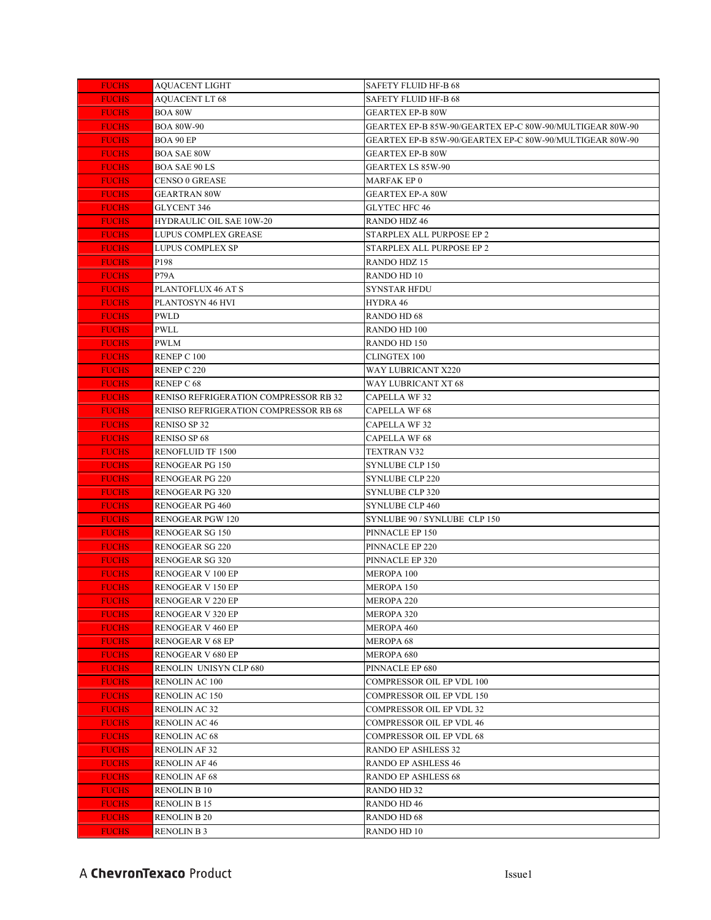| FUCHS | AQUACENT LIGHT | SAFETY FLUID HF-B 68 |
|---|---|---|
| FUCHS | AQUACENT LT 68 | SAFETY FLUID HF-B 68 |
| FUCHS | BOA 80W | GEARTEX EP-B 80W |
| FUCHS | BOA 80W-90 | GEARTEX EP-B 85W-90/GEARTEX EP-C 80W-90/MULTIGEAR 80W-90 |
| FUCHS | BOA 90 EP | GEARTEX EP-B 85W-90/GEARTEX EP-C 80W-90/MULTIGEAR 80W-90 |
| FUCHS | BOA SAE 80W | GEARTEX EP-B 80W |
| FUCHS | BOA SAE 90 LS | GEARTEX LS 85W-90 |
| FUCHS | CENSO 0 GREASE | MARFAK EP 0 |
| FUCHS | GEARTRAN 80W | GEARTEX EP-A 80W |
| FUCHS | GLYCENT 346 | GLYTEC HFC 46 |
| FUCHS | HYDRAULIC OIL SAE 10W-20 | RANDO HDZ 46 |
| FUCHS | LUPUS COMPLEX GREASE | STARPLEX ALL PURPOSE EP 2 |
| FUCHS | LUPUS COMPLEX SP | STARPLEX ALL PURPOSE EP 2 |
| FUCHS | P198 | RANDO HDZ 15 |
| FUCHS | P79A | RANDO HD 10 |
| FUCHS | PLANTOFLUX 46 AT S | SYNSTAR HFDU |
| FUCHS | PLANTOSYN 46 HVI | HYDRA 46 |
| FUCHS | PWLD | RANDO HD 68 |
| FUCHS | PWLL | RANDO HD 100 |
| FUCHS | PWLM | RANDO HD 150 |
| FUCHS | RENEP C 100 | CLINGTEX 100 |
| FUCHS | RENEP C 220 | WAY LUBRICANT X220 |
| FUCHS | RENEP C 68 | WAY LUBRICANT XT 68 |
| FUCHS | RENISO REFRIGERATION COMPRESSOR RB 32 | CAPELLA WF 32 |
| FUCHS | RENISO REFRIGERATION COMPRESSOR RB 68 | CAPELLA WF 68 |
| FUCHS | RENISO SP 32 | CAPELLA WF 32 |
| FUCHS | RENISO SP 68 | CAPELLA WF 68 |
| FUCHS | RENOFLUID TF 1500 | TEXTRAN V32 |
| FUCHS | RENOGEAR PG 150 | SYNLUBE CLP 150 |
| FUCHS | RENOGEAR PG 220 | SYNLUBE CLP 220 |
| FUCHS | RENOGEAR PG 320 | SYNLUBE CLP 320 |
| FUCHS | RENOGEAR PG 460 | SYNLUBE CLP 460 |
| FUCHS | RENOGEAR PGW 120 | SYNLUBE 90 / SYNLUBE CLP 150 |
| FUCHS | RENOGEAR SG 150 | PINNACLE EP 150 |
| FUCHS | RENOGEAR SG 220 | PINNACLE EP 220 |
| FUCHS | RENOGEAR SG 320 | PINNACLE EP 320 |
| FUCHS | RENOGEAR V 100 EP | MEROPA 100 |
| FUCHS | RENOGEAR V 150 EP | MEROPA 150 |
| FUCHS | RENOGEAR V 220 EP | MEROPA 220 |
| FUCHS | RENOGEAR V 320 EP | MEROPA 320 |
| FUCHS | RENOGEAR V 460 EP | MEROPA 460 |
| FUCHS | RENOGEAR V 68 EP | MEROPA 68 |
| FUCHS | RENOGEAR V 680 EP | MEROPA 680 |
| FUCHS | RENOLIN UNISYN CLP 680 | PINNACLE EP 680 |
| FUCHS | RENOLIN AC 100 | COMPRESSOR OIL EP VDL 100 |
| FUCHS | RENOLIN AC 150 | COMPRESSOR OIL EP VDL 150 |
| FUCHS | RENOLIN AC 32 | COMPRESSOR OIL EP VDL 32 |
| FUCHS | RENOLIN AC 46 | COMPRESSOR OIL EP VDL 46 |
| FUCHS | RENOLIN AC 68 | COMPRESSOR OIL EP VDL 68 |
| FUCHS | RENOLIN AF 32 | RANDO EP ASHLESS 32 |
| FUCHS | RENOLIN AF 46 | RANDO EP ASHLESS 46 |
| FUCHS | RENOLIN AF 68 | RANDO EP ASHLESS 68 |
| FUCHS | RENOLIN B 10 | RANDO HD 32 |
| FUCHS | RENOLIN B 15 | RANDO HD 46 |
| FUCHS | RENOLIN B 20 | RANDO HD 68 |
| FUCHS | RENOLIN B 3 | RANDO HD 10 |

A **ChevronTexaco** Product

Issue1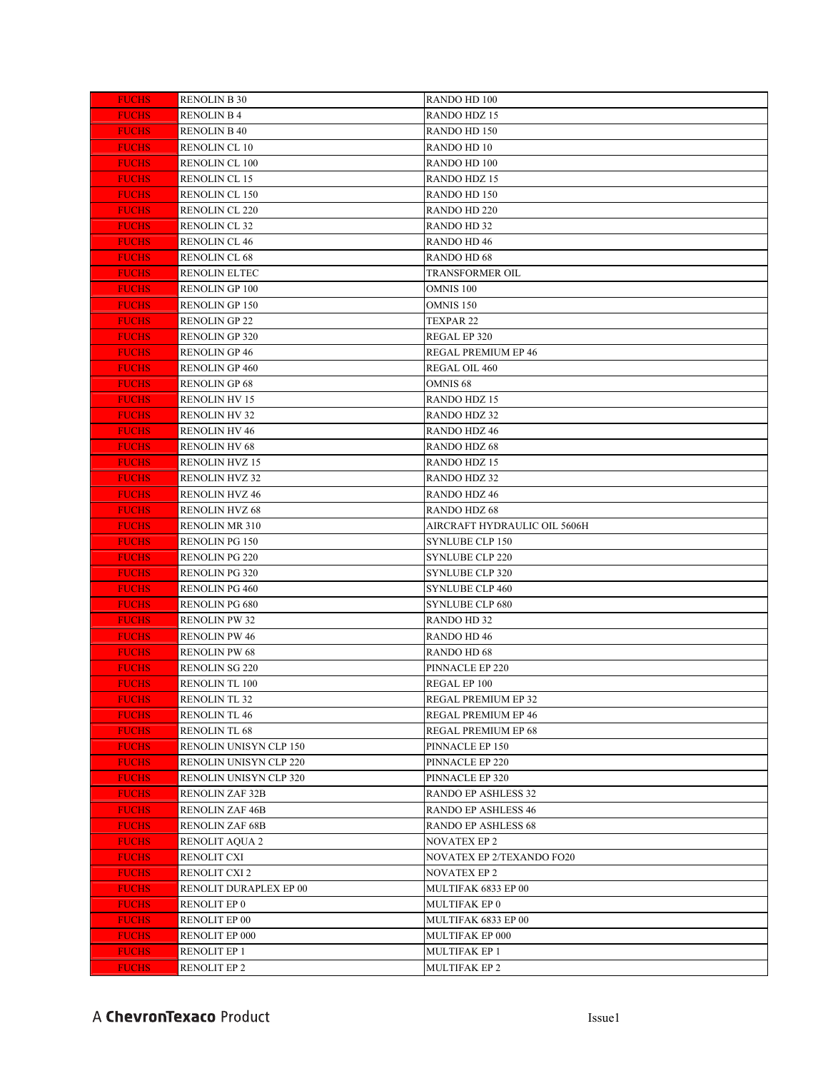| FUCHS | RENOLIN B 30 | RANDO HD 100 |
|---|---|---|
| FUCHS | RENOLIN B 4 | RANDO HDZ 15 |
| FUCHS | RENOLIN B 40 | RANDO HD 150 |
| FUCHS | RENOLIN CL 10 | RANDO HD 10 |
| FUCHS | RENOLIN CL 100 | RANDO HD 100 |
| FUCHS | RENOLIN CL 15 | RANDO HDZ 15 |
| FUCHS | RENOLIN CL 150 | RANDO HD 150 |
| FUCHS | RENOLIN CL 220 | RANDO HD 220 |
| FUCHS | RENOLIN CL 32 | RANDO HD 32 |
| FUCHS | RENOLIN CL 46 | RANDO HD 46 |
| FUCHS | RENOLIN CL 68 | RANDO HD 68 |
| FUCHS | RENOLIN ELTEC | TRANSFORMER OIL |
| FUCHS | RENOLIN GP 100 | OMNIS 100 |
| FUCHS | RENOLIN GP 150 | OMNIS 150 |
| FUCHS | RENOLIN GP 22 | TEXPAR 22 |
| FUCHS | RENOLIN GP 320 | REGAL EP 320 |
| FUCHS | RENOLIN GP 46 | REGAL PREMIUM EP 46 |
| FUCHS | RENOLIN GP 460 | REGAL OIL 460 |
| FUCHS | RENOLIN GP 68 | OMNIS 68 |
| FUCHS | RENOLIN HV 15 | RANDO HDZ 15 |
| FUCHS | RENOLIN HV 32 | RANDO HDZ 32 |
| FUCHS | RENOLIN HV 46 | RANDO HDZ 46 |
| FUCHS | RENOLIN HV 68 | RANDO HDZ 68 |
| FUCHS | RENOLIN HVZ 15 | RANDO HDZ 15 |
| FUCHS | RENOLIN HVZ 32 | RANDO HDZ 32 |
| FUCHS | RENOLIN HVZ 46 | RANDO HDZ 46 |
| FUCHS | RENOLIN HVZ 68 | RANDO HDZ 68 |
| FUCHS | RENOLIN MR 310 | AIRCRAFT HYDRAULIC OIL 5606H |
| FUCHS | RENOLIN PG 150 | SYNLUBE CLP 150 |
| FUCHS | RENOLIN PG 220 | SYNLUBE CLP 220 |
| FUCHS | RENOLIN PG 320 | SYNLUBE CLP 320 |
| FUCHS | RENOLIN PG 460 | SYNLUBE CLP 460 |
| FUCHS | RENOLIN PG 680 | SYNLUBE CLP 680 |
| FUCHS | RENOLIN PW 32 | RANDO HD 32 |
| FUCHS | RENOLIN PW 46 | RANDO HD 46 |
| FUCHS | RENOLIN PW 68 | RANDO HD 68 |
| FUCHS | RENOLIN SG 220 | PINNACLE EP 220 |
| FUCHS | RENOLIN TL 100 | REGAL EP 100 |
| FUCHS | RENOLIN TL 32 | REGAL PREMIUM EP 32 |
| FUCHS | RENOLIN TL 46 | REGAL PREMIUM EP 46 |
| FUCHS | RENOLIN TL 68 | REGAL PREMIUM EP 68 |
| FUCHS | RENOLIN UNISYN CLP 150 | PINNACLE EP 150 |
| FUCHS | RENOLIN UNISYN CLP 220 | PINNACLE EP 220 |
| FUCHS | RENOLIN UNISYN CLP 320 | PINNACLE EP 320 |
| FUCHS | RENOLIN ZAF 32B | RANDO EP ASHLESS 32 |
| FUCHS | RENOLIN ZAF 46B | RANDO EP ASHLESS 46 |
| FUCHS | RENOLIN ZAF 68B | RANDO EP ASHLESS 68 |
| FUCHS | RENOLIT AQUA 2 | NOVATEX EP 2 |
| FUCHS | RENOLIT CXI | NOVATEX EP 2/TEXANDO FO20 |
| FUCHS | RENOLIT CXI 2 | NOVATEX EP 2 |
| FUCHS | RENOLIT DURAPLEX EP 00 | MULTIFAK 6833 EP 00 |
| FUCHS | RENOLIT EP 0 | MULTIFAK EP 0 |
| FUCHS | RENOLIT EP 00 | MULTIFAK 6833 EP 00 |
| FUCHS | RENOLIT EP 000 | MULTIFAK EP 000 |
| FUCHS | RENOLIT EP 1 | MULTIFAK EP 1 |
| FUCHS | RENOLIT EP 2 | MULTIFAK EP 2 |

A **ChevronTexaco** Product

Issue1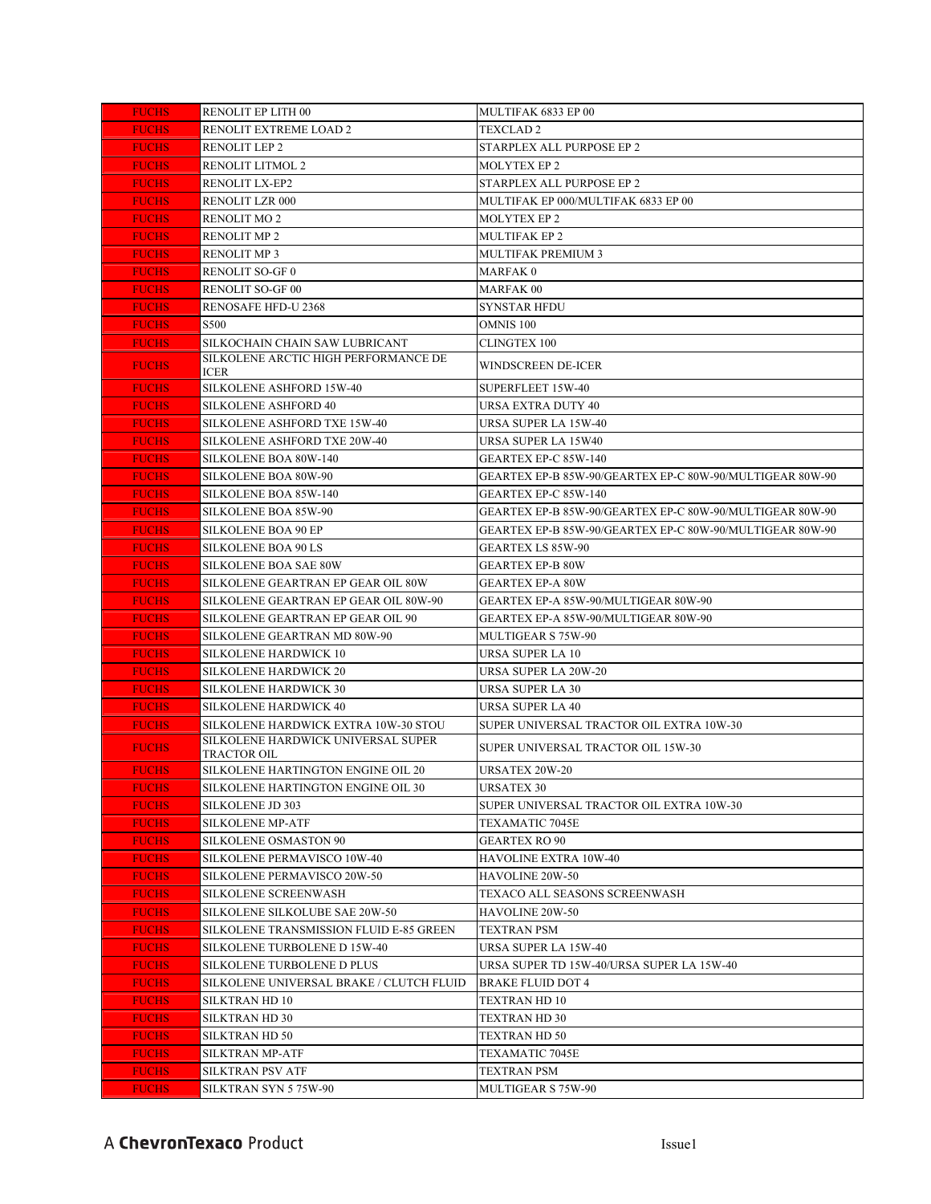| | | |
|---|---|---|
| FUCHS | RENOLIT EP LITH 00 | MULTIFAK 6833 EP 00 |
| FUCHS | RENOLIT EXTREME LOAD 2 | TEXCLAD 2 |
| FUCHS | RENOLIT LEP 2 | STARPLEX ALL PURPOSE EP 2 |
| FUCHS | RENOLIT LITMOL 2 | MOLYTEX EP 2 |
| FUCHS | RENOLIT LX-EP2 | STARPLEX ALL PURPOSE EP 2 |
| FUCHS | RENOLIT LZR 000 | MULTIFAK EP 000/MULTIFAK 6833 EP 00 |
| FUCHS | RENOLIT MO 2 | MOLYTEX EP 2 |
| FUCHS | RENOLIT MP 2 | MULTIFAK EP 2 |
| FUCHS | RENOLIT MP 3 | MULTIFAK PREMIUM 3 |
| FUCHS | RENOLIT SO-GF 0 | MARFAK 0 |
| FUCHS | RENOLIT SO-GF 00 | MARFAK 00 |
| FUCHS | RENOSAFE HFD-U 2368 | SYNSTAR HFDU |
| FUCHS | S500 | OMNIS 100 |
| FUCHS | SILKOCHAIN CHAIN SAW LUBRICANT | CLINGTEX 100 |
| FUCHS | SILKOLENE ARCTIC HIGH PERFORMANCE DE ICER | WINDSCREEN DE-ICER |
| FUCHS | SILKOLENE ASHFORD 15W-40 | SUPERFLEET 15W-40 |
| FUCHS | SILKOLENE ASHFORD 40 | URSA EXTRA DUTY 40 |
| FUCHS | SILKOLENE ASHFORD TXE 15W-40 | URSA SUPER LA 15W-40 |
| FUCHS | SILKOLENE ASHFORD TXE 20W-40 | URSA SUPER LA 15W40 |
| FUCHS | SILKOLENE BOA 80W-140 | GEARTEX EP-C 85W-140 |
| FUCHS | SILKOLENE BOA 80W-90 | GEARTEX EP-B 85W-90/GEARTEX EP-C 80W-90/MULTIGEAR 80W-90 |
| FUCHS | SILKOLENE BOA 85W-140 | GEARTEX EP-C 85W-140 |
| FUCHS | SILKOLENE BOA 85W-90 | GEARTEX EP-B 85W-90/GEARTEX EP-C 80W-90/MULTIGEAR 80W-90 |
| FUCHS | SILKOLENE BOA 90 EP | GEARTEX EP-B 85W-90/GEARTEX EP-C 80W-90/MULTIGEAR 80W-90 |
| FUCHS | SILKOLENE BOA 90 LS | GEARTEX LS 85W-90 |
| FUCHS | SILKOLENE BOA SAE 80W | GEARTEX EP-B 80W |
| FUCHS | SILKOLENE GEARTRAN EP GEAR OIL 80W | GEARTEX EP-A 80W |
| FUCHS | SILKOLENE GEARTRAN EP GEAR OIL 80W-90 | GEARTEX EP-A 85W-90/MULTIGEAR 80W-90 |
| FUCHS | SILKOLENE GEARTRAN EP GEAR OIL 90 | GEARTEX EP-A 85W-90/MULTIGEAR 80W-90 |
| FUCHS | SILKOLENE GEARTRAN MD 80W-90 | MULTIGEAR S 75W-90 |
| FUCHS | SILKOLENE HARDWICK 10 | URSA SUPER LA 10 |
| FUCHS | SILKOLENE HARDWICK 20 | URSA SUPER LA 20W-20 |
| FUCHS | SILKOLENE HARDWICK 30 | URSA SUPER LA 30 |
| FUCHS | SILKOLENE HARDWICK 40 | URSA SUPER LA 40 |
| FUCHS | SILKOLENE HARDWICK EXTRA 10W-30 STOU | SUPER UNIVERSAL TRACTOR OIL EXTRA 10W-30 |
| FUCHS | SILKOLENE HARDWICK UNIVERSAL SUPER TRACTOR OIL | SUPER UNIVERSAL TRACTOR OIL 15W-30 |
| FUCHS | SILKOLENE HARTINGTON ENGINE OIL 20 | URSATEX 20W-20 |
| FUCHS | SILKOLENE HARTINGTON ENGINE OIL 30 | URSATEX 30 |
| FUCHS | SILKOLENE JD 303 | SUPER UNIVERSAL TRACTOR OIL EXTRA 10W-30 |
| FUCHS | SILKOLENE MP-ATF | TEXAMATIC 7045E |
| FUCHS | SILKOLENE OSMASTON 90 | GEARTEX RO 90 |
| FUCHS | SILKOLENE PERMAVISCO 10W-40 | HAVOLINE EXTRA 10W-40 |
| FUCHS | SILKOLENE PERMAVISCO 20W-50 | HAVOLINE 20W-50 |
| FUCHS | SILKOLENE SCREENWASH | TEXACO ALL SEASONS SCREENWASH |
| FUCHS | SILKOLENE SILKOLUBE SAE 20W-50 | HAVOLINE 20W-50 |
| FUCHS | SILKOLENE TRANSMISSION FLUID E-85 GREEN | TEXTRAN PSM |
| FUCHS | SILKOLENE TURBOLENE D 15W-40 | URSA SUPER LA 15W-40 |
| FUCHS | SILKOLENE TURBOLENE D PLUS | URSA SUPER TD 15W-40/URSA SUPER LA 15W-40 |
| FUCHS | SILKOLENE UNIVERSAL BRAKE / CLUTCH FLUID | BRAKE FLUID DOT 4 |
| FUCHS | SILKTRAN HD 10 | TEXTRAN HD 10 |
| FUCHS | SILKTRAN HD 30 | TEXTRAN HD 30 |
| FUCHS | SILKTRAN HD 50 | TEXTRAN HD 50 |
| FUCHS | SILKTRAN MP-ATF | TEXAMATIC 7045E |
| FUCHS | SILKTRAN PSV ATF | TEXTRAN PSM |
| FUCHS | SILKTRAN SYN 5 75W-90 | MULTIGEAR S 75W-90 |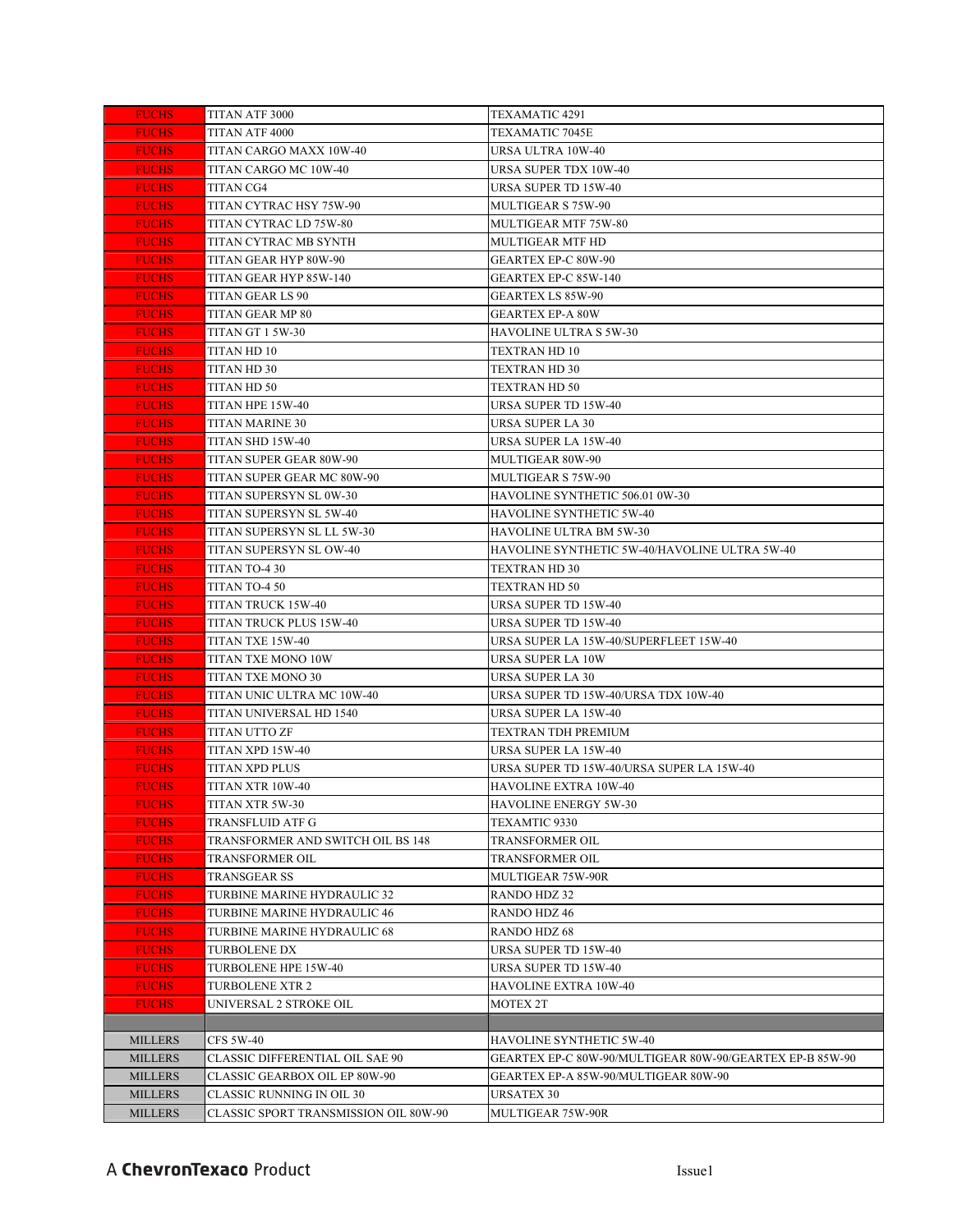| | | |
|---|---|---|
| FUCHS | TITAN ATF 3000 | TEXAMATIC 4291 |
| FUCHS | TITAN ATF 4000 | TEXAMATIC 7045E |
| FUCHS | TITAN CARGO MAXX 10W-40 | URSA ULTRA 10W-40 |
| FUCHS | TITAN CARGO MC 10W-40 | URSA SUPER TDX 10W-40 |
| FUCHS | TITAN CG4 | URSA SUPER TD 15W-40 |
| FUCHS | TITAN CYTRAC HSY 75W-90 | MULTIGEAR S 75W-90 |
| FUCHS | TITAN CYTRAC LD 75W-80 | MULTIGEAR MTF 75W-80 |
| FUCHS | TITAN CYTRAC MB SYNTH | MULTIGEAR MTF HD |
| FUCHS | TITAN GEAR HYP 80W-90 | GEARTEX EP-C 80W-90 |
| FUCHS | TITAN GEAR HYP 85W-140 | GEARTEX EP-C 85W-140 |
| FUCHS | TITAN GEAR LS 90 | GEARTEX LS 85W-90 |
| FUCHS | TITAN GEAR MP 80 | GEARTEX EP-A 80W |
| FUCHS | TITAN GT 1 5W-30 | HAVOLINE ULTRA S 5W-30 |
| FUCHS | TITAN HD 10 | TEXTRAN HD 10 |
| FUCHS | TITAN HD 30 | TEXTRAN HD 30 |
| FUCHS | TITAN HD 50 | TEXTRAN HD 50 |
| FUCHS | TITAN HPE 15W-40 | URSA SUPER TD 15W-40 |
| FUCHS | TITAN MARINE 30 | URSA SUPER LA 30 |
| FUCHS | TITAN SHD 15W-40 | URSA SUPER LA 15W-40 |
| FUCHS | TITAN SUPER GEAR 80W-90 | MULTIGEAR 80W-90 |
| FUCHS | TITAN SUPER GEAR MC 80W-90 | MULTIGEAR S 75W-90 |
| FUCHS | TITAN SUPERSYN SL 0W-30 | HAVOLINE SYNTHETIC 506.01 0W-30 |
| FUCHS | TITAN SUPERSYN SL 5W-40 | HAVOLINE SYNTHETIC 5W-40 |
| FUCHS | TITAN SUPERSYN SL LL 5W-30 | HAVOLINE ULTRA BM 5W-30 |
| FUCHS | TITAN SUPERSYN SL OW-40 | HAVOLINE SYNTHETIC 5W-40/HAVOLINE ULTRA 5W-40 |
| FUCHS | TITAN TO-4 30 | TEXTRAN HD 30 |
| FUCHS | TITAN TO-4 50 | TEXTRAN HD 50 |
| FUCHS | TITAN TRUCK 15W-40 | URSA SUPER TD 15W-40 |
| FUCHS | TITAN TRUCK PLUS 15W-40 | URSA SUPER TD 15W-40 |
| FUCHS | TITAN TXE 15W-40 | URSA SUPER LA 15W-40/SUPERFLEET 15W-40 |
| FUCHS | TITAN TXE MONO 10W | URSA SUPER LA 10W |
| FUCHS | TITAN TXE MONO 30 | URSA SUPER LA 30 |
| FUCHS | TITAN UNIC ULTRA MC 10W-40 | URSA SUPER TD 15W-40/URSA TDX 10W-40 |
| FUCHS | TITAN UNIVERSAL HD 1540 | URSA SUPER LA 15W-40 |
| FUCHS | TITAN UTTO ZF | TEXTRAN TDH PREMIUM |
| FUCHS | TITAN XPD 15W-40 | URSA SUPER LA 15W-40 |
| FUCHS | TITAN XPD PLUS | URSA SUPER TD 15W-40/URSA SUPER LA 15W-40 |
| FUCHS | TITAN XTR 10W-40 | HAVOLINE EXTRA 10W-40 |
| FUCHS | TITAN XTR 5W-30 | HAVOLINE ENERGY 5W-30 |
| FUCHS | TRANSFLUID ATF G | TEXAMTIC 9330 |
| FUCHS | TRANSFORMER AND SWITCH OIL BS 148 | TRANSFORMER OIL |
| FUCHS | TRANSFORMER OIL | TRANSFORMER OIL |
| FUCHS | TRANSGEAR SS | MULTIGEAR 75W-90R |
| FUCHS | TURBINE MARINE HYDRAULIC 32 | RANDO HDZ 32 |
| FUCHS | TURBINE MARINE HYDRAULIC 46 | RANDO HDZ 46 |
| FUCHS | TURBINE MARINE HYDRAULIC 68 | RANDO HDZ 68 |
| FUCHS | TURBOLENE DX | URSA SUPER TD 15W-40 |
| FUCHS | TURBOLENE HPE 15W-40 | URSA SUPER TD 15W-40 |
| FUCHS | TURBOLENE XTR 2 | HAVOLINE EXTRA 10W-40 |
| FUCHS | UNIVERSAL 2 STROKE OIL | MOTEX 2T |
| | | |
| MILLERS | CFS 5W-40 | HAVOLINE SYNTHETIC 5W-40 |
| MILLERS | CLASSIC DIFFERENTIAL OIL SAE 90 | GEARTEX EP-C 80W-90/MULTIGEAR 80W-90/GEARTEX EP-B 85W-90 |
| MILLERS | CLASSIC GEARBOX OIL EP 80W-90 | GEARTEX EP-A 85W-90/MULTIGEAR 80W-90 |
| MILLERS | CLASSIC RUNNING IN OIL 30 | URSATEX 30 |
| MILLERS | CLASSIC SPORT TRANSMISSION OIL 80W-90 | MULTIGEAR 75W-90R |

A **ChevronTexaco** Product

Issue1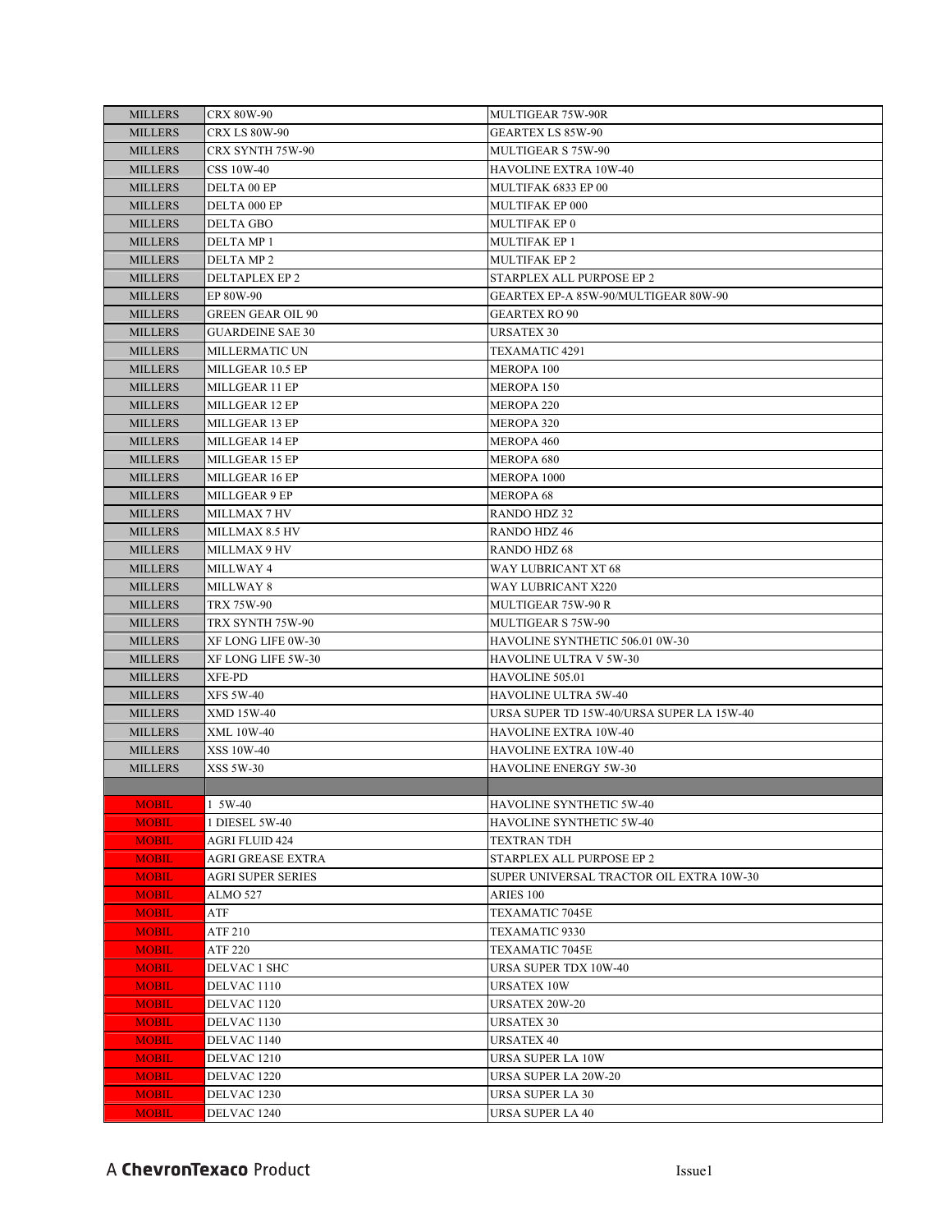| | | |
|---|---|---|
| MILLERS | CRX 80W-90 | MULTIGEAR 75W-90R |
| MILLERS | CRX LS 80W-90 | GEARTEX LS 85W-90 |
| MILLERS | CRX SYNTH 75W-90 | MULTIGEAR S 75W-90 |
| MILLERS | CSS 10W-40 | HAVOLINE EXTRA 10W-40 |
| MILLERS | DELTA 00 EP | MULTIFAK 6833 EP 00 |
| MILLERS | DELTA 000 EP | MULTIFAK EP 000 |
| MILLERS | DELTA GBO | MULTIFAK EP 0 |
| MILLERS | DELTA MP 1 | MULTIFAK EP 1 |
| MILLERS | DELTA MP 2 | MULTIFAK EP 2 |
| MILLERS | DELTAPLEX EP 2 | STARPLEX ALL PURPOSE EP 2 |
| MILLERS | EP 80W-90 | GEARTEX EP-A 85W-90/MULTIGEAR 80W-90 |
| MILLERS | GREEN GEAR OIL 90 | GEARTEX RO 90 |
| MILLERS | GUARDEINE SAE 30 | URSATEX 30 |
| MILLERS | MILLERMATIC UN | TEXAMATIC 4291 |
| MILLERS | MILLGEAR 10.5 EP | MEROPA 100 |
| MILLERS | MILLGEAR 11 EP | MEROPA 150 |
| MILLERS | MILLGEAR 12 EP | MEROPA 220 |
| MILLERS | MILLGEAR 13 EP | MEROPA 320 |
| MILLERS | MILLGEAR 14 EP | MEROPA 460 |
| MILLERS | MILLGEAR 15 EP | MEROPA 680 |
| MILLERS | MILLGEAR 16 EP | MEROPA 1000 |
| MILLERS | MILLGEAR 9 EP | MEROPA 68 |
| MILLERS | MILLMAX 7 HV | RANDO HDZ 32 |
| MILLERS | MILLMAX 8.5 HV | RANDO HDZ 46 |
| MILLERS | MILLMAX 9 HV | RANDO HDZ 68 |
| MILLERS | MILLWAY 4 | WAY LUBRICANT XT 68 |
| MILLERS | MILLWAY 8 | WAY LUBRICANT X220 |
| MILLERS | TRX 75W-90 | MULTIGEAR 75W-90 R |
| MILLERS | TRX SYNTH 75W-90 | MULTIGEAR S 75W-90 |
| MILLERS | XF LONG LIFE 0W-30 | HAVOLINE SYNTHETIC 506.01 0W-30 |
| MILLERS | XF LONG LIFE 5W-30 | HAVOLINE ULTRA V 5W-30 |
| MILLERS | XFE-PD | HAVOLINE 505.01 |
| MILLERS | XFS 5W-40 | HAVOLINE ULTRA 5W-40 |
| MILLERS | XMD 15W-40 | URSA SUPER TD 15W-40/URSA SUPER LA 15W-40 |
| MILLERS | XML 10W-40 | HAVOLINE EXTRA 10W-40 |
| MILLERS | XSS 10W-40 | HAVOLINE EXTRA 10W-40 |
| MILLERS | XSS 5W-30 | HAVOLINE ENERGY 5W-30 |
| | | |
| MOBIL | 1 5W-40 | HAVOLINE SYNTHETIC 5W-40 |
| MOBIL | 1 DIESEL 5W-40 | HAVOLINE SYNTHETIC 5W-40 |
| MOBIL | AGRI FLUID 424 | TEXTRAN TDH |
| MOBIL | AGRI GREASE EXTRA | STARPLEX ALL PURPOSE EP 2 |
| MOBIL | AGRI SUPER SERIES | SUPER UNIVERSAL TRACTOR OIL EXTRA 10W-30 |
| MOBIL | ALMO 527 | ARIES 100 |
| MOBIL | ATF | TEXAMATIC 7045E |
| MOBIL | ATF 210 | TEXAMATIC 9330 |
| MOBIL | ATF 220 | TEXAMATIC 7045E |
| MOBIL | DELVAC 1 SHC | URSA SUPER TDX 10W-40 |
| MOBIL | DELVAC 1110 | URSATEX 10W |
| MOBIL | DELVAC 1120 | URSATEX 20W-20 |
| MOBIL | DELVAC 1130 | URSATEX 30 |
| MOBIL | DELVAC 1140 | URSATEX 40 |
| MOBIL | DELVAC 1210 | URSA SUPER LA 10W |
| MOBIL | DELVAC 1220 | URSA SUPER LA 20W-20 |
| MOBIL | DELVAC 1230 | URSA SUPER LA 30 |
| MOBIL | DELVAC 1240 | URSA SUPER LA 40 |

A **ChevronTexaco** Product

Issue1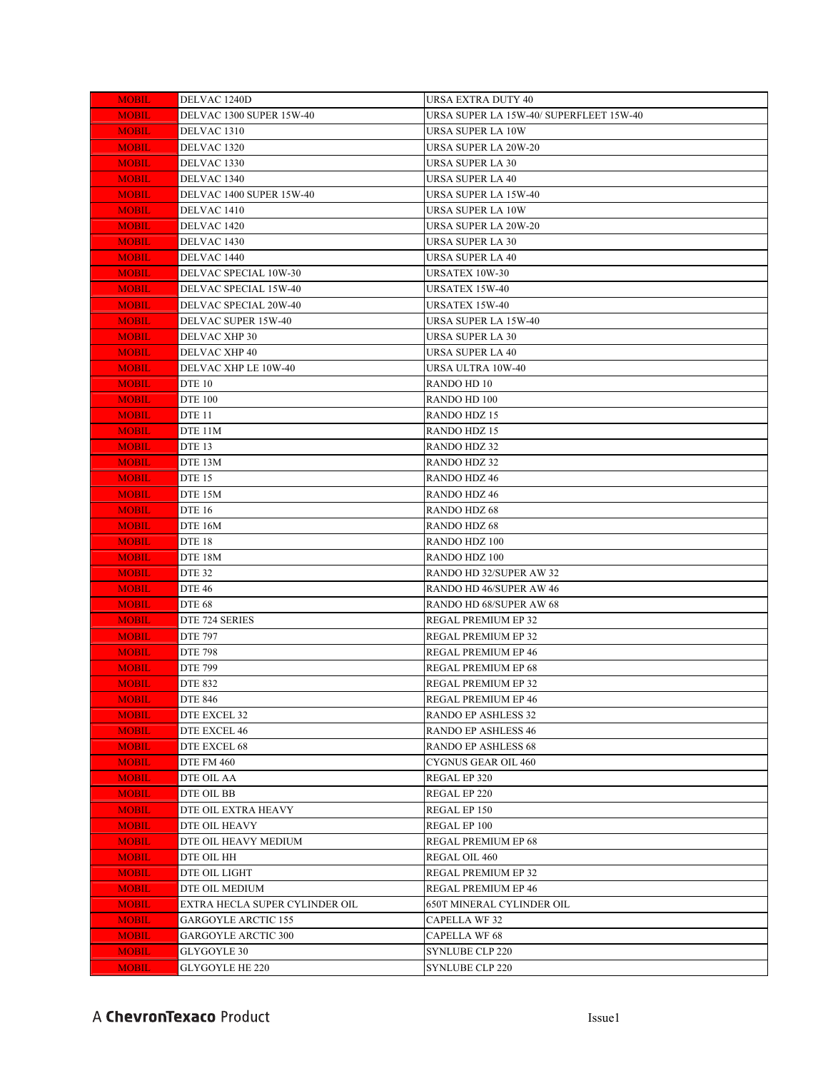| MOBIL | DELVAC 1240D | URSA EXTRA DUTY 40 |
|---|---|---|
| MOBIL | DELVAC 1300 SUPER 15W-40 | URSA SUPER LA 15W-40/ SUPERFLEET 15W-40 |
| MOBIL | DELVAC 1310 | URSA SUPER LA 10W |
| MOBIL | DELVAC 1320 | URSA SUPER LA 20W-20 |
| MOBIL | DELVAC 1330 | URSA SUPER LA 30 |
| MOBIL | DELVAC 1340 | URSA SUPER LA 40 |
| MOBIL | DELVAC 1400 SUPER 15W-40 | URSA SUPER LA 15W-40 |
| MOBIL | DELVAC 1410 | URSA SUPER LA 10W |
| MOBIL | DELVAC 1420 | URSA SUPER LA 20W-20 |
| MOBIL | DELVAC 1430 | URSA SUPER LA 30 |
| MOBIL | DELVAC 1440 | URSA SUPER LA 40 |
| MOBIL | DELVAC SPECIAL 10W-30 | URSATEX 10W-30 |
| MOBIL | DELVAC SPECIAL 15W-40 | URSATEX 15W-40 |
| MOBIL | DELVAC SPECIAL 20W-40 | URSATEX 15W-40 |
| MOBIL | DELVAC SUPER 15W-40 | URSA SUPER LA 15W-40 |
| MOBIL | DELVAC XHP 30 | URSA SUPER LA 30 |
| MOBIL | DELVAC XHP 40 | URSA SUPER LA 40 |
| MOBIL | DELVAC XHP LE 10W-40 | URSA ULTRA 10W-40 |
| MOBIL | DTE 10 | RANDO HD 10 |
| MOBIL | DTE 100 | RANDO HD 100 |
| MOBIL | DTE 11 | RANDO HDZ 15 |
| MOBIL | DTE 11M | RANDO HDZ 15 |
| MOBIL | DTE 13 | RANDO HDZ 32 |
| MOBIL | DTE 13M | RANDO HDZ 32 |
| MOBIL | DTE 15 | RANDO HDZ 46 |
| MOBIL | DTE 15M | RANDO HDZ 46 |
| MOBIL | DTE 16 | RANDO HDZ 68 |
| MOBIL | DTE 16M | RANDO HDZ 68 |
| MOBIL | DTE 18 | RANDO HDZ 100 |
| MOBIL | DTE 18M | RANDO HDZ 100 |
| MOBIL | DTE 32 | RANDO HD 32/SUPER AW 32 |
| MOBIL | DTE 46 | RANDO HD 46/SUPER AW 46 |
| MOBIL | DTE 68 | RANDO HD 68/SUPER AW 68 |
| MOBIL | DTE 724 SERIES | REGAL PREMIUM EP 32 |
| MOBIL | DTE 797 | REGAL PREMIUM EP 32 |
| MOBIL | DTE 798 | REGAL PREMIUM EP 46 |
| MOBIL | DTE 799 | REGAL PREMIUM EP 68 |
| MOBIL | DTE 832 | REGAL PREMIUM EP 32 |
| MOBIL | DTE 846 | REGAL PREMIUM EP 46 |
| MOBIL | DTE EXCEL 32 | RANDO EP ASHLESS 32 |
| MOBIL | DTE EXCEL 46 | RANDO EP ASHLESS 46 |
| MOBIL | DTE EXCEL 68 | RANDO EP ASHLESS 68 |
| MOBIL | DTE FM 460 | CYGNUS GEAR OIL 460 |
| MOBIL | DTE OIL AA | REGAL EP 320 |
| MOBIL | DTE OIL BB | REGAL EP 220 |
| MOBIL | DTE OIL EXTRA HEAVY | REGAL EP 150 |
| MOBIL | DTE OIL HEAVY | REGAL EP 100 |
| MOBIL | DTE OIL HEAVY MEDIUM | REGAL PREMIUM EP 68 |
| MOBIL | DTE OIL HH | REGAL OIL 460 |
| MOBIL | DTE OIL LIGHT | REGAL PREMIUM EP 32 |
| MOBIL | DTE OIL MEDIUM | REGAL PREMIUM EP 46 |
| MOBIL | EXTRA HECLA SUPER CYLINDER OIL | 650T MINERAL CYLINDER OIL |
| MOBIL | GARGOYLE ARCTIC 155 | CAPELLA WF 32 |
| MOBIL | GARGOYLE ARCTIC 300 | CAPELLA WF 68 |
| MOBIL | GLYGOYLE 30 | SYNLUBE CLP 220 |
| MOBIL | GLYGOYLE HE 220 | SYNLUBE CLP 220 |

A **ChevronTexaco** Product

Issue1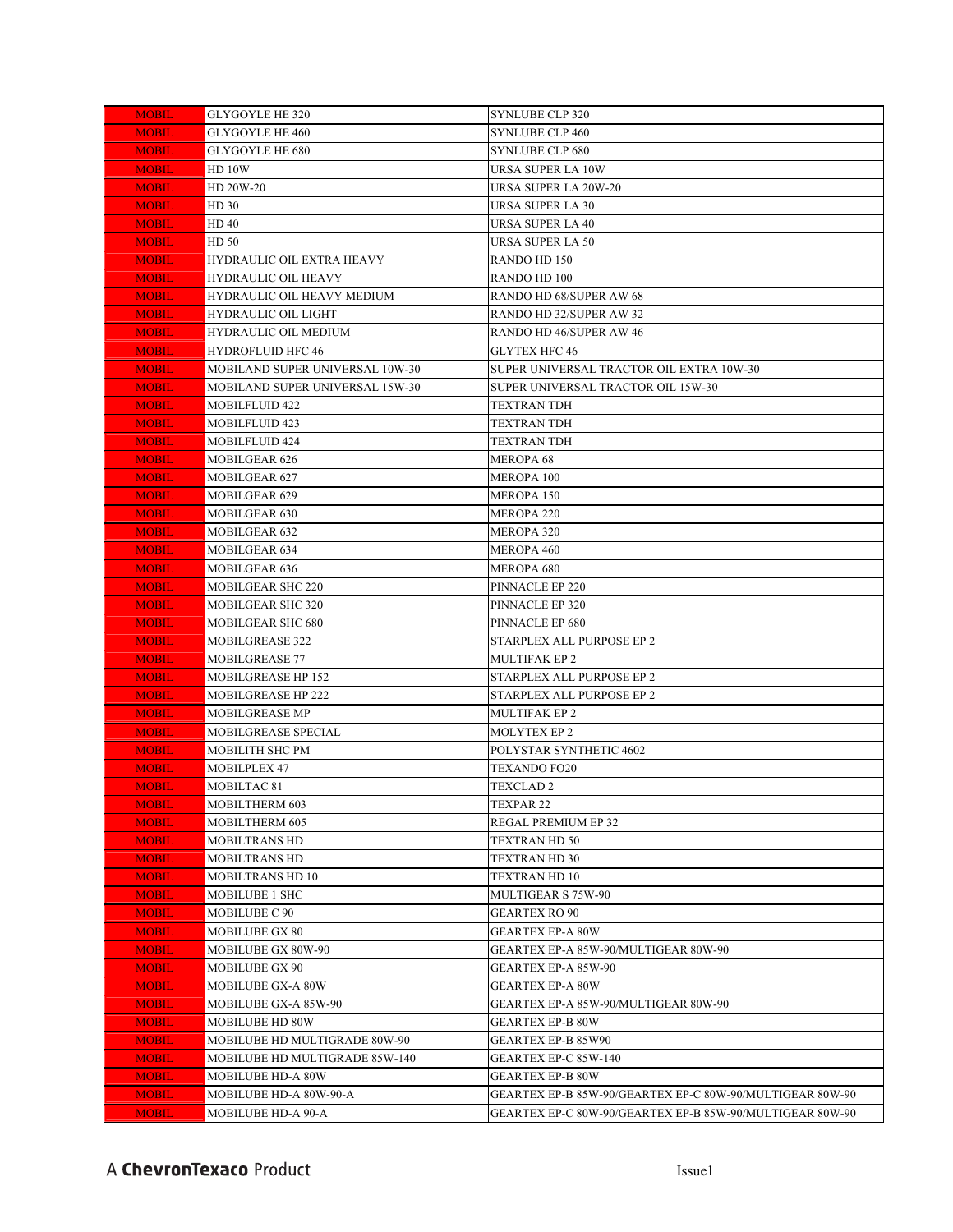| MOBIL | GLYGOYLE HE 320 | SYNLUBE CLP 320 |
|---|---|---|
| MOBIL | GLYGOYLE HE 460 | SYNLUBE CLP 460 |
| MOBIL | GLYGOYLE HE 680 | SYNLUBE CLP 680 |
| MOBIL | HD 10W | URSA SUPER LA 10W |
| MOBIL | HD 20W-20 | URSA SUPER LA 20W-20 |
| MOBIL | HD 30 | URSA SUPER LA 30 |
| MOBIL | HD 40 | URSA SUPER LA 40 |
| MOBIL | HD 50 | URSA SUPER LA 50 |
| MOBIL | HYDRAULIC OIL EXTRA HEAVY | RANDO HD 150 |
| MOBIL | HYDRAULIC OIL HEAVY | RANDO HD 100 |
| MOBIL | HYDRAULIC OIL HEAVY MEDIUM | RANDO HD 68/SUPER AW 68 |
| MOBIL | HYDRAULIC OIL LIGHT | RANDO HD 32/SUPER AW 32 |
| MOBIL | HYDRAULIC OIL MEDIUM | RANDO HD 46/SUPER AW 46 |
| MOBIL | HYDROFLUID HFC 46 | GLYTEX HFC 46 |
| MOBIL | MOBILAND SUPER UNIVERSAL 10W-30 | SUPER UNIVERSAL TRACTOR OIL EXTRA 10W-30 |
| MOBIL | MOBILAND SUPER UNIVERSAL 15W-30 | SUPER UNIVERSAL TRACTOR OIL 15W-30 |
| MOBIL | MOBILFLUID 422 | TEXTRAN TDH |
| MOBIL | MOBILFLUID 423 | TEXTRAN TDH |
| MOBIL | MOBILFLUID 424 | TEXTRAN TDH |
| MOBIL | MOBILGEAR 626 | MEROPA 68 |
| MOBIL | MOBILGEAR 627 | MEROPA 100 |
| MOBIL | MOBILGEAR 629 | MEROPA 150 |
| MOBIL | MOBILGEAR 630 | MEROPA 220 |
| MOBIL | MOBILGEAR 632 | MEROPA 320 |
| MOBIL | MOBILGEAR 634 | MEROPA 460 |
| MOBIL | MOBILGEAR 636 | MEROPA 680 |
| MOBIL | MOBILGEAR SHC 220 | PINNACLE EP 220 |
| MOBIL | MOBILGEAR SHC 320 | PINNACLE EP 320 |
| MOBIL | MOBILGEAR SHC 680 | PINNACLE EP 680 |
| MOBIL | MOBILGREASE 322 | STARPLEX ALL PURPOSE EP 2 |
| MOBIL | MOBILGREASE 77 | MULTIFAK EP 2 |
| MOBIL | MOBILGREASE HP 152 | STARPLEX ALL PURPOSE EP 2 |
| MOBIL | MOBILGREASE HP 222 | STARPLEX ALL PURPOSE EP 2 |
| MOBIL | MOBILGREASE MP | MULTIFAK EP 2 |
| MOBIL | MOBILGREASE SPECIAL | MOLYTEX EP 2 |
| MOBIL | MOBILITH SHC PM | POLYSTAR SYNTHETIC 4602 |
| MOBIL | MOBILPLEX 47 | TEXANDO FO20 |
| MOBIL | MOBILTAC 81 | TEXCLAD 2 |
| MOBIL | MOBILTHERM 603 | TEXPAR 22 |
| MOBIL | MOBILTHERM 605 | REGAL PREMIUM EP 32 |
| MOBIL | MOBILTRANS HD | TEXTRAN HD 50 |
| MOBIL | MOBILTRANS HD | TEXTRAN HD 30 |
| MOBIL | MOBILTRANS HD 10 | TEXTRAN HD 10 |
| MOBIL | MOBILUBE 1 SHC | MULTIGEAR S 75W-90 |
| MOBIL | MOBILUBE C 90 | GEARTEX RO 90 |
| MOBIL | MOBILUBE GX 80 | GEARTEX EP-A 80W |
| MOBIL | MOBILUBE GX 80W-90 | GEARTEX EP-A 85W-90/MULTIGEAR 80W-90 |
| MOBIL | MOBILUBE GX 90 | GEARTEX EP-A 85W-90 |
| MOBIL | MOBILUBE GX-A 80W | GEARTEX EP-A 80W |
| MOBIL | MOBILUBE GX-A 85W-90 | GEARTEX EP-A 85W-90/MULTIGEAR 80W-90 |
| MOBIL | MOBILUBE HD 80W | GEARTEX EP-B 80W |
| MOBIL | MOBILUBE HD MULTIGRADE 80W-90 | GEARTEX EP-B 85W90 |
| MOBIL | MOBILUBE HD MULTIGRADE 85W-140 | GEARTEX EP-C 85W-140 |
| MOBIL | MOBILUBE HD-A 80W | GEARTEX EP-B 80W |
| MOBIL | MOBILUBE HD-A 80W-90-A | GEARTEX EP-B 85W-90/GEARTEX EP-C 80W-90/MULTIGEAR 80W-90 |
| MOBIL | MOBILUBE HD-A 90-A | GEARTEX EP-C 80W-90/GEARTEX EP-B 85W-90/MULTIGEAR 80W-90 |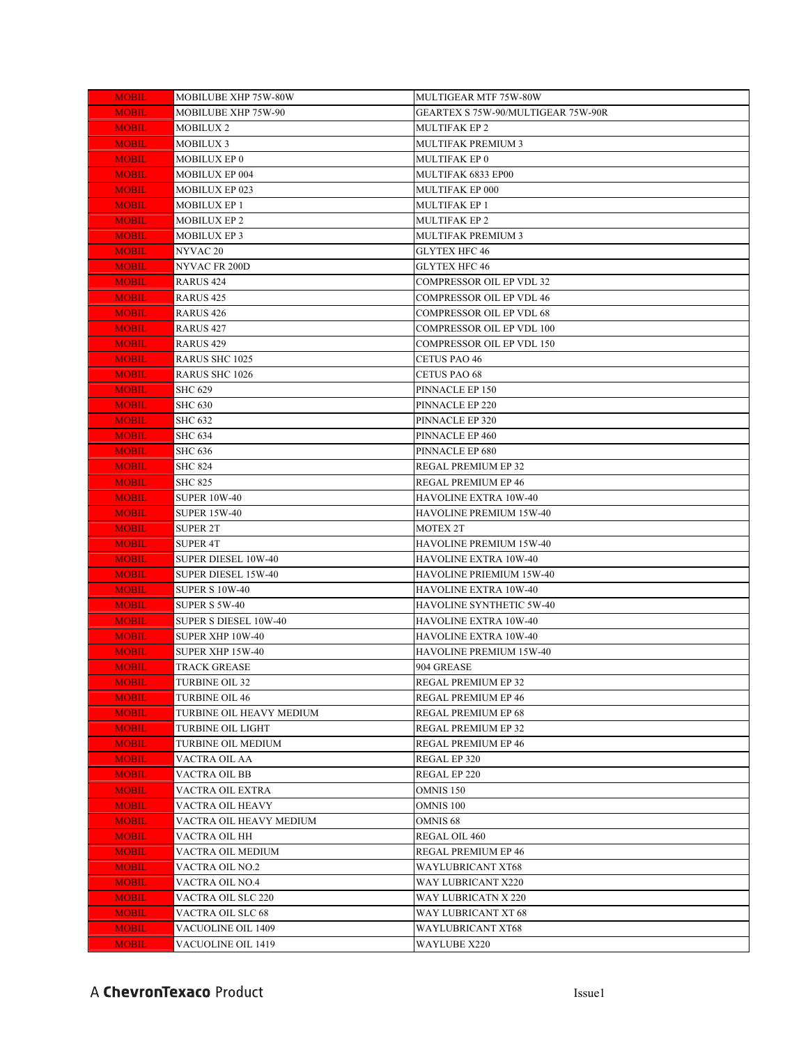| MOBIL | MOBILUBE XHP 75W-80W | MULTIGEAR MTF 75W-80W |
|---|---|---|
| MOBIL | MOBILUBE XHP 75W-90 | GEARTEX S 75W-90/MULTIGEAR 75W-90R |
| MOBIL | MOBILUX 2 | MULTIFAK EP 2 |
| MOBIL | MOBILUX 3 | MULTIFAK PREMIUM 3 |
| MOBIL | MOBILUX EP 0 | MULTIFAK EP 0 |
| MOBIL | MOBILUX EP 004 | MULTIFAK 6833 EP00 |
| MOBIL | MOBILUX EP 023 | MULTIFAK EP 000 |
| MOBIL | MOBILUX EP 1 | MULTIFAK EP 1 |
| MOBIL | MOBILUX EP 2 | MULTIFAK EP 2 |
| MOBIL | MOBILUX EP 3 | MULTIFAK PREMIUM 3 |
| MOBIL | NYVAC 20 | GLYTEX HFC 46 |
| MOBIL | NYVAC FR 200D | GLYTEX HFC 46 |
| MOBIL | RARUS 424 | COMPRESSOR OIL EP VDL 32 |
| MOBIL | RARUS 425 | COMPRESSOR OIL EP VDL 46 |
| MOBIL | RARUS 426 | COMPRESSOR OIL EP VDL 68 |
| MOBIL | RARUS 427 | COMPRESSOR OIL EP VDL 100 |
| MOBIL | RARUS 429 | COMPRESSOR OIL EP VDL 150 |
| MOBIL | RARUS SHC 1025 | CETUS PAO 46 |
| MOBIL | RARUS SHC 1026 | CETUS PAO 68 |
| MOBIL | SHC 629 | PINNACLE EP 150 |
| MOBIL | SHC 630 | PINNACLE EP 220 |
| MOBIL | SHC 632 | PINNACLE EP 320 |
| MOBIL | SHC 634 | PINNACLE EP 460 |
| MOBIL | SHC 636 | PINNACLE EP 680 |
| MOBIL | SHC 824 | REGAL PREMIUM EP 32 |
| MOBIL | SHC 825 | REGAL PREMIUM EP 46 |
| MOBIL | SUPER 10W-40 | HAVOLINE EXTRA 10W-40 |
| MOBIL | SUPER 15W-40 | HAVOLINE PREMIUM 15W-40 |
| MOBIL | SUPER 2T | MOTEX 2T |
| MOBIL | SUPER 4T | HAVOLINE PREMIUM 15W-40 |
| MOBIL | SUPER DIESEL 10W-40 | HAVOLINE EXTRA 10W-40 |
| MOBIL | SUPER DIESEL 15W-40 | HAVOLINE PRIEMIUM 15W-40 |
| MOBIL | SUPER S 10W-40 | HAVOLINE EXTRA 10W-40 |
| MOBIL | SUPER S 5W-40 | HAVOLINE SYNTHETIC 5W-40 |
| MOBIL | SUPER S DIESEL 10W-40 | HAVOLINE EXTRA 10W-40 |
| MOBIL | SUPER XHP 10W-40 | HAVOLINE EXTRA 10W-40 |
| MOBIL | SUPER XHP 15W-40 | HAVOLINE PREMIUM 15W-40 |
| MOBIL | TRACK GREASE | 904 GREASE |
| MOBIL | TURBINE OIL 32 | REGAL PREMIUM EP 32 |
| MOBIL | TURBINE OIL 46 | REGAL PREMIUM EP 46 |
| MOBIL | TURBINE OIL HEAVY MEDIUM | REGAL PREMIUM EP 68 |
| MOBIL | TURBINE OIL LIGHT | REGAL PREMIUM EP 32 |
| MOBIL | TURBINE OIL MEDIUM | REGAL PREMIUM EP 46 |
| MOBIL | VACTRA OIL AA | REGAL EP 320 |
| MOBIL | VACTRA OIL BB | REGAL EP 220 |
| MOBIL | VACTRA OIL EXTRA | OMNIS 150 |
| MOBIL | VACTRA OIL HEAVY | OMNIS 100 |
| MOBIL | VACTRA OIL HEAVY MEDIUM | OMNIS 68 |
| MOBIL | VACTRA OIL HH | REGAL OIL 460 |
| MOBIL | VACTRA OIL MEDIUM | REGAL PREMIUM EP 46 |
| MOBIL | VACTRA OIL NO.2 | WAYLUBRICANT XT68 |
| MOBIL | VACTRA OIL NO.4 | WAY LUBRICANT X220 |
| MOBIL | VACTRA OIL SLC 220 | WAY LUBRICATN X 220 |
| MOBIL | VACTRA OIL SLC 68 | WAY LUBRICANT XT 68 |
| MOBIL | VACUOLINE OIL 1409 | WAYLUBRICANT XT68 |
| MOBIL | VACUOLINE OIL 1419 | WAYLUBE X220 |

A **ChevronTexaco** Product

Issue1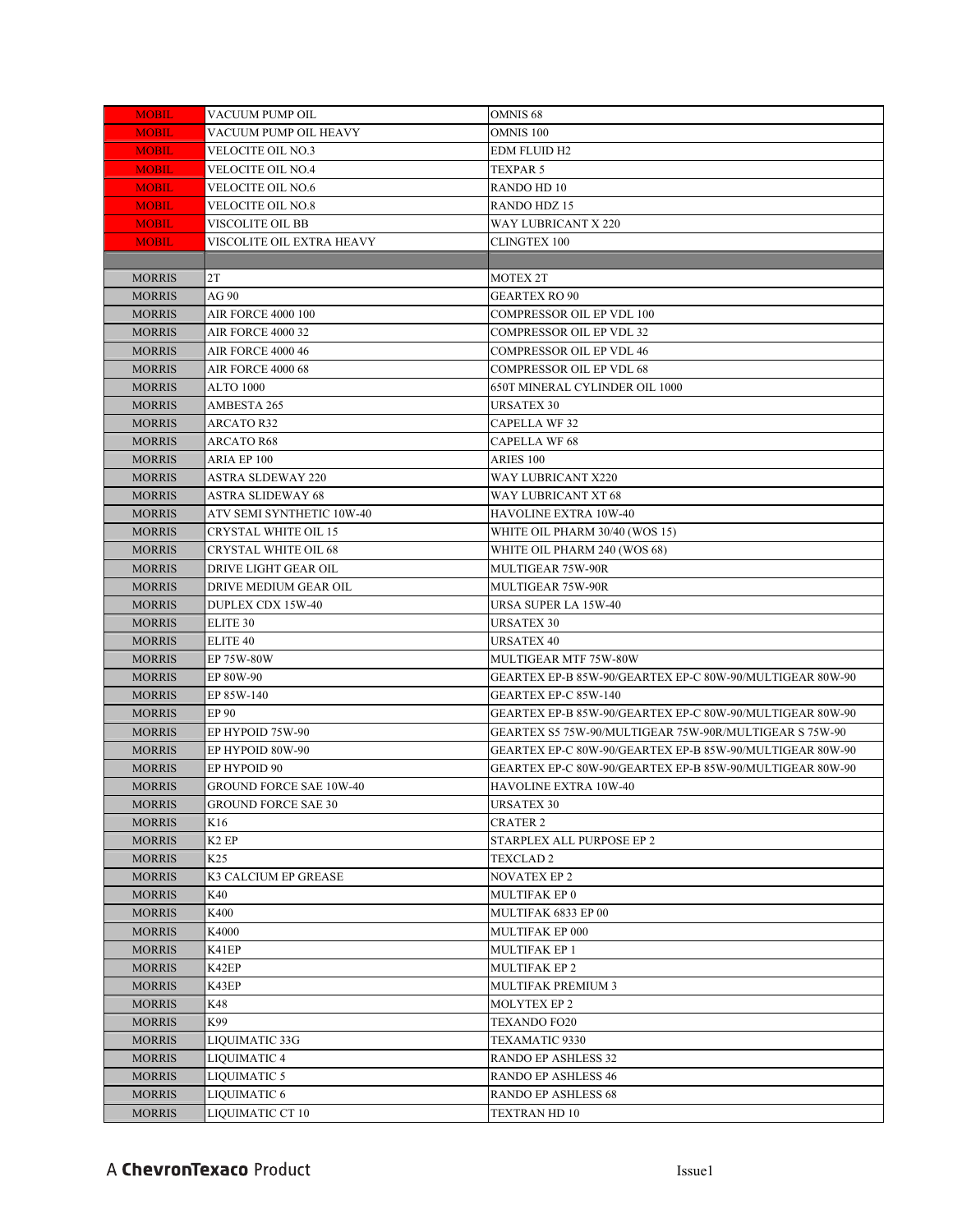| | | |
|---|---|---|
| MOBIL | VACUUM PUMP OIL | OMNIS 68 |
| MOBIL | VACUUM PUMP OIL HEAVY | OMNIS 100 |
| MOBIL | VELOCITE OIL NO.3 | EDM FLUID H2 |
| MOBIL | VELOCITE OIL NO.4 | TEXPAR 5 |
| MOBIL | VELOCITE OIL NO.6 | RANDO HD 10 |
| MOBIL | VELOCITE OIL NO.8 | RANDO HDZ 15 |
| MOBIL | VISCOLITE OIL BB | WAY LUBRICANT X 220 |
| MOBIL | VISCOLITE OIL EXTRA HEAVY | CLINGTEX 100 |
| | | |
| MORRIS | 2T | MOTEX 2T |
| MORRIS | AG 90 | GEARTEX RO 90 |
| MORRIS | AIR FORCE 4000 100 | COMPRESSOR OIL EP VDL 100 |
| MORRIS | AIR FORCE 4000 32 | COMPRESSOR OIL EP VDL 32 |
| MORRIS | AIR FORCE 4000 46 | COMPRESSOR OIL EP VDL 46 |
| MORRIS | AIR FORCE 4000 68 | COMPRESSOR OIL EP VDL 68 |
| MORRIS | ALTO 1000 | 650T MINERAL CYLINDER OIL 1000 |
| MORRIS | AMBESTA 265 | URSATEX 30 |
| MORRIS | ARCATO R32 | CAPELLA WF 32 |
| MORRIS | ARCATO R68 | CAPELLA WF 68 |
| MORRIS | ARIA EP 100 | ARIES 100 |
| MORRIS | ASTRA SLDEWAY 220 | WAY LUBRICANT X220 |
| MORRIS | ASTRA SLIDEWAY 68 | WAY LUBRICANT XT 68 |
| MORRIS | ATV SEMI SYNTHETIC 10W-40 | HAVOLINE EXTRA 10W-40 |
| MORRIS | CRYSTAL WHITE OIL 15 | WHITE OIL PHARM 30/40 (WOS 15) |
| MORRIS | CRYSTAL WHITE OIL 68 | WHITE OIL PHARM 240 (WOS 68) |
| MORRIS | DRIVE LIGHT GEAR OIL | MULTIGEAR 75W-90R |
| MORRIS | DRIVE MEDIUM GEAR OIL | MULTIGEAR 75W-90R |
| MORRIS | DUPLEX CDX 15W-40 | URSA SUPER LA 15W-40 |
| MORRIS | ELITE 30 | URSATEX 30 |
| MORRIS | ELITE 40 | URSATEX 40 |
| MORRIS | EP 75W-80W | MULTIGEAR MTF 75W-80W |
| MORRIS | EP 80W-90 | GEARTEX EP-B 85W-90/GEARTEX EP-C 80W-90/MULTIGEAR 80W-90 |
| MORRIS | EP 85W-140 | GEARTEX EP-C 85W-140 |
| MORRIS | EP 90 | GEARTEX EP-B 85W-90/GEARTEX EP-C 80W-90/MULTIGEAR 80W-90 |
| MORRIS | EP HYPOID 75W-90 | GEARTEX S5 75W-90/MULTIGEAR 75W-90R/MULTIGEAR S 75W-90 |
| MORRIS | EP HYPOID 80W-90 | GEARTEX EP-C 80W-90/GEARTEX EP-B 85W-90/MULTIGEAR 80W-90 |
| MORRIS | EP HYPOID 90 | GEARTEX EP-C 80W-90/GEARTEX EP-B 85W-90/MULTIGEAR 80W-90 |
| MORRIS | GROUND FORCE SAE 10W-40 | HAVOLINE EXTRA 10W-40 |
| MORRIS | GROUND FORCE SAE 30 | URSATEX 30 |
| MORRIS | K16 | CRATER 2 |
| MORRIS | K2 EP | STARPLEX ALL PURPOSE EP 2 |
| MORRIS | K25 | TEXCLAD 2 |
| MORRIS | K3 CALCIUM EP GREASE | NOVATEX EP 2 |
| MORRIS | K40 | MULTIFAK EP 0 |
| MORRIS | K400 | MULTIFAK 6833 EP 00 |
| MORRIS | K4000 | MULTIFAK EP 000 |
| MORRIS | K41EP | MULTIFAK EP 1 |
| MORRIS | K42EP | MULTIFAK EP 2 |
| MORRIS | K43EP | MULTIFAK PREMIUM 3 |
| MORRIS | K48 | MOLYTEX EP 2 |
| MORRIS | K99 | TEXANDO FO20 |
| MORRIS | LIQUIMATIC 33G | TEXAMATIC 9330 |
| MORRIS | LIQUIMATIC 4 | RANDO EP ASHLESS 32 |
| MORRIS | LIQUIMATIC 5 | RANDO EP ASHLESS 46 |
| MORRIS | LIQUIMATIC 6 | RANDO EP ASHLESS 68 |
| MORRIS | LIQUIMATIC CT 10 | TEXTRAN HD 10 |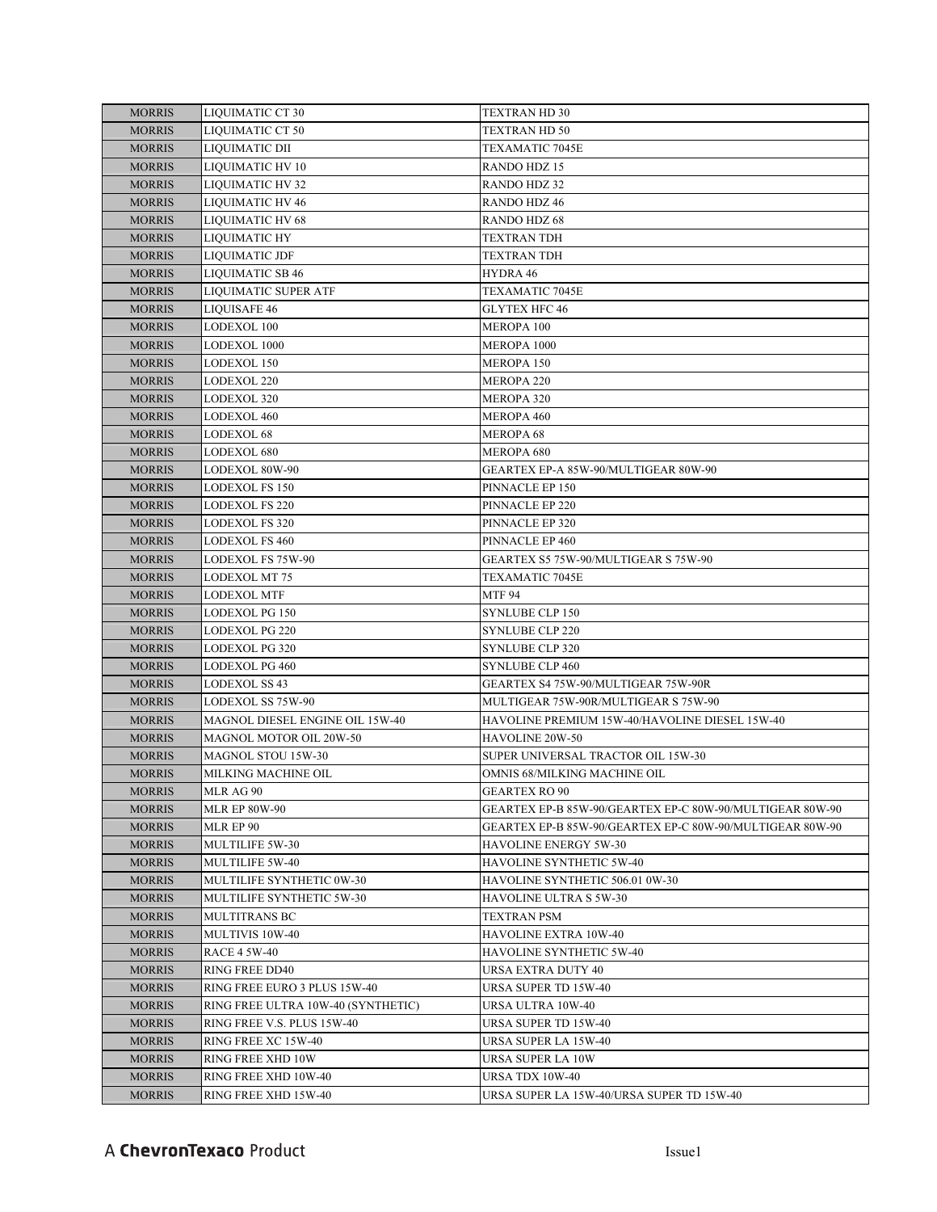| | | |
|---|---|---|
| MORRIS | LIQUIMATIC CT 30 | TEXTRAN HD 30 |
| MORRIS | LIQUIMATIC CT 50 | TEXTRAN HD 50 |
| MORRIS | LIQUIMATIC DII | TEXAMATIC 7045E |
| MORRIS | LIQUIMATIC HV 10 | RANDO HDZ 15 |
| MORRIS | LIQUIMATIC HV 32 | RANDO HDZ 32 |
| MORRIS | LIQUIMATIC HV 46 | RANDO HDZ 46 |
| MORRIS | LIQUIMATIC HV 68 | RANDO HDZ 68 |
| MORRIS | LIQUIMATIC HY | TEXTRAN TDH |
| MORRIS | LIQUIMATIC JDF | TEXTRAN TDH |
| MORRIS | LIQUIMATIC SB 46 | HYDRA 46 |
| MORRIS | LIQUIMATIC SUPER ATF | TEXAMATIC 7045E |
| MORRIS | LIQUISAFE 46 | GLYTEX HFC 46 |
| MORRIS | LODEXOL 100 | MEROPA 100 |
| MORRIS | LODEXOL 1000 | MEROPA 1000 |
| MORRIS | LODEXOL 150 | MEROPA 150 |
| MORRIS | LODEXOL 220 | MEROPA 220 |
| MORRIS | LODEXOL 320 | MEROPA 320 |
| MORRIS | LODEXOL 460 | MEROPA 460 |
| MORRIS | LODEXOL 68 | MEROPA 68 |
| MORRIS | LODEXOL 680 | MEROPA 680 |
| MORRIS | LODEXOL 80W-90 | GEARTEX EP-A 85W-90/MULTIGEAR 80W-90 |
| MORRIS | LODEXOL FS 150 | PINNACLE EP 150 |
| MORRIS | LODEXOL FS 220 | PINNACLE EP 220 |
| MORRIS | LODEXOL FS 320 | PINNACLE EP 320 |
| MORRIS | LODEXOL FS 460 | PINNACLE EP 460 |
| MORRIS | LODEXOL FS 75W-90 | GEARTEX S5 75W-90/MULTIGEAR S 75W-90 |
| MORRIS | LODEXOL MT 75 | TEXAMATIC 7045E |
| MORRIS | LODEXOL MTF | MTF 94 |
| MORRIS | LODEXOL PG 150 | SYNLUBE CLP 150 |
| MORRIS | LODEXOL PG 220 | SYNLUBE CLP 220 |
| MORRIS | LODEXOL PG 320 | SYNLUBE CLP 320 |
| MORRIS | LODEXOL PG 460 | SYNLUBE CLP 460 |
| MORRIS | LODEXOL SS 43 | GEARTEX S4 75W-90/MULTIGEAR 75W-90R |
| MORRIS | LODEXOL SS 75W-90 | MULTIGEAR 75W-90R/MULTIGEAR S 75W-90 |
| MORRIS | MAGNOL DIESEL ENGINE OIL 15W-40 | HAVOLINE PREMIUM 15W-40/HAVOLINE DIESEL 15W-40 |
| MORRIS | MAGNOL MOTOR OIL 20W-50 | HAVOLINE 20W-50 |
| MORRIS | MAGNOL STOU 15W-30 | SUPER UNIVERSAL TRACTOR OIL 15W-30 |
| MORRIS | MILKING MACHINE OIL | OMNIS 68/MILKING MACHINE OIL |
| MORRIS | MLR AG 90 | GEARTEX RO 90 |
| MORRIS | MLR EP 80W-90 | GEARTEX EP-B 85W-90/GEARTEX EP-C 80W-90/MULTIGEAR 80W-90 |
| MORRIS | MLR EP 90 | GEARTEX EP-B 85W-90/GEARTEX EP-C 80W-90/MULTIGEAR 80W-90 |
| MORRIS | MULTILIFE 5W-30 | HAVOLINE ENERGY 5W-30 |
| MORRIS | MULTILIFE 5W-40 | HAVOLINE SYNTHETIC 5W-40 |
| MORRIS | MULTILIFE SYNTHETIC 0W-30 | HAVOLINE SYNTHETIC 506.01 0W-30 |
| MORRIS | MULTILIFE SYNTHETIC 5W-30 | HAVOLINE ULTRA S 5W-30 |
| MORRIS | MULTITRANS BC | TEXTRAN PSM |
| MORRIS | MULTIVIS 10W-40 | HAVOLINE EXTRA 10W-40 |
| MORRIS | RACE 4 5W-40 | HAVOLINE SYNTHETIC 5W-40 |
| MORRIS | RING FREE DD40 | URSA EXTRA DUTY 40 |
| MORRIS | RING FREE EURO 3 PLUS 15W-40 | URSA SUPER TD 15W-40 |
| MORRIS | RING FREE ULTRA 10W-40 (SYNTHETIC) | URSA ULTRA 10W-40 |
| MORRIS | RING FREE V.S. PLUS 15W-40 | URSA SUPER TD 15W-40 |
| MORRIS | RING FREE XC 15W-40 | URSA SUPER LA 15W-40 |
| MORRIS | RING FREE XHD 10W | URSA SUPER LA 10W |
| MORRIS | RING FREE XHD 10W-40 | URSA TDX 10W-40 |
| MORRIS | RING FREE XHD 15W-40 | URSA SUPER LA 15W-40/URSA SUPER TD 15W-40 |

A **ChevronTexaco** Product

Issue1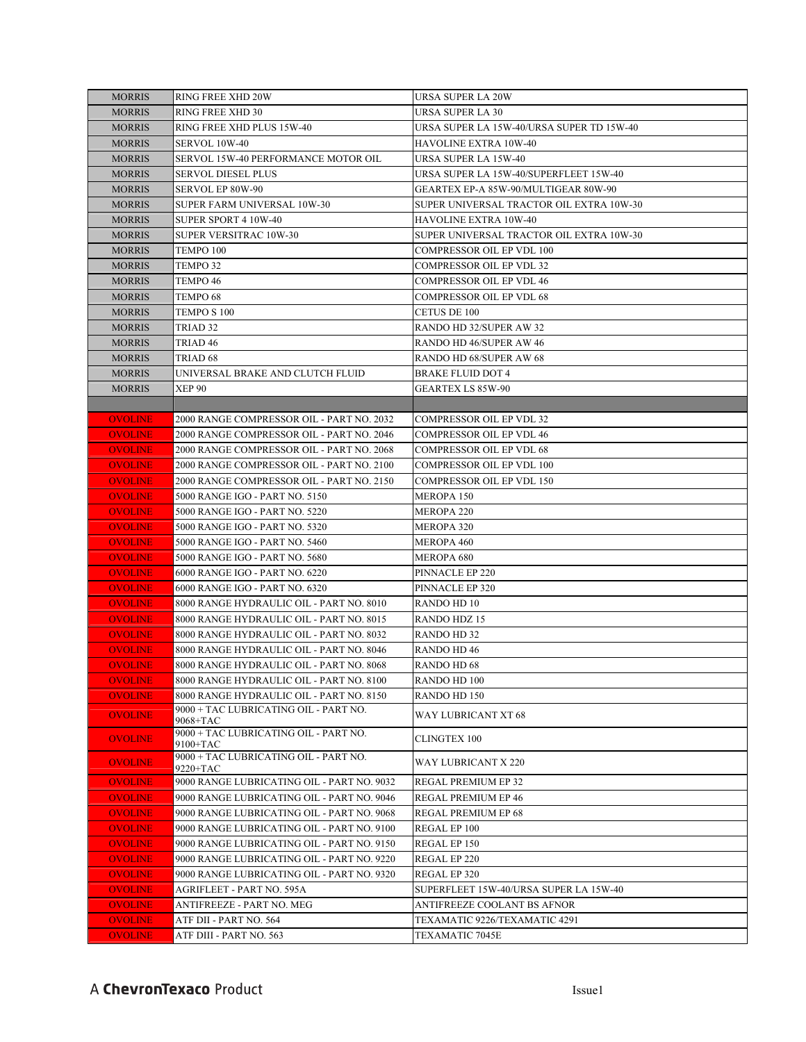| | | |
|---|---|---|
| MORRIS | RING FREE XHD 20W | URSA SUPER LA 20W |
| MORRIS | RING FREE XHD 30 | URSA SUPER LA 30 |
| MORRIS | RING FREE XHD PLUS 15W-40 | URSA SUPER LA 15W-40/URSA SUPER TD 15W-40 |
| MORRIS | SERVOL 10W-40 | HAVOLINE EXTRA 10W-40 |
| MORRIS | SERVOL 15W-40 PERFORMANCE MOTOR OIL | URSA SUPER LA 15W-40 |
| MORRIS | SERVOL DIESEL PLUS | URSA SUPER LA 15W-40/SUPERFLEET 15W-40 |
| MORRIS | SERVOL EP 80W-90 | GEARTEX EP-A 85W-90/MULTIGEAR 80W-90 |
| MORRIS | SUPER FARM UNIVERSAL 10W-30 | SUPER UNIVERSAL TRACTOR OIL EXTRA 10W-30 |
| MORRIS | SUPER SPORT 4 10W-40 | HAVOLINE EXTRA 10W-40 |
| MORRIS | SUPER VERSITRAC 10W-30 | SUPER UNIVERSAL TRACTOR OIL EXTRA 10W-30 |
| MORRIS | TEMPO 100 | COMPRESSOR OIL EP VDL 100 |
| MORRIS | TEMPO 32 | COMPRESSOR OIL EP VDL 32 |
| MORRIS | TEMPO 46 | COMPRESSOR OIL EP VDL 46 |
| MORRIS | TEMPO 68 | COMPRESSOR OIL EP VDL 68 |
| MORRIS | TEMPO S 100 | CETUS DE 100 |
| MORRIS | TRIAD 32 | RANDO HD 32/SUPER AW 32 |
| MORRIS | TRIAD 46 | RANDO HD 46/SUPER AW 46 |
| MORRIS | TRIAD 68 | RANDO HD 68/SUPER AW 68 |
| MORRIS | UNIVERSAL BRAKE AND CLUTCH FLUID | BRAKE FLUID DOT 4 |
| MORRIS | XEP 90 | GEARTEX LS 85W-90 |
| | | |
| OVOLINE | 2000 RANGE COMPRESSOR OIL - PART NO. 2032 | COMPRESSOR OIL EP VDL 32 |
| OVOLINE | 2000 RANGE COMPRESSOR OIL - PART NO. 2046 | COMPRESSOR OIL EP VDL 46 |
| OVOLINE | 2000 RANGE COMPRESSOR OIL - PART NO. 2068 | COMPRESSOR OIL EP VDL 68 |
| OVOLINE | 2000 RANGE COMPRESSOR OIL - PART NO. 2100 | COMPRESSOR OIL EP VDL 100 |
| OVOLINE | 2000 RANGE COMPRESSOR OIL - PART NO. 2150 | COMPRESSOR OIL EP VDL 150 |
| OVOLINE | 5000 RANGE IGO - PART NO. 5150 | MEROPA 150 |
| OVOLINE | 5000 RANGE IGO - PART NO. 5220 | MEROPA 220 |
| OVOLINE | 5000 RANGE IGO - PART NO. 5320 | MEROPA 320 |
| OVOLINE | 5000 RANGE IGO - PART NO. 5460 | MEROPA 460 |
| OVOLINE | 5000 RANGE IGO - PART NO. 5680 | MEROPA 680 |
| OVOLINE | 6000 RANGE IGO - PART NO. 6220 | PINNACLE EP 220 |
| OVOLINE | 6000 RANGE IGO - PART NO. 6320 | PINNACLE EP 320 |
| OVOLINE | 8000 RANGE HYDRAULIC OIL - PART NO. 8010 | RANDO HD 10 |
| OVOLINE | 8000 RANGE HYDRAULIC OIL - PART NO. 8015 | RANDO HDZ 15 |
| OVOLINE | 8000 RANGE HYDRAULIC OIL - PART NO. 8032 | RANDO HD 32 |
| OVOLINE | 8000 RANGE HYDRAULIC OIL - PART NO. 8046 | RANDO HD 46 |
| OVOLINE | 8000 RANGE HYDRAULIC OIL - PART NO. 8068 | RANDO HD 68 |
| OVOLINE | 8000 RANGE HYDRAULIC OIL - PART NO. 8100 | RANDO HD 100 |
| OVOLINE | 8000 RANGE HYDRAULIC OIL - PART NO. 8150 | RANDO HD 150 |
| OVOLINE | 9000 + TAC LUBRICATING OIL - PART NO. 9068+TAC | WAY LUBRICANT XT 68 |
| OVOLINE | 9000 + TAC LUBRICATING OIL - PART NO. 9100+TAC | CLINGTEX 100 |
| OVOLINE | 9000 + TAC LUBRICATING OIL - PART NO. 9220+TAC | WAY LUBRICANT X 220 |
| OVOLINE | 9000 RANGE LUBRICATING OIL - PART NO. 9032 | REGAL PREMIUM EP 32 |
| OVOLINE | 9000 RANGE LUBRICATING OIL - PART NO. 9046 | REGAL PREMIUM EP 46 |
| OVOLINE | 9000 RANGE LUBRICATING OIL - PART NO. 9068 | REGAL PREMIUM EP 68 |
| OVOLINE | 9000 RANGE LUBRICATING OIL - PART NO. 9100 | REGAL EP 100 |
| OVOLINE | 9000 RANGE LUBRICATING OIL - PART NO. 9150 | REGAL EP 150 |
| OVOLINE | 9000 RANGE LUBRICATING OIL - PART NO. 9220 | REGAL EP 220 |
| OVOLINE | 9000 RANGE LUBRICATING OIL - PART NO. 9320 | REGAL EP 320 |
| OVOLINE | AGRIFLEET - PART NO. 595A | SUPERFLEET 15W-40/URSA SUPER LA 15W-40 |
| OVOLINE | ANTIFREEZE - PART NO. MEG | ANTIFREEZE COOLANT BS AFNOR |
| OVOLINE | ATF DII - PART NO. 564 | TEXAMATIC 9226/TEXAMATIC 4291 |
| OVOLINE | ATF DIII - PART NO. 563 | TEXAMATIC 7045E |

A **ChevronTexaco** Product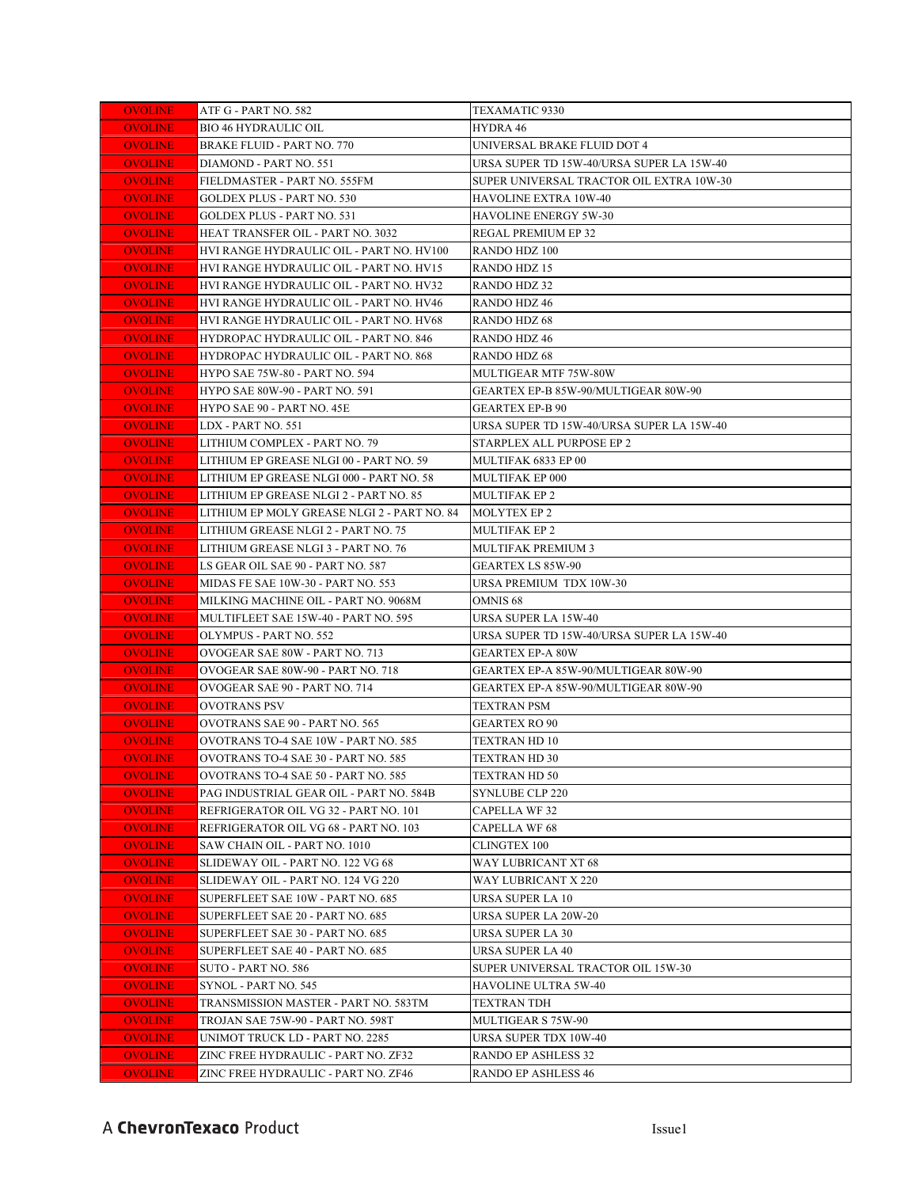| | | |
|---|---|---|
| OVOLINE | ATF G - PART NO. 582 | TEXAMATIC 9330 |
| OVOLINE | BIO 46 HYDRAULIC OIL | HYDRA 46 |
| OVOLINE | BRAKE FLUID - PART NO. 770 | UNIVERSAL BRAKE FLUID DOT 4 |
| OVOLINE | DIAMOND - PART NO. 551 | URSA SUPER TD 15W-40/URSA SUPER LA 15W-40 |
| OVOLINE | FIELDMASTER - PART NO. 555FM | SUPER UNIVERSAL TRACTOR OIL EXTRA 10W-30 |
| OVOLINE | GOLDEX PLUS - PART NO. 530 | HAVOLINE EXTRA 10W-40 |
| OVOLINE | GOLDEX PLUS - PART NO. 531 | HAVOLINE ENERGY 5W-30 |
| OVOLINE | HEAT TRANSFER OIL - PART NO. 3032 | REGAL PREMIUM EP 32 |
| OVOLINE | HVI RANGE HYDRAULIC OIL - PART NO. HV100 | RANDO HDZ 100 |
| OVOLINE | HVI RANGE HYDRAULIC OIL - PART NO. HV15 | RANDO HDZ 15 |
| OVOLINE | HVI RANGE HYDRAULIC OIL - PART NO. HV32 | RANDO HDZ 32 |
| OVOLINE | HVI RANGE HYDRAULIC OIL - PART NO. HV46 | RANDO HDZ 46 |
| OVOLINE | HVI RANGE HYDRAULIC OIL - PART NO. HV68 | RANDO HDZ 68 |
| OVOLINE | HYDROPAC HYDRAULIC OIL - PART NO. 846 | RANDO HDZ 46 |
| OVOLINE | HYDROPAC HYDRAULIC OIL - PART NO. 868 | RANDO HDZ 68 |
| OVOLINE | HYPO SAE 75W-80 - PART NO. 594 | MULTIGEAR MTF 75W-80W |
| OVOLINE | HYPO SAE 80W-90 - PART NO. 591 | GEARTEX EP-B 85W-90/MULTIGEAR 80W-90 |
| OVOLINE | HYPO SAE 90 - PART NO. 45E | GEARTEX EP-B 90 |
| OVOLINE | LDX - PART NO. 551 | URSA SUPER TD 15W-40/URSA SUPER LA 15W-40 |
| OVOLINE | LITHIUM COMPLEX - PART NO. 79 | STARPLEX ALL PURPOSE EP 2 |
| OVOLINE | LITHIUM EP GREASE NLGI 00 - PART NO. 59 | MULTIFAK 6833 EP 00 |
| OVOLINE | LITHIUM EP GREASE NLGI 000 - PART NO. 58 | MULTIFAK EP 000 |
| OVOLINE | LITHIUM EP GREASE NLGI 2 - PART NO. 85 | MULTIFAK EP 2 |
| OVOLINE | LITHIUM EP MOLY GREASE NLGI 2 - PART NO. 84 | MOLYTEX EP 2 |
| OVOLINE | LITHIUM GREASE NLGI 2 - PART NO. 75 | MULTIFAK EP 2 |
| OVOLINE | LITHIUM GREASE NLGI 3 - PART NO. 76 | MULTIFAK PREMIUM 3 |
| OVOLINE | LS GEAR OIL SAE 90 - PART NO. 587 | GEARTEX LS 85W-90 |
| OVOLINE | MIDAS FE SAE 10W-30 - PART NO. 553 | URSA PREMIUM TDX 10W-30 |
| OVOLINE | MILKING MACHINE OIL - PART NO. 9068M | OMNIS 68 |
| OVOLINE | MULTIFLEET SAE 15W-40 - PART NO. 595 | URSA SUPER LA 15W-40 |
| OVOLINE | OLYMPUS - PART NO. 552 | URSA SUPER TD 15W-40/URSA SUPER LA 15W-40 |
| OVOLINE | OVOGEAR SAE 80W - PART NO. 713 | GEARTEX EP-A 80W |
| OVOLINE | OVOGEAR SAE 80W-90 - PART NO. 718 | GEARTEX EP-A 85W-90/MULTIGEAR 80W-90 |
| OVOLINE | OVOGEAR SAE 90 - PART NO. 714 | GEARTEX EP-A 85W-90/MULTIGEAR 80W-90 |
| OVOLINE | OVOTRANS PSV | TEXTRAN PSM |
| OVOLINE | OVOTRANS SAE 90 - PART NO. 565 | GEARTEX RO 90 |
| OVOLINE | OVOTRANS TO-4 SAE 10W - PART NO. 585 | TEXTRAN HD 10 |
| OVOLINE | OVOTRANS TO-4 SAE 30 - PART NO. 585 | TEXTRAN HD 30 |
| OVOLINE | OVOTRANS TO-4 SAE 50 - PART NO. 585 | TEXTRAN HD 50 |
| OVOLINE | PAG INDUSTRIAL GEAR OIL - PART NO. 584B | SYNLUBE CLP 220 |
| OVOLINE | REFRIGERATOR OIL VG 32 - PART NO. 101 | CAPELLA WF 32 |
| OVOLINE | REFRIGERATOR OIL VG 68 - PART NO. 103 | CAPELLA WF 68 |
| OVOLINE | SAW CHAIN OIL - PART NO. 1010 | CLINGTEX 100 |
| OVOLINE | SLIDEWAY OIL - PART NO. 122 VG 68 | WAY LUBRICANT XT 68 |
| OVOLINE | SLIDEWAY OIL - PART NO. 124 VG 220 | WAY LUBRICANT X 220 |
| OVOLINE | SUPERFLEET SAE 10W - PART NO. 685 | URSA SUPER LA 10 |
| OVOLINE | SUPERFLEET SAE 20 - PART NO. 685 | URSA SUPER LA 20W-20 |
| OVOLINE | SUPERFLEET SAE 30 - PART NO. 685 | URSA SUPER LA 30 |
| OVOLINE | SUPERFLEET SAE 40 - PART NO. 685 | URSA SUPER LA 40 |
| OVOLINE | SUTO - PART NO. 586 | SUPER UNIVERSAL TRACTOR OIL 15W-30 |
| OVOLINE | SYNOL - PART NO. 545 | HAVOLINE ULTRA 5W-40 |
| OVOLINE | TRANSMISSION MASTER - PART NO. 583TM | TEXTRAN TDH |
| OVOLINE | TROJAN SAE 75W-90 - PART NO. 598T | MULTIGEAR S 75W-90 |
| OVOLINE | UNIMOT TRUCK LD - PART NO. 2285 | URSA SUPER TDX 10W-40 |
| OVOLINE | ZINC FREE HYDRAULIC - PART NO. ZF32 | RANDO EP ASHLESS 32 |
| OVOLINE | ZINC FREE HYDRAULIC - PART NO. ZF46 | RANDO EP ASHLESS 46 |

A **ChevronTexaco** Product

Issue1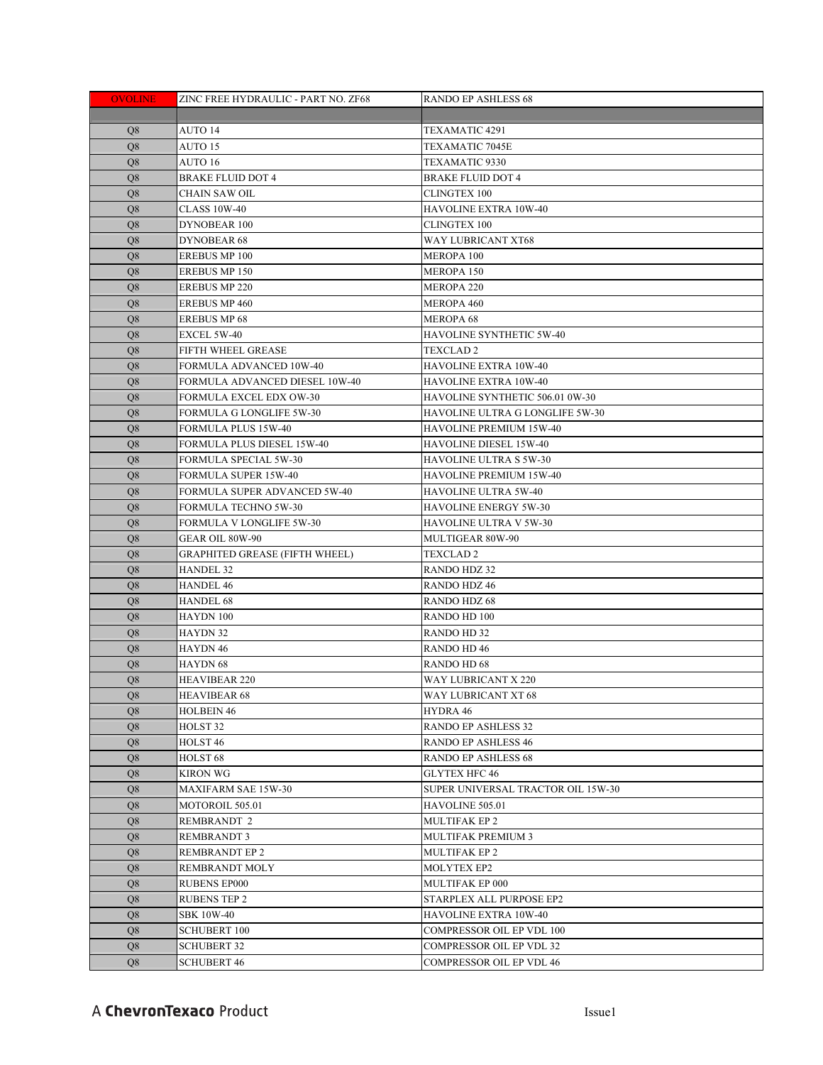| | | |
|---|---|---|
| OVOLINE | ZINC FREE HYDRAULIC - PART NO. ZF68 | RANDO EP ASHLESS 68 |
| | | |
| Q8 | AUTO 14 | TEXAMATIC 4291 |
| Q8 | AUTO 15 | TEXAMATIC 7045E |
| Q8 | AUTO 16 | TEXAMATIC 9330 |
| Q8 | BRAKE FLUID DOT 4 | BRAKE FLUID DOT 4 |
| Q8 | CHAIN SAW OIL | CLINGTEX 100 |
| Q8 | CLASS 10W-40 | HAVOLINE EXTRA 10W-40 |
| Q8 | DYNOBEAR 100 | CLINGTEX 100 |
| Q8 | DYNOBEAR 68 | WAY LUBRICANT XT68 |
| Q8 | EREBUS MP 100 | MEROPA 100 |
| Q8 | EREBUS MP 150 | MEROPA 150 |
| Q8 | EREBUS MP 220 | MEROPA 220 |
| Q8 | EREBUS MP 460 | MEROPA 460 |
| Q8 | EREBUS MP 68 | MEROPA 68 |
| Q8 | EXCEL 5W-40 | HAVOLINE SYNTHETIC 5W-40 |
| Q8 | FIFTH WHEEL GREASE | TEXCLAD 2 |
| Q8 | FORMULA ADVANCED 10W-40 | HAVOLINE EXTRA 10W-40 |
| Q8 | FORMULA ADVANCED DIESEL 10W-40 | HAVOLINE EXTRA 10W-40 |
| Q8 | FORMULA EXCEL EDX OW-30 | HAVOLINE SYNTHETIC 506.01 0W-30 |
| Q8 | FORMULA G LONGLIFE 5W-30 | HAVOLINE ULTRA G LONGLIFE 5W-30 |
| Q8 | FORMULA PLUS 15W-40 | HAVOLINE PREMIUM 15W-40 |
| Q8 | FORMULA PLUS DIESEL 15W-40 | HAVOLINE DIESEL 15W-40 |
| Q8 | FORMULA SPECIAL 5W-30 | HAVOLINE ULTRA S 5W-30 |
| Q8 | FORMULA SUPER 15W-40 | HAVOLINE PREMIUM 15W-40 |
| Q8 | FORMULA SUPER ADVANCED 5W-40 | HAVOLINE ULTRA 5W-40 |
| Q8 | FORMULA TECHNO 5W-30 | HAVOLINE ENERGY 5W-30 |
| Q8 | FORMULA V LONGLIFE 5W-30 | HAVOLINE ULTRA V 5W-30 |
| Q8 | GEAR OIL 80W-90 | MULTIGEAR 80W-90 |
| Q8 | GRAPHITED GREASE (FIFTH WHEEL) | TEXCLAD 2 |
| Q8 | HANDEL 32 | RANDO HDZ 32 |
| Q8 | HANDEL 46 | RANDO HDZ 46 |
| Q8 | HANDEL 68 | RANDO HDZ 68 |
| Q8 | HAYDN 100 | RANDO HD 100 |
| Q8 | HAYDN 32 | RANDO HD 32 |
| Q8 | HAYDN 46 | RANDO HD 46 |
| Q8 | HAYDN 68 | RANDO HD 68 |
| Q8 | HEAVIBEAR 220 | WAY LUBRICANT X 220 |
| Q8 | HEAVIBEAR 68 | WAY LUBRICANT XT 68 |
| Q8 | HOLBEIN 46 | HYDRA 46 |
| Q8 | HOLST 32 | RANDO EP ASHLESS 32 |
| Q8 | HOLST 46 | RANDO EP ASHLESS 46 |
| Q8 | HOLST 68 | RANDO EP ASHLESS 68 |
| Q8 | KIRON WG | GLYTEX HFC 46 |
| Q8 | MAXIFARM SAE 15W-30 | SUPER UNIVERSAL TRACTOR OIL 15W-30 |
| Q8 | MOTOROIL 505.01 | HAVOLINE 505.01 |
| Q8 | REMBRANDT 2 | MULTIFAK EP 2 |
| Q8 | REMBRANDT 3 | MULTIFAK PREMIUM 3 |
| Q8 | REMBRANDT EP 2 | MULTIFAK EP 2 |
| Q8 | REMBRANDT MOLY | MOLYTEX EP2 |
| Q8 | RUBENS EP000 | MULTIFAK EP 000 |
| Q8 | RUBENS TEP 2 | STARPLEX ALL PURPOSE EP2 |
| Q8 | SBK 10W-40 | HAVOLINE EXTRA 10W-40 |
| Q8 | SCHUBERT 100 | COMPRESSOR OIL EP VDL 100 |
| Q8 | SCHUBERT 32 | COMPRESSOR OIL EP VDL 32 |
| Q8 | SCHUBERT 46 | COMPRESSOR OIL EP VDL 46 |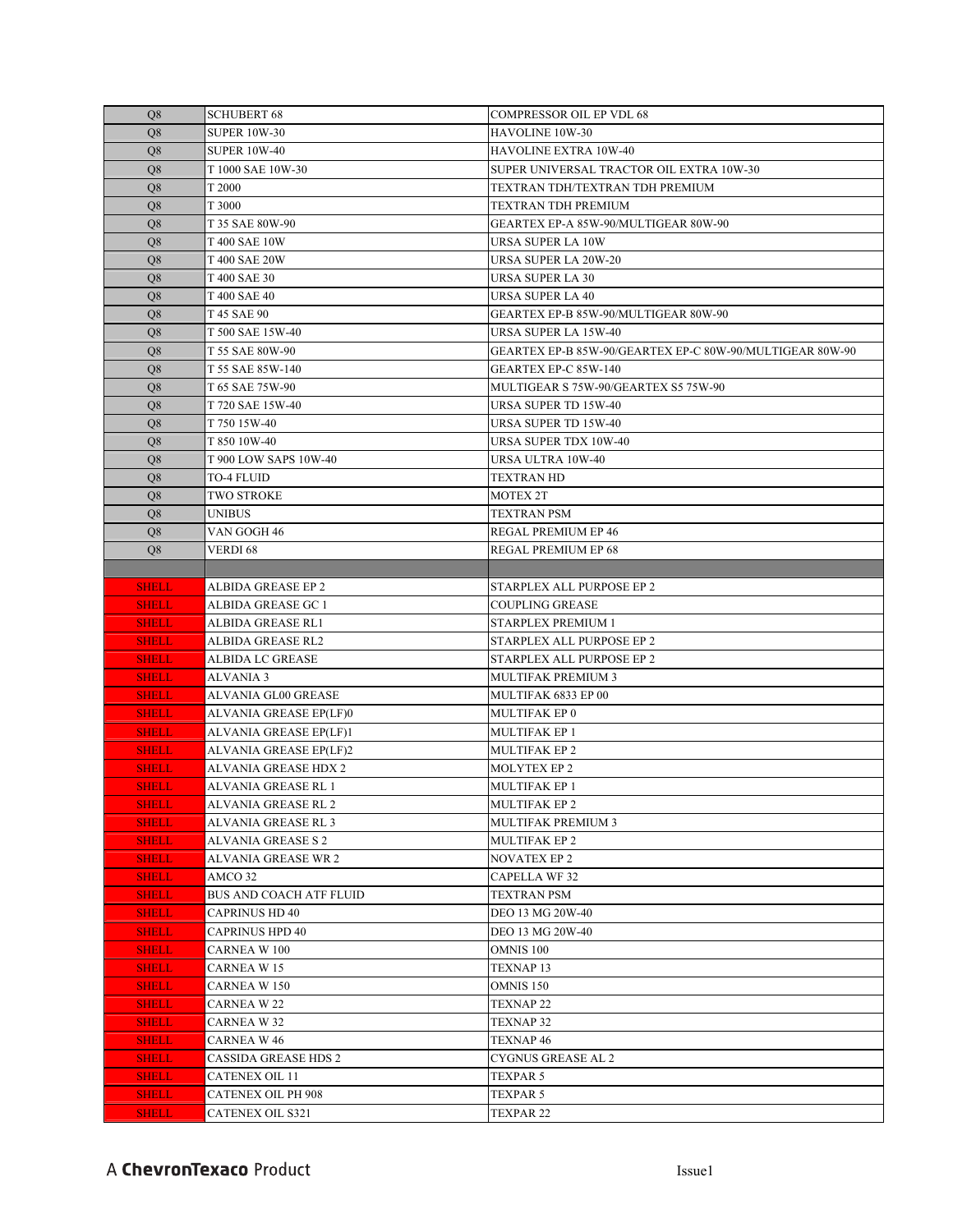| | | |
|---|---|---|
| Q8 | SCHUBERT 68 | COMPRESSOR OIL EP VDL 68 |
| Q8 | SUPER 10W-30 | HAVOLINE 10W-30 |
| Q8 | SUPER 10W-40 | HAVOLINE EXTRA 10W-40 |
| Q8 | T 1000 SAE 10W-30 | SUPER UNIVERSAL TRACTOR OIL EXTRA 10W-30 |
| Q8 | T 2000 | TEXTRAN TDH/TEXTRAN TDH PREMIUM |
| Q8 | T 3000 | TEXTRAN TDH PREMIUM |
| Q8 | T 35 SAE 80W-90 | GEARTEX EP-A 85W-90/MULTIGEAR 80W-90 |
| Q8 | T 400 SAE 10W | URSA SUPER LA 10W |
| Q8 | T 400 SAE 20W | URSA SUPER LA 20W-20 |
| Q8 | T 400 SAE 30 | URSA SUPER LA 30 |
| Q8 | T 400 SAE 40 | URSA SUPER LA 40 |
| Q8 | T 45 SAE 90 | GEARTEX EP-B 85W-90/MULTIGEAR 80W-90 |
| Q8 | T 500 SAE 15W-40 | URSA SUPER LA 15W-40 |
| Q8 | T 55 SAE 80W-90 | GEARTEX EP-B 85W-90/GEARTEX EP-C 80W-90/MULTIGEAR 80W-90 |
| Q8 | T 55 SAE 85W-140 | GEARTEX EP-C 85W-140 |
| Q8 | T 65 SAE 75W-90 | MULTIGEAR S 75W-90/GEARTEX S5 75W-90 |
| Q8 | T 720 SAE 15W-40 | URSA SUPER TD 15W-40 |
| Q8 | T 750 15W-40 | URSA SUPER TD 15W-40 |
| Q8 | T 850 10W-40 | URSA SUPER TDX 10W-40 |
| Q8 | T 900 LOW SAPS 10W-40 | URSA ULTRA 10W-40 |
| Q8 | TO-4 FLUID | TEXTRAN HD |
| Q8 | TWO STROKE | MOTEX 2T |
| Q8 | UNIBUS | TEXTRAN PSM |
| Q8 | VAN GOGH 46 | REGAL PREMIUM EP 46 |
| Q8 | VERDI 68 | REGAL PREMIUM EP 68 |
| | | |
| SHELL | ALBIDA GREASE EP 2 | STARPLEX ALL PURPOSE EP 2 |
| SHELL | ALBIDA GREASE GC 1 | COUPLING GREASE |
| SHELL | ALBIDA GREASE RL1 | STARPLEX PREMIUM 1 |
| SHELL | ALBIDA GREASE RL2 | STARPLEX ALL PURPOSE EP 2 |
| SHELL | ALBIDA LC GREASE | STARPLEX ALL PURPOSE EP 2 |
| SHELL | ALVANIA 3 | MULTIFAK PREMIUM 3 |
| SHELL | ALVANIA GL00 GREASE | MULTIFAK 6833 EP 00 |
| SHELL | ALVANIA GREASE EP(LF)0 | MULTIFAK EP 0 |
| SHELL | ALVANIA GREASE EP(LF)1 | MULTIFAK EP 1 |
| SHELL | ALVANIA GREASE EP(LF)2 | MULTIFAK EP 2 |
| SHELL | ALVANIA GREASE HDX 2 | MOLYTEX EP 2 |
| SHELL | ALVANIA GREASE RL 1 | MULTIFAK EP 1 |
| SHELL | ALVANIA GREASE RL 2 | MULTIFAK EP 2 |
| SHELL | ALVANIA GREASE RL 3 | MULTIFAK PREMIUM 3 |
| SHELL | ALVANIA GREASE S 2 | MULTIFAK EP 2 |
| SHELL | ALVANIA GREASE WR 2 | NOVATEX EP 2 |
| SHELL | AMCO 32 | CAPELLA WF 32 |
| SHELL | BUS AND COACH ATF FLUID | TEXTRAN PSM |
| SHELL | CAPRINUS HD 40 | DEO 13 MG 20W-40 |
| SHELL | CAPRINUS HPD 40 | DEO 13 MG 20W-40 |
| SHELL | CARNEA W 100 | OMNIS 100 |
| SHELL | CARNEA W 15 | TEXNAP 13 |
| SHELL | CARNEA W 150 | OMNIS 150 |
| SHELL | CARNEA W 22 | TEXNAP 22 |
| SHELL | CARNEA W 32 | TEXNAP 32 |
| SHELL | CARNEA W 46 | TEXNAP 46 |
| SHELL | CASSIDA GREASE HDS 2 | CYGNUS GREASE AL 2 |
| SHELL | CATENEX OIL 11 | TEXPAR 5 |
| SHELL | CATENEX OIL PH 908 | TEXPAR 5 |
| SHELL | CATENEX OIL S321 | TEXPAR 22 |

A **ChevronTexaco** Product

Issue1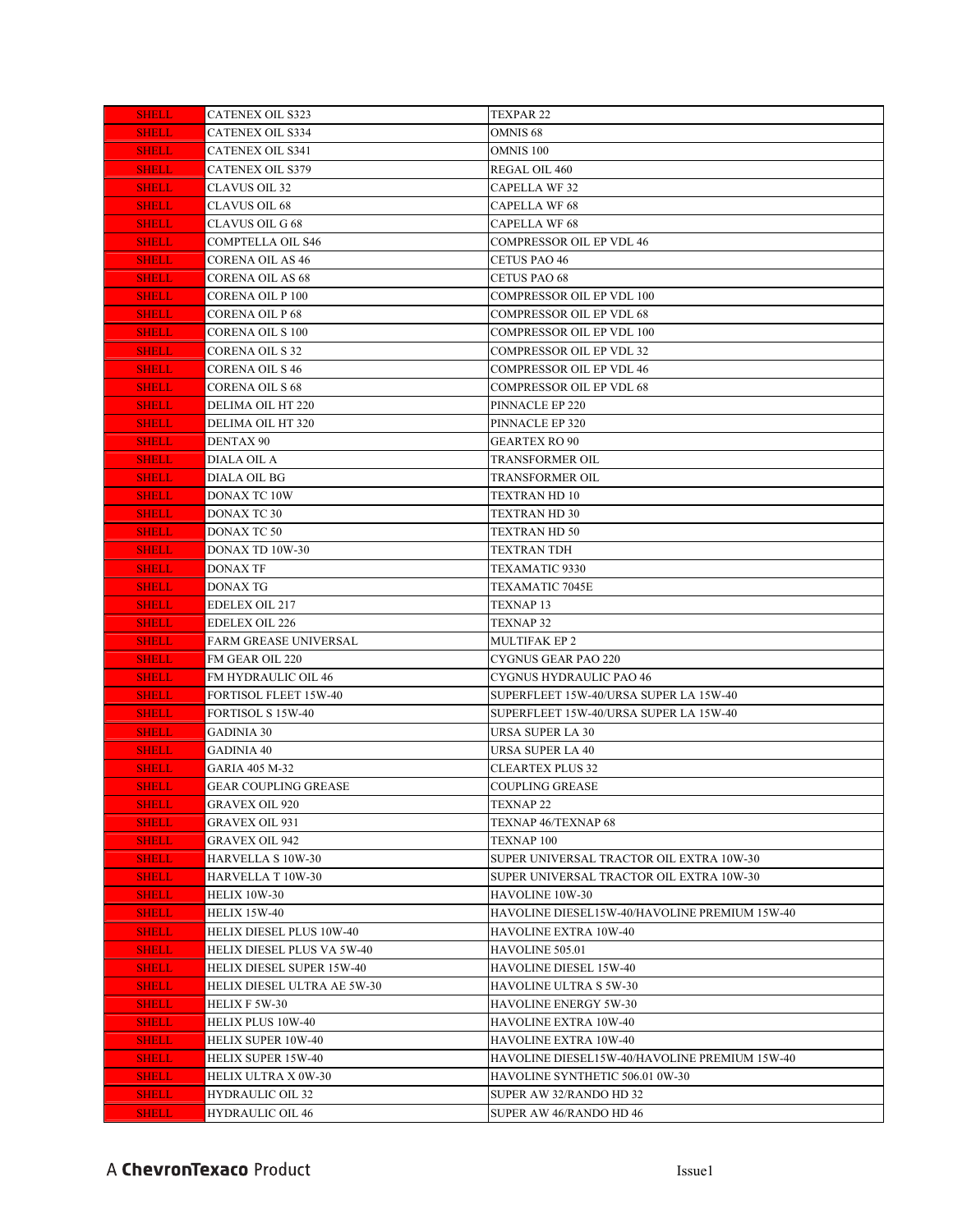| SHELL | CATENEX OIL S323 | TEXPAR 22 |
|---|---|---|
| SHELL | CATENEX OIL S334 | OMNIS 68 |
| SHELL | CATENEX OIL S341 | OMNIS 100 |
| SHELL | CATENEX OIL S379 | REGAL OIL 460 |
| SHELL | CLAVUS OIL 32 | CAPELLA WF 32 |
| SHELL | CLAVUS OIL 68 | CAPELLA WF 68 |
| SHELL | CLAVUS OIL G 68 | CAPELLA WF 68 |
| SHELL | COMPTELLA OIL S46 | COMPRESSOR OIL EP VDL 46 |
| SHELL | CORENA OIL AS 46 | CETUS PAO 46 |
| SHELL | CORENA OIL AS 68 | CETUS PAO 68 |
| SHELL | CORENA OIL P 100 | COMPRESSOR OIL EP VDL 100 |
| SHELL | CORENA OIL P 68 | COMPRESSOR OIL EP VDL 68 |
| SHELL | CORENA OIL S 100 | COMPRESSOR OIL EP VDL 100 |
| SHELL | CORENA OIL S 32 | COMPRESSOR OIL EP VDL 32 |
| SHELL | CORENA OIL S 46 | COMPRESSOR OIL EP VDL 46 |
| SHELL | CORENA OIL S 68 | COMPRESSOR OIL EP VDL 68 |
| SHELL | DELIMA OIL HT 220 | PINNACLE EP 220 |
| SHELL | DELIMA OIL HT 320 | PINNACLE EP 320 |
| SHELL | DENTAX 90 | GEARTEX RO 90 |
| SHELL | DIALA OIL A | TRANSFORMER OIL |
| SHELL | DIALA OIL BG | TRANSFORMER OIL |
| SHELL | DONAX TC 10W | TEXTRAN HD 10 |
| SHELL | DONAX TC 30 | TEXTRAN HD 30 |
| SHELL | DONAX TC 50 | TEXTRAN HD 50 |
| SHELL | DONAX TD 10W-30 | TEXTRAN TDH |
| SHELL | DONAX TF | TEXAMATIC 9330 |
| SHELL | DONAX TG | TEXAMATIC 7045E |
| SHELL | EDELEX OIL 217 | TEXNAP 13 |
| SHELL | EDELEX OIL 226 | TEXNAP 32 |
| SHELL | FARM GREASE UNIVERSAL | MULTIFAK EP 2 |
| SHELL | FM GEAR OIL 220 | CYGNUS GEAR PAO 220 |
| SHELL | FM HYDRAULIC OIL 46 | CYGNUS HYDRAULIC PAO 46 |
| SHELL | FORTISOL FLEET 15W-40 | SUPERFLEET 15W-40/URSA SUPER LA 15W-40 |
| SHELL | FORTISOL S 15W-40 | SUPERFLEET 15W-40/URSA SUPER LA 15W-40 |
| SHELL | GADINIA 30 | URSA SUPER LA 30 |
| SHELL | GADINIA 40 | URSA SUPER LA 40 |
| SHELL | GARIA 405 M-32 | CLEARTEX PLUS 32 |
| SHELL | GEAR COUPLING GREASE | COUPLING GREASE |
| SHELL | GRAVEX OIL 920 | TEXNAP 22 |
| SHELL | GRAVEX OIL 931 | TEXNAP 46/TEXNAP 68 |
| SHELL | GRAVEX OIL 942 | TEXNAP 100 |
| SHELL | HARVELLA S 10W-30 | SUPER UNIVERSAL TRACTOR OIL EXTRA 10W-30 |
| SHELL | HARVELLA T 10W-30 | SUPER UNIVERSAL TRACTOR OIL EXTRA 10W-30 |
| SHELL | HELIX 10W-30 | HAVOLINE 10W-30 |
| SHELL | HELIX 15W-40 | HAVOLINE DIESEL15W-40/HAVOLINE PREMIUM 15W-40 |
| SHELL | HELIX DIESEL PLUS 10W-40 | HAVOLINE EXTRA 10W-40 |
| SHELL | HELIX DIESEL PLUS VA 5W-40 | HAVOLINE 505.01 |
| SHELL | HELIX DIESEL SUPER 15W-40 | HAVOLINE DIESEL 15W-40 |
| SHELL | HELIX DIESEL ULTRA AE 5W-30 | HAVOLINE ULTRA S 5W-30 |
| SHELL | HELIX F 5W-30 | HAVOLINE ENERGY 5W-30 |
| SHELL | HELIX PLUS 10W-40 | HAVOLINE EXTRA 10W-40 |
| SHELL | HELIX SUPER 10W-40 | HAVOLINE EXTRA 10W-40 |
| SHELL | HELIX SUPER 15W-40 | HAVOLINE DIESEL15W-40/HAVOLINE PREMIUM 15W-40 |
| SHELL | HELIX ULTRA X 0W-30 | HAVOLINE SYNTHETIC 506.01 0W-30 |
| SHELL | HYDRAULIC OIL 32 | SUPER AW 32/RANDO HD 32 |
| SHELL | HYDRAULIC OIL 46 | SUPER AW 46/RANDO HD 46 |

A **ChevronTexaco** Product

Issue1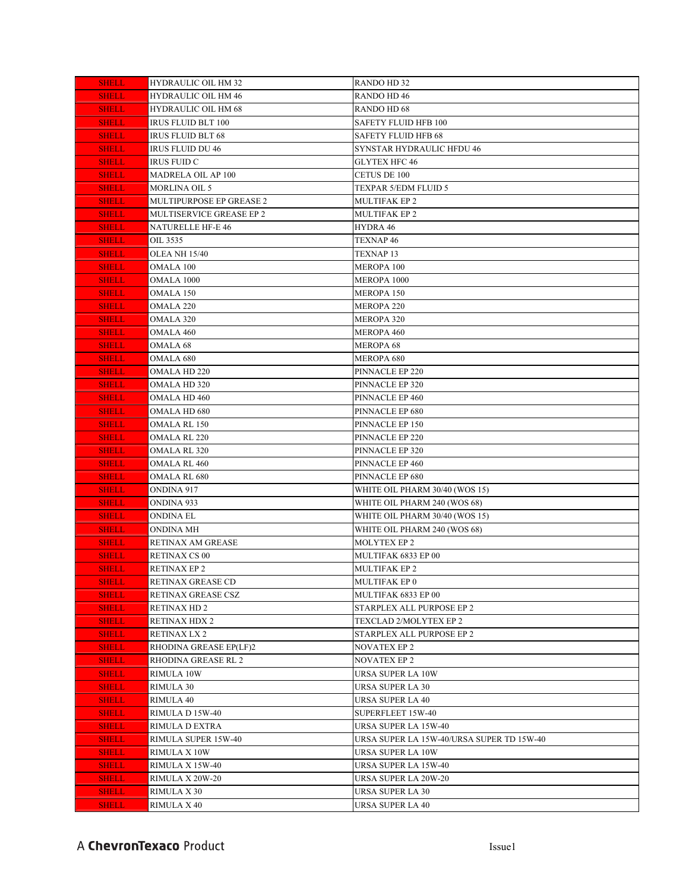| SHELL | HYDRAULIC OIL HM 32 | RANDO HD 32 |
|---|---|---|
| SHELL | HYDRAULIC OIL HM 46 | RANDO HD 46 |
| SHELL | HYDRAULIC OIL HM 68 | RANDO HD 68 |
| SHELL | IRUS FLUID BLT 100 | SAFETY FLUID HFB 100 |
| SHELL | IRUS FLUID BLT 68 | SAFETY FLUID HFB 68 |
| SHELL | IRUS FLUID DU 46 | SYNSTAR HYDRAULIC HFDU 46 |
| SHELL | IRUS FUID C | GLYTEX HFC 46 |
| SHELL | MADRELA OIL AP 100 | CETUS DE 100 |
| SHELL | MORLINA OIL 5 | TEXPAR 5/EDM FLUID 5 |
| SHELL | MULTIPURPOSE EP GREASE 2 | MULTIFAK EP 2 |
| SHELL | MULTISERVICE GREASE EP 2 | MULTIFAK EP 2 |
| SHELL | NATURELLE HF-E 46 | HYDRA 46 |
| SHELL | OIL 3535 | TEXNAP 46 |
| SHELL | OLEA NH 15/40 | TEXNAP 13 |
| SHELL | OMALA 100 | MEROPA 100 |
| SHELL | OMALA 1000 | MEROPA 1000 |
| SHELL | OMALA 150 | MEROPA 150 |
| SHELL | OMALA 220 | MEROPA 220 |
| SHELL | OMALA 320 | MEROPA 320 |
| SHELL | OMALA 460 | MEROPA 460 |
| SHELL | OMALA 68 | MEROPA 68 |
| SHELL | OMALA 680 | MEROPA 680 |
| SHELL | OMALA HD 220 | PINNACLE EP 220 |
| SHELL | OMALA HD 320 | PINNACLE EP 320 |
| SHELL | OMALA HD 460 | PINNACLE EP 460 |
| SHELL | OMALA HD 680 | PINNACLE EP 680 |
| SHELL | OMALA RL 150 | PINNACLE EP 150 |
| SHELL | OMALA RL 220 | PINNACLE EP 220 |
| SHELL | OMALA RL 320 | PINNACLE EP 320 |
| SHELL | OMALA RL 460 | PINNACLE EP 460 |
| SHELL | OMALA RL 680 | PINNACLE EP 680 |
| SHELL | ONDINA 917 | WHITE OIL PHARM 30/40 (WOS 15) |
| SHELL | ONDINA 933 | WHITE OIL PHARM 240 (WOS 68) |
| SHELL | ONDINA EL | WHITE OIL PHARM 30/40 (WOS 15) |
| SHELL | ONDINA MH | WHITE OIL PHARM 240 (WOS 68) |
| SHELL | RETINAX AM GREASE | MOLYTEX EP 2 |
| SHELL | RETINAX CS 00 | MULTIFAK 6833 EP 00 |
| SHELL | RETINAX EP 2 | MULTIFAK EP 2 |
| SHELL | RETINAX GREASE CD | MULTIFAK EP 0 |
| SHELL | RETINAX GREASE CSZ | MULTIFAK 6833 EP 00 |
| SHELL | RETINAX HD 2 | STARPLEX ALL PURPOSE EP 2 |
| SHELL | RETINAX HDX 2 | TEXCLAD 2/MOLYTEX EP 2 |
| SHELL | RETINAX LX 2 | STARPLEX ALL PURPOSE EP 2 |
| SHELL | RHODINA GREASE EP(LF)2 | NOVATEX EP 2 |
| SHELL | RHODINA GREASE RL 2 | NOVATEX EP 2 |
| SHELL | RIMULA 10W | URSA SUPER LA 10W |
| SHELL | RIMULA 30 | URSA SUPER LA 30 |
| SHELL | RIMULA 40 | URSA SUPER LA 40 |
| SHELL | RIMULA D 15W-40 | SUPERFLEET 15W-40 |
| SHELL | RIMULA D EXTRA | URSA SUPER LA 15W-40 |
| SHELL | RIMULA SUPER 15W-40 | URSA SUPER LA 15W-40/URSA SUPER TD 15W-40 |
| SHELL | RIMULA X 10W | URSA SUPER LA 10W |
| SHELL | RIMULA X 15W-40 | URSA SUPER LA 15W-40 |
| SHELL | RIMULA X 20W-20 | URSA SUPER LA 20W-20 |
| SHELL | RIMULA X 30 | URSA SUPER LA 30 |
| SHELL | RIMULA X 40 | URSA SUPER LA 40 |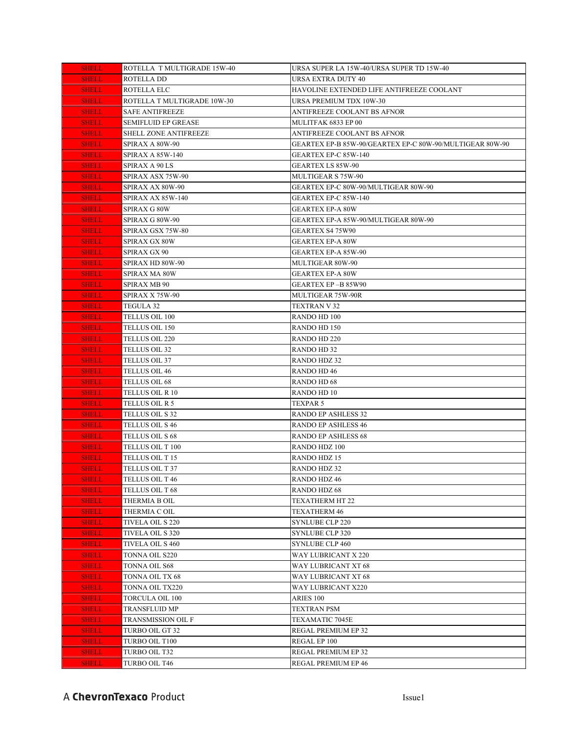| SHELL | ROTELLA T MULTIGRADE 15W-40 | URSA SUPER LA 15W-40/URSA SUPER TD 15W-40 |
|---|---|---|
| SHELL | ROTELLA DD | URSA EXTRA DUTY 40 |
| SHELL | ROTELLA ELC | HAVOLINE EXTENDED LIFE ANTIFREEZE COOLANT |
| SHELL | ROTELLA T MULTIGRADE 10W-30 | URSA PREMIUM TDX 10W-30 |
| SHELL | SAFE ANTIFREEZE | ANTIFREEZE COOLANT BS AFNOR |
| SHELL | SEMIFLUID EP GREASE | MULITFAK 6833 EP 00 |
| SHELL | SHELL ZONE ANTIFREEZE | ANTIFREEZE COOLANT BS AFNOR |
| SHELL | SPIRAX A 80W-90 | GEARTEX EP-B 85W-90/GEARTEX EP-C 80W-90/MULTIGEAR 80W-90 |
| SHELL | SPIRAX A 85W-140 | GEARTEX EP-C 85W-140 |
| SHELL | SPIRAX A 90 LS | GEARTEX LS 85W-90 |
| SHELL | SPIRAX ASX 75W-90 | MULTIGEAR S 75W-90 |
| SHELL | SPIRAX AX 80W-90 | GEARTEX EP-C 80W-90/MULTIGEAR 80W-90 |
| SHELL | SPIRAX AX 85W-140 | GEARTEX EP-C 85W-140 |
| SHELL | SPIRAX G 80W | GEARTEX EP-A 80W |
| SHELL | SPIRAX G 80W-90 | GEARTEX EP-A 85W-90/MULTIGEAR 80W-90 |
| SHELL | SPIRAX GSX 75W-80 | GEARTEX S4 75W90 |
| SHELL | SPIRAX GX 80W | GEARTEX EP-A 80W |
| SHELL | SPIRAX GX 90 | GEARTEX EP-A 85W-90 |
| SHELL | SPIRAX HD 80W-90 | MULTIGEAR 80W-90 |
| SHELL | SPIRAX MA 80W | GEARTEX EP-A 80W |
| SHELL | SPIRAX MB 90 | GEARTEX EP –B 85W90 |
| SHELL | SPIRAX X 75W-90 | MULTIGEAR 75W-90R |
| SHELL | TEGULA 32 | TEXTRAN V 32 |
| SHELL | TELLUS OIL 100 | RANDO HD 100 |
| SHELL | TELLUS OIL 150 | RANDO HD 150 |
| SHELL | TELLUS OIL 220 | RANDO HD 220 |
| SHELL | TELLUS OIL 32 | RANDO HD 32 |
| SHELL | TELLUS OIL 37 | RANDO HDZ 32 |
| SHELL | TELLUS OIL 46 | RANDO HD 46 |
| SHELL | TELLUS OIL 68 | RANDO HD 68 |
| SHELL | TELLUS OIL R 10 | RANDO HD 10 |
| SHELL | TELLUS OIL R 5 | TEXPAR 5 |
| SHELL | TELLUS OIL S 32 | RANDO EP ASHLESS 32 |
| SHELL | TELLUS OIL S 46 | RANDO EP ASHLESS 46 |
| SHELL | TELLUS OIL S 68 | RANDO EP ASHLESS 68 |
| SHELL | TELLUS OIL T 100 | RANDO HDZ 100 |
| SHELL | TELLUS OIL T 15 | RANDO HDZ 15 |
| SHELL | TELLUS OIL T 37 | RANDO HDZ 32 |
| SHELL | TELLUS OIL T 46 | RANDO HDZ 46 |
| SHELL | TELLUS OIL T 68 | RANDO HDZ 68 |
| SHELL | THERMIA B OIL | TEXATHERM HT 22 |
| SHELL | THERMIA C OIL | TEXATHERM 46 |
| SHELL | TIVELA OIL S 220 | SYNLUBE CLP 220 |
| SHELL | TIVELA OIL S 320 | SYNLUBE CLP 320 |
| SHELL | TIVELA OIL S 460 | SYNLUBE CLP 460 |
| SHELL | TONNA OIL S220 | WAY LUBRICANT X 220 |
| SHELL | TONNA OIL S68 | WAY LUBRICANT XT 68 |
| SHELL | TONNA OIL TX 68 | WAY LUBRICANT XT 68 |
| SHELL | TONNA OIL TX220 | WAY LUBRICANT X220 |
| SHELL | TORCULA OIL 100 | ARIES 100 |
| SHELL | TRANSFLUID MP | TEXTRAN PSM |
| SHELL | TRANSMISSION OIL F | TEXAMATIC 7045E |
| SHELL | TURBO OIL GT 32 | REGAL PREMIUM EP 32 |
| SHELL | TURBO OIL T100 | REGAL EP 100 |
| SHELL | TURBO OIL T32 | REGAL PREMIUM EP 32 |
| SHELL | TURBO OIL T46 | REGAL PREMIUM EP 46 |

A **ChevronTexaco** Product

Issue1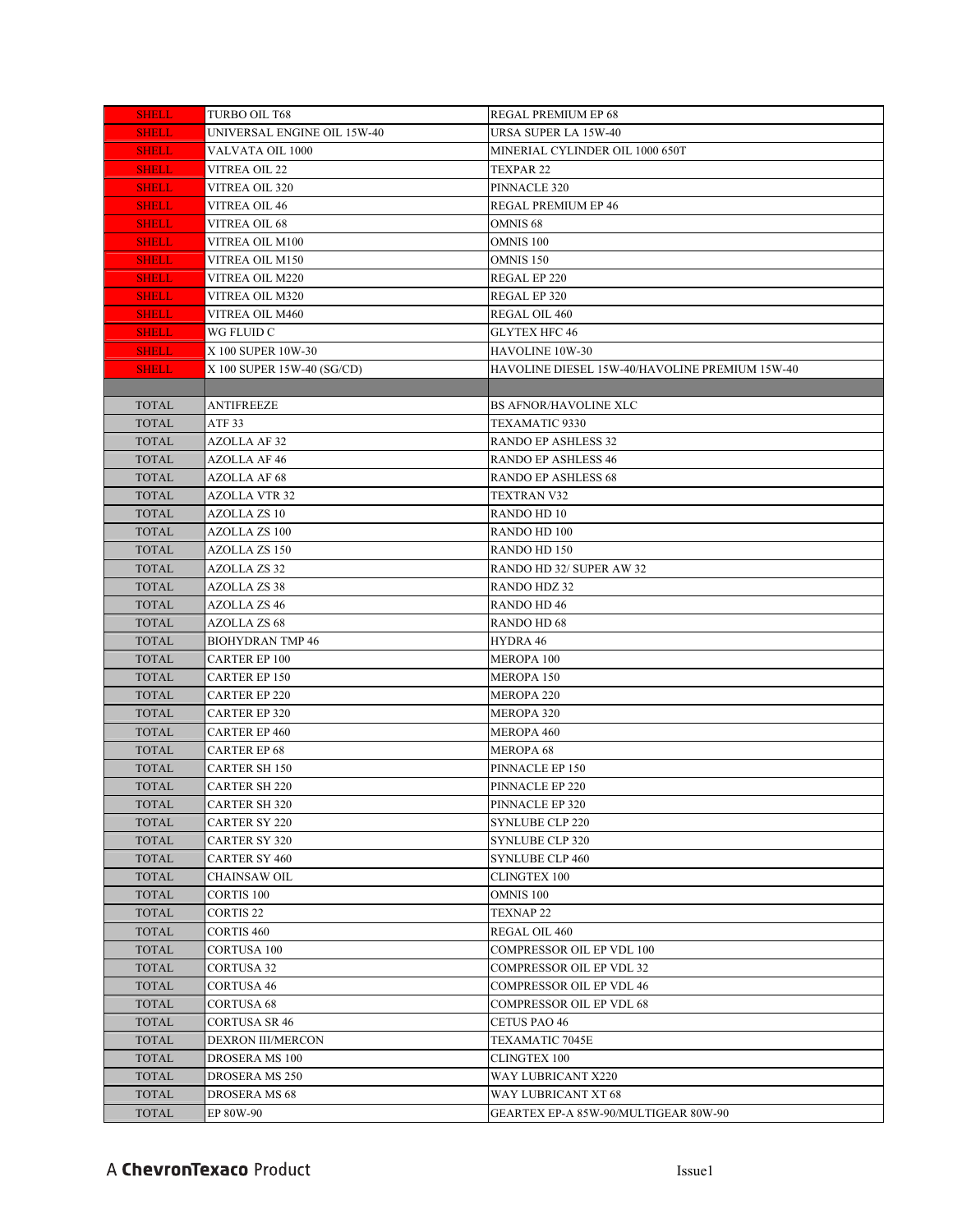| | | |
|---|---|---|
| SHELL | TURBO OIL T68 | REGAL PREMIUM EP 68 |
| SHELL | UNIVERSAL ENGINE OIL 15W-40 | URSA SUPER LA 15W-40 |
| SHELL | VALVATA OIL 1000 | MINERIAL CYLINDER OIL 1000 650T |
| SHELL | VITREA OIL 22 | TEXPAR 22 |
| SHELL | VITREA OIL 320 | PINNACLE 320 |
| SHELL | VITREA OIL 46 | REGAL PREMIUM EP 46 |
| SHELL | VITREA OIL 68 | OMNIS 68 |
| SHELL | VITREA OIL M100 | OMNIS 100 |
| SHELL | VITREA OIL M150 | OMNIS 150 |
| SHELL | VITREA OIL M220 | REGAL EP 220 |
| SHELL | VITREA OIL M320 | REGAL EP 320 |
| SHELL | VITREA OIL M460 | REGAL OIL 460 |
| SHELL | WG FLUID C | GLYTEX HFC 46 |
| SHELL | X 100 SUPER 10W-30 | HAVOLINE 10W-30 |
| SHELL | X 100 SUPER 15W-40 (SG/CD) | HAVOLINE DIESEL 15W-40/HAVOLINE PREMIUM 15W-40 |
| | | |
| TOTAL | ANTIFREEZE | BS AFNOR/HAVOLINE XLC |
| TOTAL | ATF 33 | TEXAMATIC 9330 |
| TOTAL | AZOLLA AF 32 | RANDO EP ASHLESS 32 |
| TOTAL | AZOLLA AF 46 | RANDO EP ASHLESS 46 |
| TOTAL | AZOLLA AF 68 | RANDO EP ASHLESS 68 |
| TOTAL | AZOLLA VTR 32 | TEXTRAN V32 |
| TOTAL | AZOLLA ZS 10 | RANDO HD 10 |
| TOTAL | AZOLLA ZS 100 | RANDO HD 100 |
| TOTAL | AZOLLA ZS 150 | RANDO HD 150 |
| TOTAL | AZOLLA ZS 32 | RANDO HD 32/ SUPER AW 32 |
| TOTAL | AZOLLA ZS 38 | RANDO HDZ 32 |
| TOTAL | AZOLLA ZS 46 | RANDO HD 46 |
| TOTAL | AZOLLA ZS 68 | RANDO HD 68 |
| TOTAL | BIOHYDRAN TMP 46 | HYDRA 46 |
| TOTAL | CARTER EP 100 | MEROPA 100 |
| TOTAL | CARTER EP 150 | MEROPA 150 |
| TOTAL | CARTER EP 220 | MEROPA 220 |
| TOTAL | CARTER EP 320 | MEROPA 320 |
| TOTAL | CARTER EP 460 | MEROPA 460 |
| TOTAL | CARTER EP 68 | MEROPA 68 |
| TOTAL | CARTER SH 150 | PINNACLE EP 150 |
| TOTAL | CARTER SH 220 | PINNACLE EP 220 |
| TOTAL | CARTER SH 320 | PINNACLE EP 320 |
| TOTAL | CARTER SY 220 | SYNLUBE CLP 220 |
| TOTAL | CARTER SY 320 | SYNLUBE CLP 320 |
| TOTAL | CARTER SY 460 | SYNLUBE CLP 460 |
| TOTAL | CHAINSAW OIL | CLINGTEX 100 |
| TOTAL | CORTIS 100 | OMNIS 100 |
| TOTAL | CORTIS 22 | TEXNAP 22 |
| TOTAL | CORTIS 460 | REGAL OIL 460 |
| TOTAL | CORTUSA 100 | COMPRESSOR OIL EP VDL 100 |
| TOTAL | CORTUSA 32 | COMPRESSOR OIL EP VDL 32 |
| TOTAL | CORTUSA 46 | COMPRESSOR OIL EP VDL 46 |
| TOTAL | CORTUSA 68 | COMPRESSOR OIL EP VDL 68 |
| TOTAL | CORTUSA SR 46 | CETUS PAO 46 |
| TOTAL | DEXRON III/MERCON | TEXAMATIC 7045E |
| TOTAL | DROSERA MS 100 | CLINGTEX 100 |
| TOTAL | DROSERA MS 250 | WAY LUBRICANT X220 |
| TOTAL | DROSERA MS 68 | WAY LUBRICANT XT 68 |
| TOTAL | EP 80W-90 | GEARTEX EP-A 85W-90/MULTIGEAR 80W-90 |

A **ChevronTexaco** Product

Issue1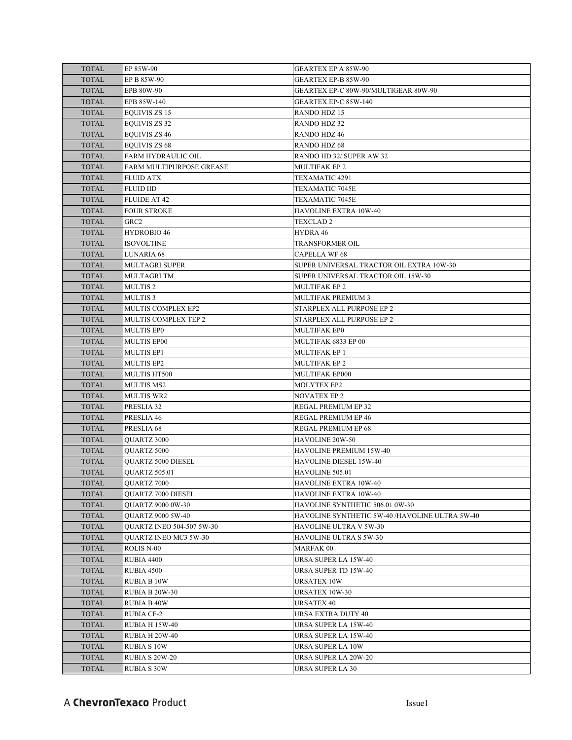| TOTAL | EP 85W-90 | GEARTEX EP A 85W-90 |
|---|---|---|
| TOTAL | EP B 85W-90 | GEARTEX EP-B 85W-90 |
| TOTAL | EPB 80W-90 | GEARTEX EP-C 80W-90/MULTIGEAR 80W-90 |
| TOTAL | EPB 85W-140 | GEARTEX EP-C 85W-140 |
| TOTAL | EQUIVIS ZS 15 | RANDO HDZ 15 |
| TOTAL | EQUIVIS ZS 32 | RANDO HDZ 32 |
| TOTAL | EQUIVIS ZS 46 | RANDO HDZ 46 |
| TOTAL | EQUIVIS ZS 68 | RANDO HDZ 68 |
| TOTAL | FARM HYDRAULIC OIL | RANDO HD 32/ SUPER AW 32 |
| TOTAL | FARM MULTIPURPOSE GREASE | MULTIFAK EP 2 |
| TOTAL | FLUID ATX | TEXAMATIC 4291 |
| TOTAL | FLUID IID | TEXAMATIC 7045E |
| TOTAL | FLUIDE AT 42 | TEXAMATIC 7045E |
| TOTAL | FOUR STROKE | HAVOLINE EXTRA 10W-40 |
| TOTAL | GRC2 | TEXCLAD 2 |
| TOTAL | HYDROBIO 46 | HYDRA 46 |
| TOTAL | ISOVOLTINE | TRANSFORMER OIL |
| TOTAL | LUNARIA 68 | CAPELLA WF 68 |
| TOTAL | MULTAGRI SUPER | SUPER UNIVERSAL TRACTOR OIL EXTRA 10W-30 |
| TOTAL | MULTAGRI TM | SUPER UNIVERSAL TRACTOR OIL 15W-30 |
| TOTAL | MULTIS 2 | MULTIFAK EP 2 |
| TOTAL | MULTIS 3 | MULTIFAK PREMIUM 3 |
| TOTAL | MULTIS COMPLEX EP2 | STARPLEX ALL PURPOSE EP 2 |
| TOTAL | MULTIS COMPLEX TEP 2 | STARPLEX ALL PURPOSE EP 2 |
| TOTAL | MULTIS EP0 | MULTIFAK EP0 |
| TOTAL | MULTIS EP00 | MULTIFAK 6833 EP 00 |
| TOTAL | MULTIS EP1 | MULTIFAK EP 1 |
| TOTAL | MULTIS EP2 | MULTIFAK EP 2 |
| TOTAL | MULTIS HT500 | MULTIFAK EP000 |
| TOTAL | MULTIS MS2 | MOLYTEX EP2 |
| TOTAL | MULTIS WR2 | NOVATEX EP 2 |
| TOTAL | PRESLIA 32 | REGAL PREMIUM EP 32 |
| TOTAL | PRESLIA 46 | REGAL PREMIUM EP 46 |
| TOTAL | PRESLIA 68 | REGAL PREMIUM EP 68 |
| TOTAL | QUARTZ 3000 | HAVOLINE 20W-50 |
| TOTAL | QUARTZ 5000 | HAVOLINE PREMIUM 15W-40 |
| TOTAL | QUARTZ 5000 DIESEL | HAVOLINE DIESEL 15W-40 |
| TOTAL | QUARTZ 505.01 | HAVOLINE 505.01 |
| TOTAL | QUARTZ 7000 | HAVOLINE EXTRA 10W-40 |
| TOTAL | QUARTZ 7000 DIESEL | HAVOLINE EXTRA 10W-40 |
| TOTAL | QUARTZ 9000 0W-30 | HAVOLINE SYNTHETIC 506.01 0W-30 |
| TOTAL | QUARTZ 9000 5W-40 | HAVOLINE SYNTHETIC 5W-40 /HAVOLINE ULTRA 5W-40 |
| TOTAL | QUARTZ INEO 504-507 5W-30 | HAVOLINE ULTRA V 5W-30 |
| TOTAL | QUARTZ INEO MC3 5W-30 | HAVOLINE ULTRA S 5W-30 |
| TOTAL | ROLIS N-00 | MARFAK 00 |
| TOTAL | RUBIA 4400 | URSA SUPER LA 15W-40 |
| TOTAL | RUBIA 4500 | URSA SUPER TD 15W-40 |
| TOTAL | RUBIA B 10W | URSATEX 10W |
| TOTAL | RUBIA B 20W-30 | URSATEX 10W-30 |
| TOTAL | RUBIA B 40W | URSATEX 40 |
| TOTAL | RUBIA CF-2 | URSA EXTRA DUTY 40 |
| TOTAL | RUBIA H 15W-40 | URSA SUPER LA 15W-40 |
| TOTAL | RUBIA H 20W-40 | URSA SUPER LA 15W-40 |
| TOTAL | RUBIA S 10W | URSA SUPER LA 10W |
| TOTAL | RUBIA S 20W-20 | URSA SUPER LA 20W-20 |
| TOTAL | RUBIA S 30W | URSA SUPER LA 30 |

A **ChevronTexaco** Product Issue1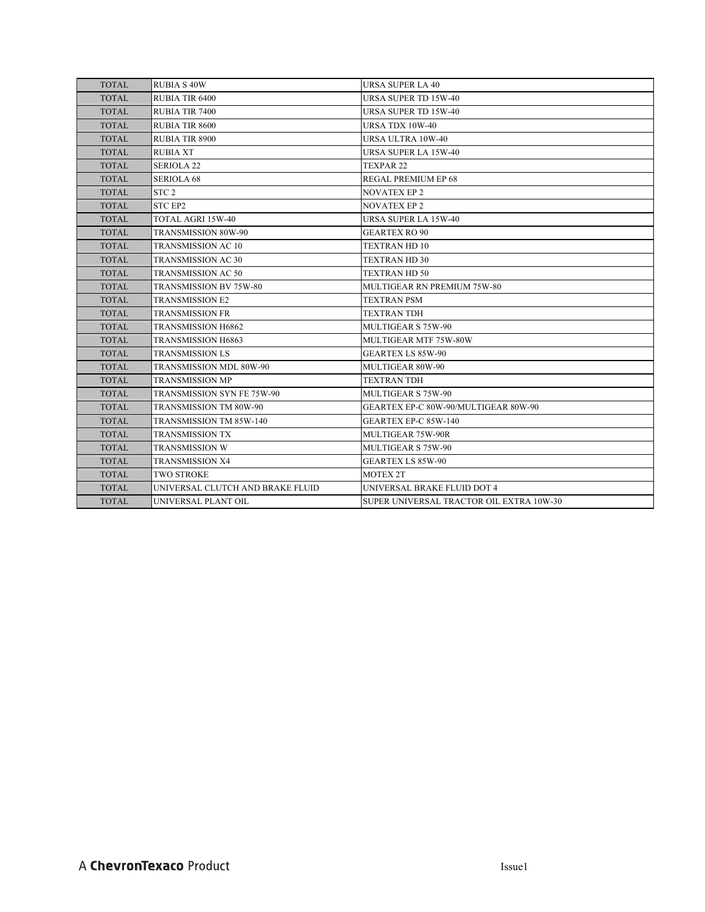| | | |
|---|---|---|
| TOTAL | RUBIA S 40W | URSA SUPER LA 40 |
| TOTAL | RUBIA TIR 6400 | URSA SUPER TD 15W-40 |
| TOTAL | RUBIA TIR 7400 | URSA SUPER TD 15W-40 |
| TOTAL | RUBIA TIR 8600 | URSA TDX 10W-40 |
| TOTAL | RUBIA TIR 8900 | URSA ULTRA 10W-40 |
| TOTAL | RUBIA XT | URSA SUPER LA 15W-40 |
| TOTAL | SERIOLA 22 | TEXPAR 22 |
| TOTAL | SERIOLA 68 | REGAL PREMIUM EP 68 |
| TOTAL | STC 2 | NOVATEX EP 2 |
| TOTAL | STC EP2 | NOVATEX EP 2 |
| TOTAL | TOTAL AGRI 15W-40 | URSA SUPER LA 15W-40 |
| TOTAL | TRANSMISSION 80W-90 | GEARTEX RO 90 |
| TOTAL | TRANSMISSION AC 10 | TEXTRAN HD 10 |
| TOTAL | TRANSMISSION AC 30 | TEXTRAN HD 30 |
| TOTAL | TRANSMISSION AC 50 | TEXTRAN HD 50 |
| TOTAL | TRANSMISSION BV 75W-80 | MULTIGEAR RN PREMIUM 75W-80 |
| TOTAL | TRANSMISSION E2 | TEXTRAN PSM |
| TOTAL | TRANSMISSION FR | TEXTRAN TDH |
| TOTAL | TRANSMISSION H6862 | MULTIGEAR S 75W-90 |
| TOTAL | TRANSMISSION H6863 | MULTIGEAR MTF 75W-80W |
| TOTAL | TRANSMISSION LS | GEARTEX LS 85W-90 |
| TOTAL | TRANSMISSION MDL 80W-90 | MULTIGEAR 80W-90 |
| TOTAL | TRANSMISSION MP | TEXTRAN TDH |
| TOTAL | TRANSMISSION SYN FE 75W-90 | MULTIGEAR S 75W-90 |
| TOTAL | TRANSMISSION TM 80W-90 | GEARTEX EP-C 80W-90/MULTIGEAR 80W-90 |
| TOTAL | TRANSMISSION TM 85W-140 | GEARTEX EP-C 85W-140 |
| TOTAL | TRANSMISSION TX | MULTIGEAR 75W-90R |
| TOTAL | TRANSMISSION W | MULTIGEAR S 75W-90 |
| TOTAL | TRANSMISSION X4 | GEARTEX LS 85W-90 |
| TOTAL | TWO STROKE | MOTEX 2T |
| TOTAL | UNIVERSAL CLUTCH AND BRAKE FLUID | UNIVERSAL BRAKE FLUID DOT 4 |
| TOTAL | UNIVERSAL PLANT OIL | SUPER UNIVERSAL TRACTOR OIL EXTRA 10W-30 |

A **ChevronTexaco** Product

Issue1